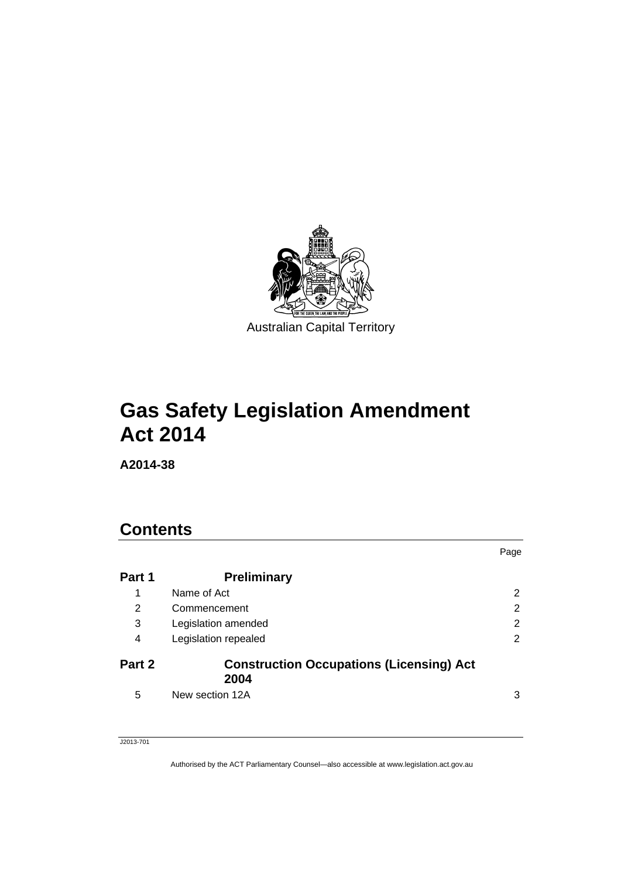Australian Capital Territory

# Gas Safety Legislation Amendment Act 2014

**A2014-38**

## Contents

| | | Page |
|---|---|---|
| **Part 1** | **Preliminary** | |
| 1 | Name of Act | 2 |
| 2 | Commencement | 2 |
| 3 | Legislation amended | 2 |
| 4 | Legislation repealed | 2 |
| **Part 2** | **Construction Occupations (Licensing) Act 2004** | |
| 5 | New section 12A | 3 |

J2013-701

Authorised by the ACT Parliamentary Counsel—also accessible at www.legislation.act.gov.au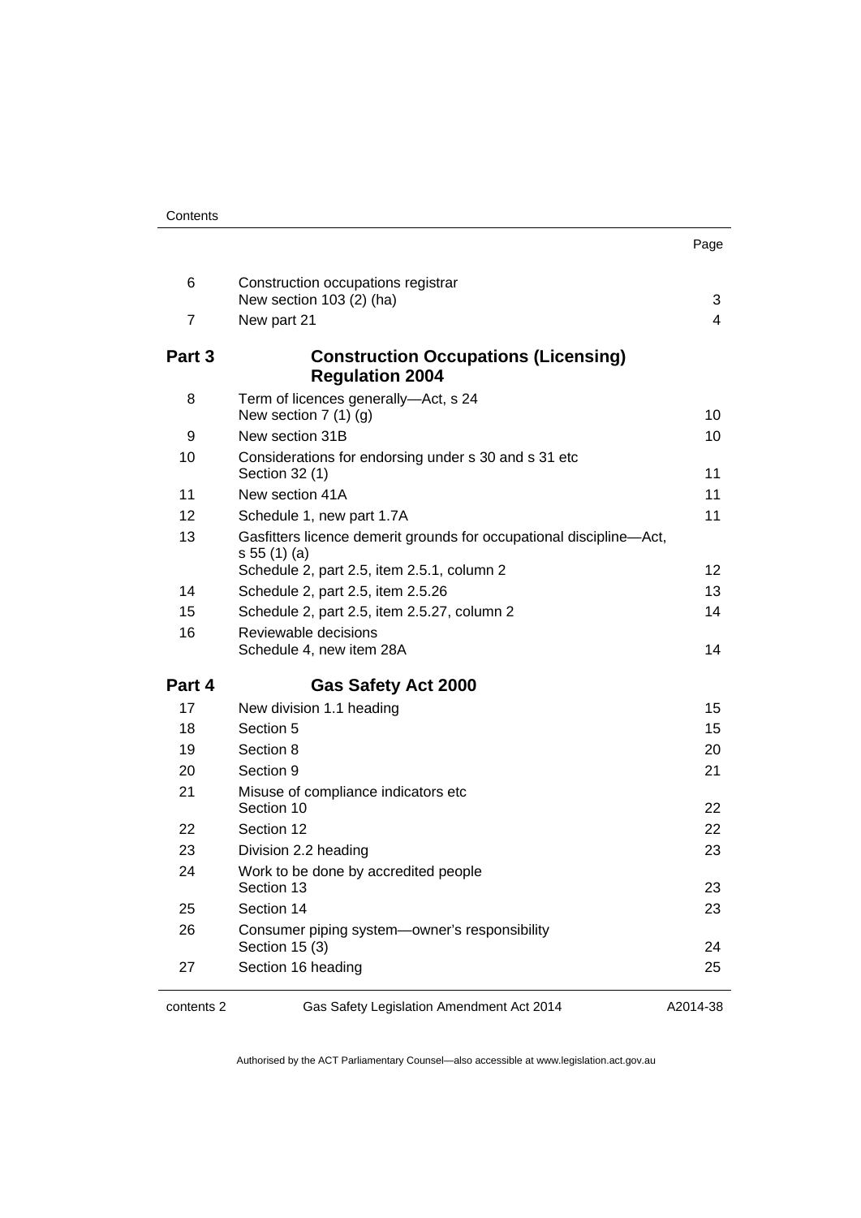| | | Page |
|---|---|---|
| 6 | Construction occupations registrar<br>New section 103 (2) (ha) | 3 |
| 7 | New part 21 | 4 |
| **Part 3** | **Construction Occupations (Licensing) Regulation 2004** | |
| 8 | Term of licences generally—Act, s 24<br>New section 7 (1) (g) | 10 |
| 9 | New section 31B | 10 |
| 10 | Considerations for endorsing under s 30 and s 31 etc<br>Section 32 (1) | 11 |
| 11 | New section 41A | 11 |
| 12 | Schedule 1, new part 1.7A | 11 |
| 13 | Gasfitters licence demerit grounds for occupational discipline—Act, s 55 (1) (a)<br>Schedule 2, part 2.5, item 2.5.1, column 2 | 12 |
| 14 | Schedule 2, part 2.5, item 2.5.26 | 13 |
| 15 | Schedule 2, part 2.5, item 2.5.27, column 2 | 14 |
| 16 | Reviewable decisions<br>Schedule 4, new item 28A | 14 |
| **Part 4** | **Gas Safety Act 2000** | |
| 17 | New division 1.1 heading | 15 |
| 18 | Section 5 | 15 |
| 19 | Section 8 | 20 |
| 20 | Section 9 | 21 |
| 21 | Misuse of compliance indicators etc<br>Section 10 | 22 |
| 22 | Section 12 | 22 |
| 23 | Division 2.2 heading | 23 |
| 24 | Work to be done by accredited people<br>Section 13 | 23 |
| 25 | Section 14 | 23 |
| 26 | Consumer piping system—owner's responsibility<br>Section 15 (3) | 24 |
| 27 | Section 16 heading | 25 |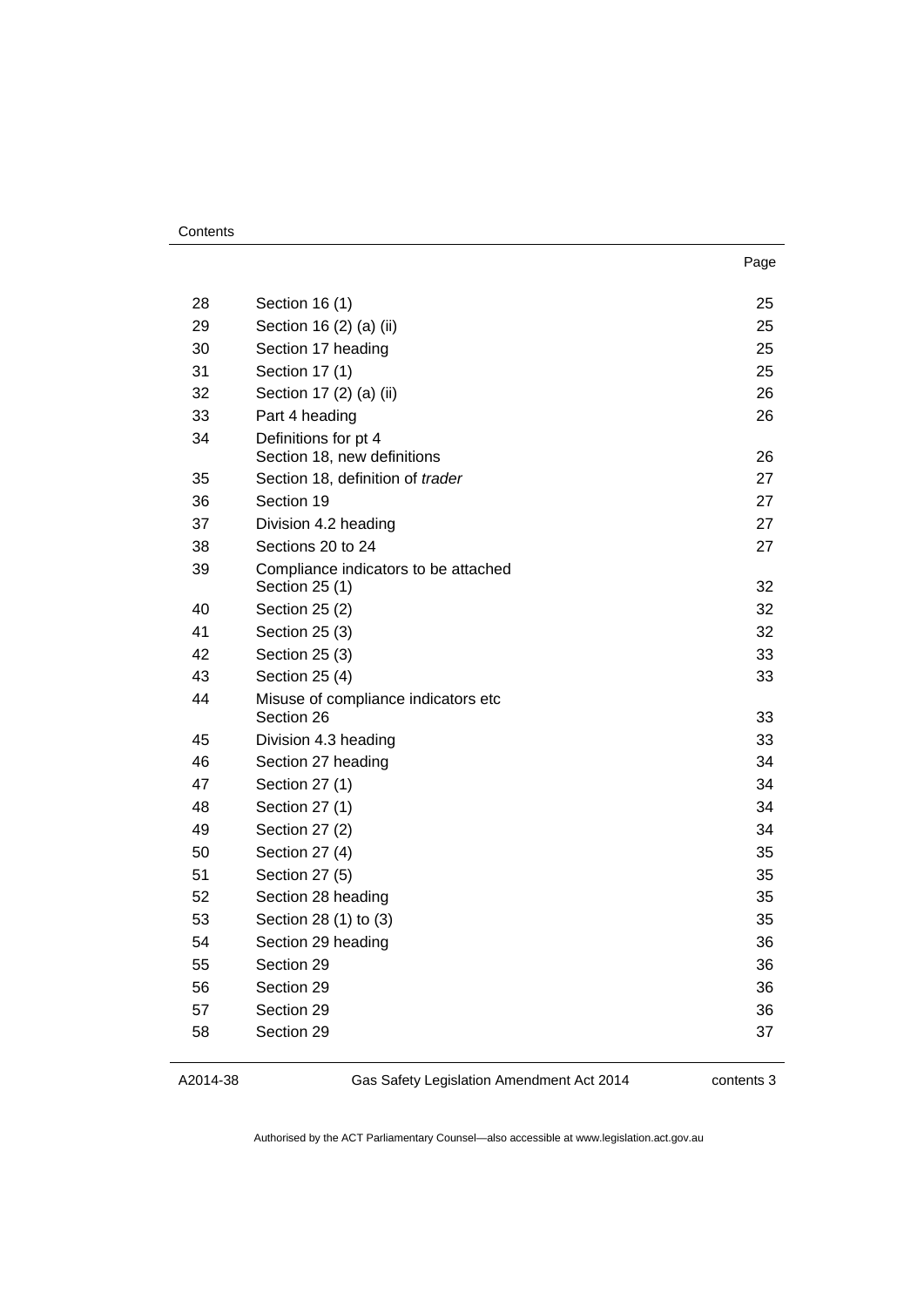| | | Page |
|---|---|---|
| 28 | Section 16 (1) | 25 |
| 29 | Section 16 (2) (a) (ii) | 25 |
| 30 | Section 17 heading | 25 |
| 31 | Section 17 (1) | 25 |
| 32 | Section 17 (2) (a) (ii) | 26 |
| 33 | Part 4 heading | 26 |
| 34 | Definitions for pt 4<br>Section 18, new definitions | 26 |
| 35 | Section 18, definition of *trader* | 27 |
| 36 | Section 19 | 27 |
| 37 | Division 4.2 heading | 27 |
| 38 | Sections 20 to 24 | 27 |
| 39 | Compliance indicators to be attached<br>Section 25 (1) | 32 |
| 40 | Section 25 (2) | 32 |
| 41 | Section 25 (3) | 32 |
| 42 | Section 25 (3) | 33 |
| 43 | Section 25 (4) | 33 |
| 44 | Misuse of compliance indicators etc<br>Section 26 | 33 |
| 45 | Division 4.3 heading | 33 |
| 46 | Section 27 heading | 34 |
| 47 | Section 27 (1) | 34 |
| 48 | Section 27 (1) | 34 |
| 49 | Section 27 (2) | 34 |
| 50 | Section 27 (4) | 35 |
| 51 | Section 27 (5) | 35 |
| 52 | Section 28 heading | 35 |
| 53 | Section 28 (1) to (3) | 35 |
| 54 | Section 29 heading | 36 |
| 55 | Section 29 | 36 |
| 56 | Section 29 | 36 |
| 57 | Section 29 | 36 |
| 58 | Section 29 | 37 |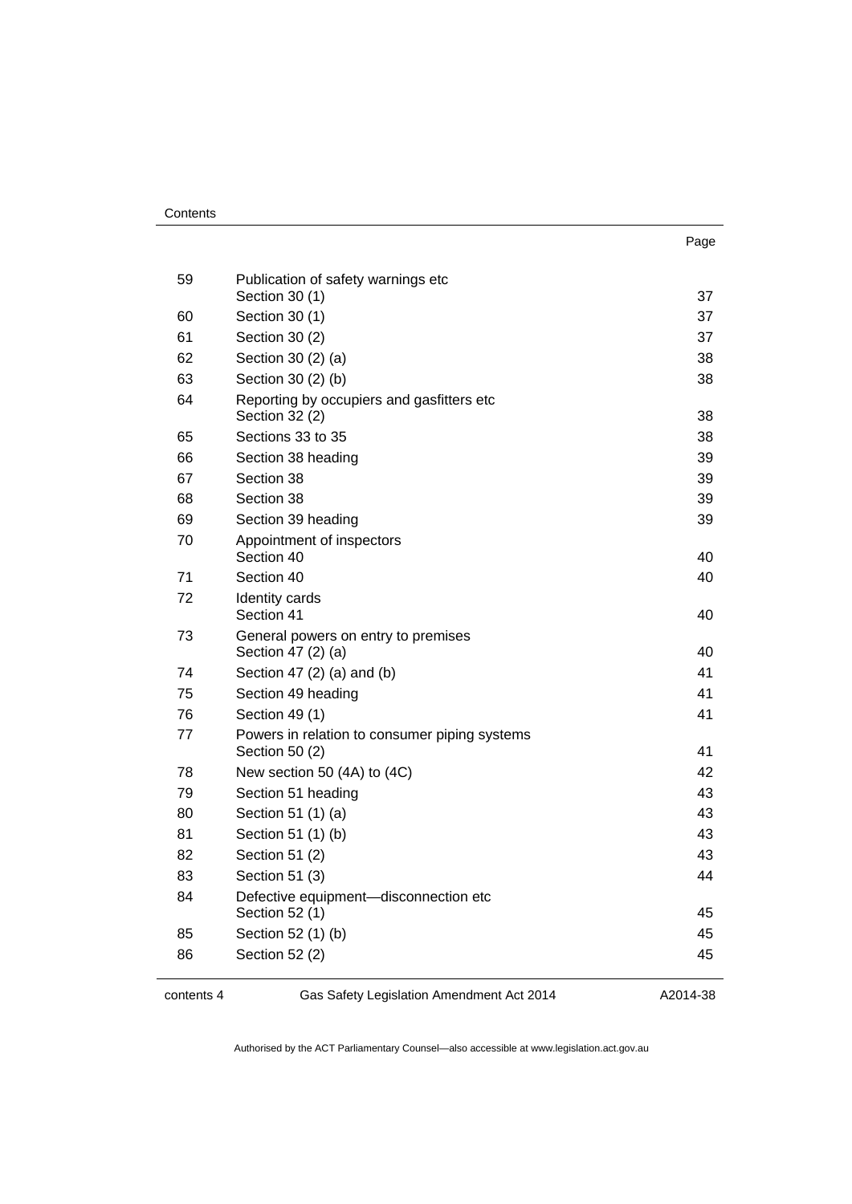| | | Page |
|---|---|---|
| 59 | Publication of safety warnings etc<br>Section 30 (1) | 37 |
| 60 | Section 30 (1) | 37 |
| 61 | Section 30 (2) | 37 |
| 62 | Section 30 (2) (a) | 38 |
| 63 | Section 30 (2) (b) | 38 |
| 64 | Reporting by occupiers and gasfitters etc<br>Section 32 (2) | 38 |
| 65 | Sections 33 to 35 | 38 |
| 66 | Section 38 heading | 39 |
| 67 | Section 38 | 39 |
| 68 | Section 38 | 39 |
| 69 | Section 39 heading | 39 |
| 70 | Appointment of inspectors<br>Section 40 | 40 |
| 71 | Section 40 | 40 |
| 72 | Identity cards<br>Section 41 | 40 |
| 73 | General powers on entry to premises<br>Section 47 (2) (a) | 40 |
| 74 | Section 47 (2) (a) and (b) | 41 |
| 75 | Section 49 heading | 41 |
| 76 | Section 49 (1) | 41 |
| 77 | Powers in relation to consumer piping systems<br>Section 50 (2) | 41 |
| 78 | New section 50 (4A) to (4C) | 42 |
| 79 | Section 51 heading | 43 |
| 80 | Section 51 (1) (a) | 43 |
| 81 | Section 51 (1) (b) | 43 |
| 82 | Section 51 (2) | 43 |
| 83 | Section 51 (3) | 44 |
| 84 | Defective equipment—disconnection etc<br>Section 52 (1) | 45 |
| 85 | Section 52 (1) (b) | 45 |
| 86 | Section 52 (2) | 45 |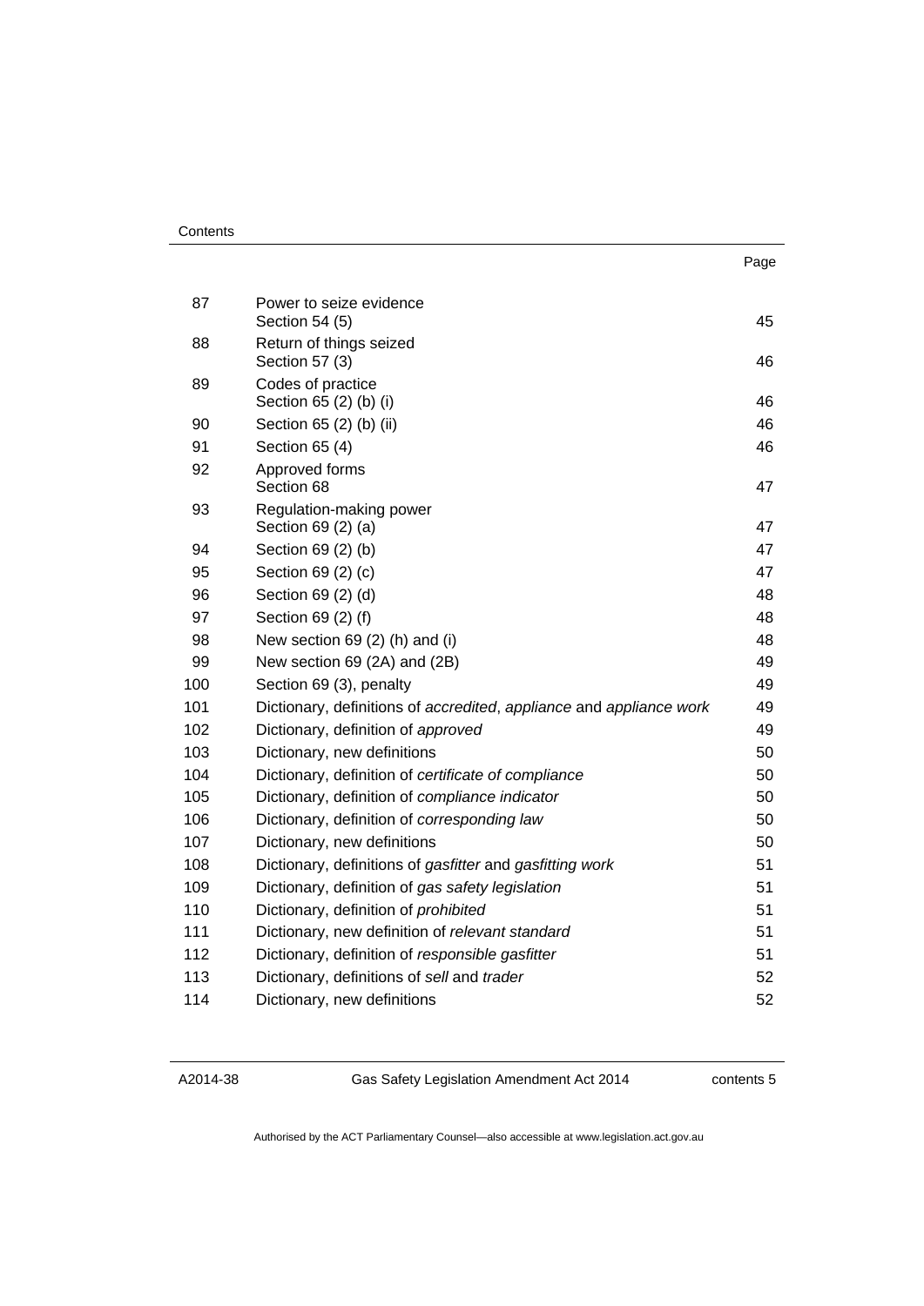| | | Page |
|---|---|---|
| 87 | Power to seize evidence<br>Section 54 (5) | 45 |
| 88 | Return of things seized<br>Section 57 (3) | 46 |
| 89 | Codes of practice<br>Section 65 (2) (b) (i) | 46 |
| 90 | Section 65 (2) (b) (ii) | 46 |
| 91 | Section 65 (4) | 46 |
| 92 | Approved forms<br>Section 68 | 47 |
| 93 | Regulation-making power<br>Section 69 (2) (a) | 47 |
| 94 | Section 69 (2) (b) | 47 |
| 95 | Section 69 (2) (c) | 47 |
| 96 | Section 69 (2) (d) | 48 |
| 97 | Section 69 (2) (f) | 48 |
| 98 | New section 69 (2) (h) and (i) | 48 |
| 99 | New section 69 (2A) and (2B) | 49 |
| 100 | Section 69 (3), penalty | 49 |
| 101 | Dictionary, definitions of *accredited*, *appliance* and *appliance work* | 49 |
| 102 | Dictionary, definition of *approved* | 49 |
| 103 | Dictionary, new definitions | 50 |
| 104 | Dictionary, definition of *certificate of compliance* | 50 |
| 105 | Dictionary, definition of *compliance indicator* | 50 |
| 106 | Dictionary, definition of *corresponding law* | 50 |
| 107 | Dictionary, new definitions | 50 |
| 108 | Dictionary, definitions of *gasfitter* and *gasfitting work* | 51 |
| 109 | Dictionary, definition of *gas safety legislation* | 51 |
| 110 | Dictionary, definition of *prohibited* | 51 |
| 111 | Dictionary, new definition of *relevant standard* | 51 |
| 112 | Dictionary, definition of *responsible gasfitter* | 51 |
| 113 | Dictionary, definitions of *sell* and *trader* | 52 |
| 114 | Dictionary, new definitions | 52 |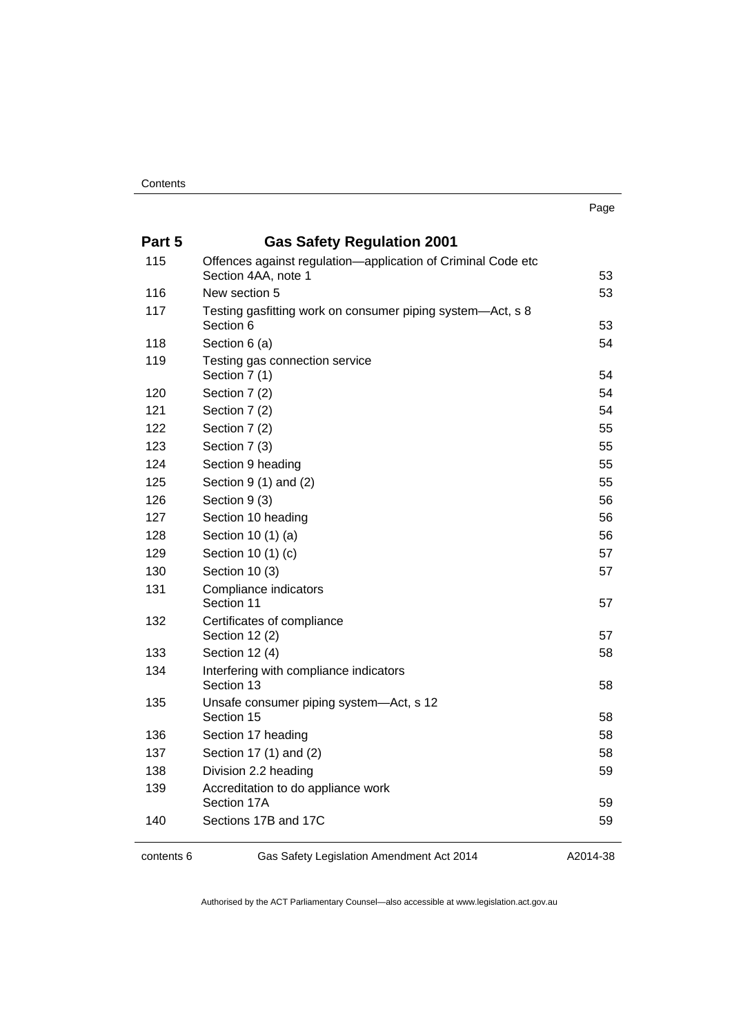| | | Page |
|---|---|---|
| **Part 5** | **Gas Safety Regulation 2001** | |
| 115 | Offences against regulation—application of Criminal Code etc<br>Section 4AA, note 1 | 53 |
| 116 | New section 5 | 53 |
| 117 | Testing gasfitting work on consumer piping system—Act, s 8<br>Section 6 | 53 |
| 118 | Section 6 (a) | 54 |
| 119 | Testing gas connection service<br>Section 7 (1) | 54 |
| 120 | Section 7 (2) | 54 |
| 121 | Section 7 (2) | 54 |
| 122 | Section 7 (2) | 55 |
| 123 | Section 7 (3) | 55 |
| 124 | Section 9 heading | 55 |
| 125 | Section 9 (1) and (2) | 55 |
| 126 | Section 9 (3) | 56 |
| 127 | Section 10 heading | 56 |
| 128 | Section 10 (1) (a) | 56 |
| 129 | Section 10 (1) (c) | 57 |
| 130 | Section 10 (3) | 57 |
| 131 | Compliance indicators<br>Section 11 | 57 |
| 132 | Certificates of compliance<br>Section 12 (2) | 57 |
| 133 | Section 12 (4) | 58 |
| 134 | Interfering with compliance indicators<br>Section 13 | 58 |
| 135 | Unsafe consumer piping system—Act, s 12<br>Section 15 | 58 |
| 136 | Section 17 heading | 58 |
| 137 | Section 17 (1) and (2) | 58 |
| 138 | Division 2.2 heading | 59 |
| 139 | Accreditation to do appliance work<br>Section 17A | 59 |
| 140 | Sections 17B and 17C | 59 |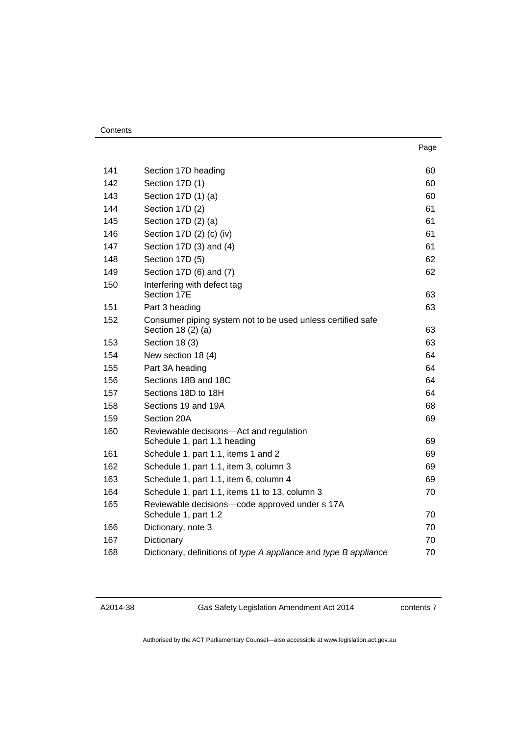| | | Page |
|---|---|---|
| 141 | Section 17D heading | 60 |
| 142 | Section 17D (1) | 60 |
| 143 | Section 17D (1) (a) | 60 |
| 144 | Section 17D (2) | 61 |
| 145 | Section 17D (2) (a) | 61 |
| 146 | Section 17D (2) (c) (iv) | 61 |
| 147 | Section 17D (3) and (4) | 61 |
| 148 | Section 17D (5) | 62 |
| 149 | Section 17D (6) and (7) | 62 |
| 150 | Interfering with defect tag<br>Section 17E | 63 |
| 151 | Part 3 heading | 63 |
| 152 | Consumer piping system not to be used unless certified safe<br>Section 18 (2) (a) | 63 |
| 153 | Section 18 (3) | 63 |
| 154 | New section 18 (4) | 64 |
| 155 | Part 3A heading | 64 |
| 156 | Sections 18B and 18C | 64 |
| 157 | Sections 18D to 18H | 64 |
| 158 | Sections 19 and 19A | 68 |
| 159 | Section 20A | 69 |
| 160 | Reviewable decisions—Act and regulation<br>Schedule 1, part 1.1 heading | 69 |
| 161 | Schedule 1, part 1.1, items 1 and 2 | 69 |
| 162 | Schedule 1, part 1.1, item 3, column 3 | 69 |
| 163 | Schedule 1, part 1.1, item 6, column 4 | 69 |
| 164 | Schedule 1, part 1.1, items 11 to 13, column 3 | 70 |
| 165 | Reviewable decisions—code approved under s 17A<br>Schedule 1, part 1.2 | 70 |
| 166 | Dictionary, note 3 | 70 |
| 167 | Dictionary | 70 |
| 168 | Dictionary, definitions of *type A appliance* and *type B appliance* | 70 |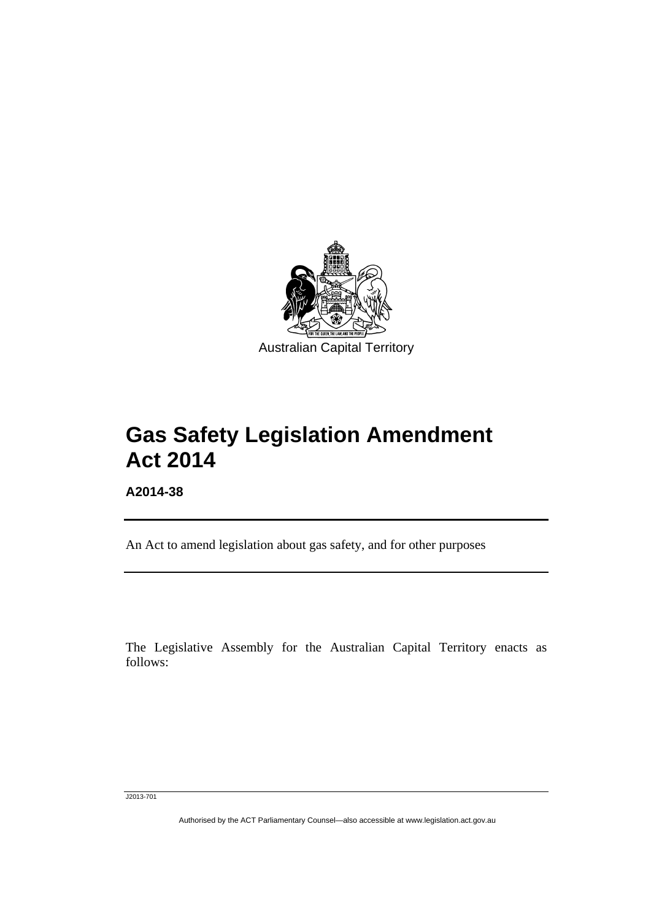Australian Capital Territory

# Gas Safety Legislation Amendment Act 2014

**A2014-38**

An Act to amend legislation about gas safety, and for other purposes

The Legislative Assembly for the Australian Capital Territory enacts as follows: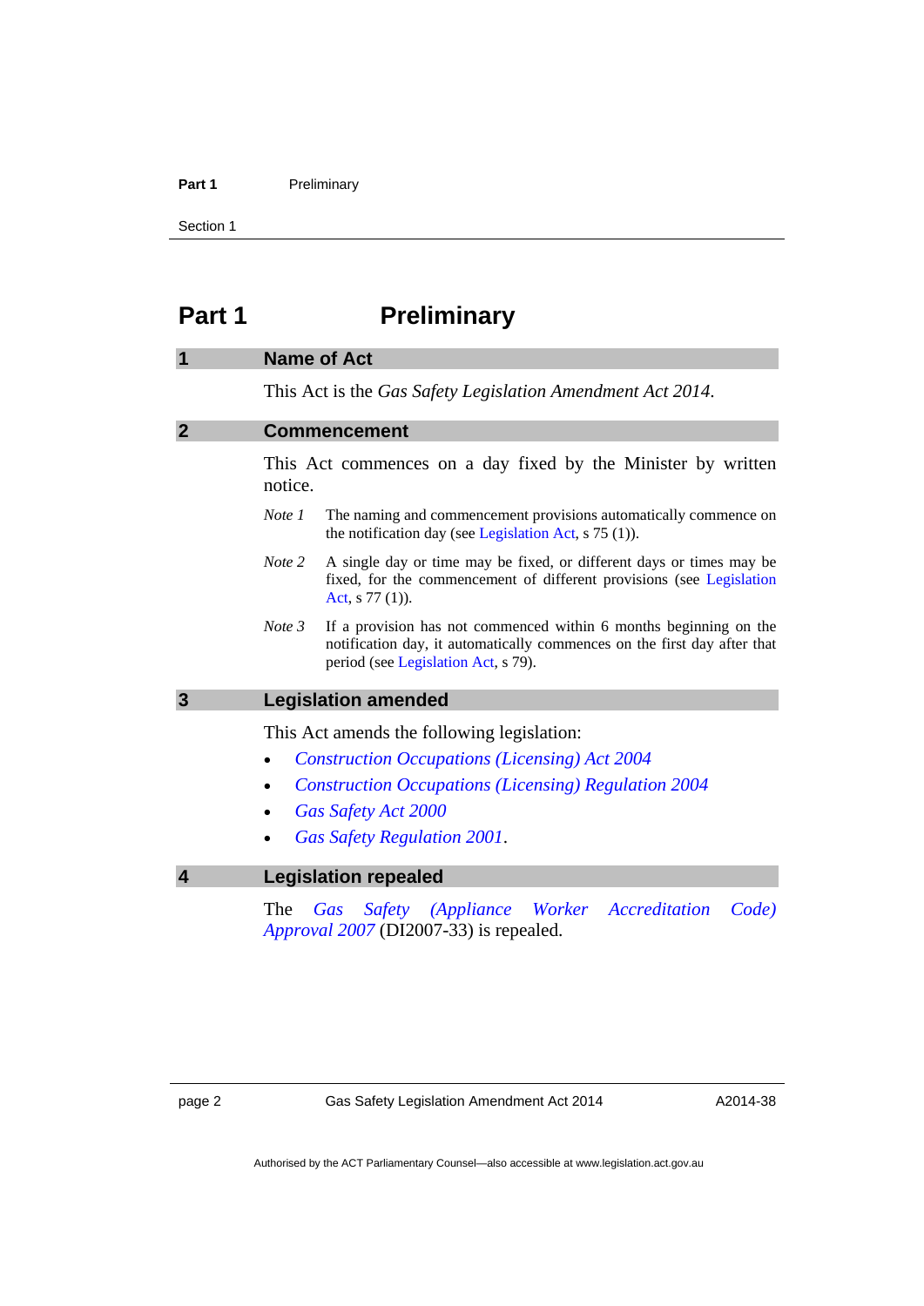# Part 1 Preliminary

## 1 Name of Act

This Act is the *Gas Safety Legislation Amendment Act 2014*.

## 2 Commencement

This Act commences on a day fixed by the Minister by written notice.

*Note 1* The naming and commencement provisions automatically commence on the notification day (see Legislation Act, s 75 (1)).

*Note 2* A single day or time may be fixed, or different days or times may be fixed, for the commencement of different provisions (see Legislation Act, s 77 (1)).

*Note 3* If a provision has not commenced within 6 months beginning on the notification day, it automatically commences on the first day after that period (see Legislation Act, s 79).

## 3 Legislation amended

This Act amends the following legislation:

- *Construction Occupations (Licensing) Act 2004*
- *Construction Occupations (Licensing) Regulation 2004*
- *Gas Safety Act 2000*
- *Gas Safety Regulation 2001*.

## 4 Legislation repealed

The *Gas Safety (Appliance Worker Accreditation Code) Approval 2007* (DI2007-33) is repealed.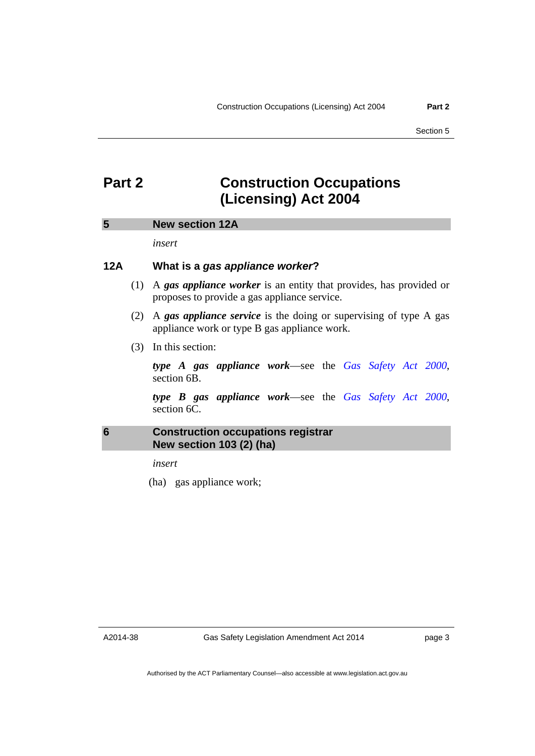# Part 2 Construction Occupations (Licensing) Act 2004

## 5 New section 12A

*insert*

### 12A What is a *gas appliance worker*?

(1) A ***gas appliance worker*** is an entity that provides, has provided or proposes to provide a gas appliance service.

(2) A ***gas appliance service*** is the doing or supervising of type A gas appliance work or type B gas appliance work.

(3) In this section:

***type A gas appliance work***—see the *Gas Safety Act 2000*, section 6B.

***type B gas appliance work***—see the *Gas Safety Act 2000*, section 6C.

## 6 Construction occupations registrar New section 103 (2) (ha)

*insert*

(ha) gas appliance work;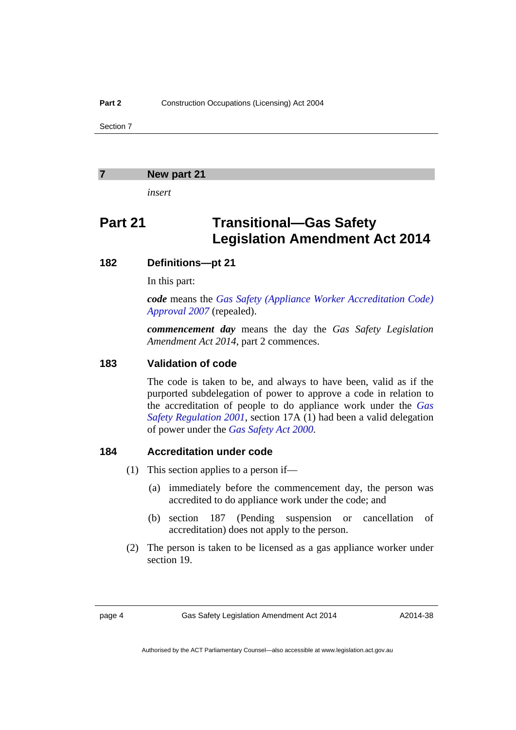## 7 New part 21

*insert*

# Part 21 Transitional—Gas Safety Legislation Amendment Act 2014

### 182 Definitions—pt 21

In this part:

***code*** means the *Gas Safety (Appliance Worker Accreditation Code) Approval 2007* (repealed).

***commencement day*** means the day the *Gas Safety Legislation Amendment Act 2014*, part 2 commences.

### 183 Validation of code

The code is taken to be, and always to have been, valid as if the purported subdelegation of power to approve a code in relation to the accreditation of people to do appliance work under the *Gas Safety Regulation 2001*, section 17A (1) had been a valid delegation of power under the *Gas Safety Act 2000*.

### 184 Accreditation under code

(1) This section applies to a person if—

(a) immediately before the commencement day, the person was accredited to do appliance work under the code; and

(b) section 187 (Pending suspension or cancellation of accreditation) does not apply to the person.

(2) The person is taken to be licensed as a gas appliance worker under section 19.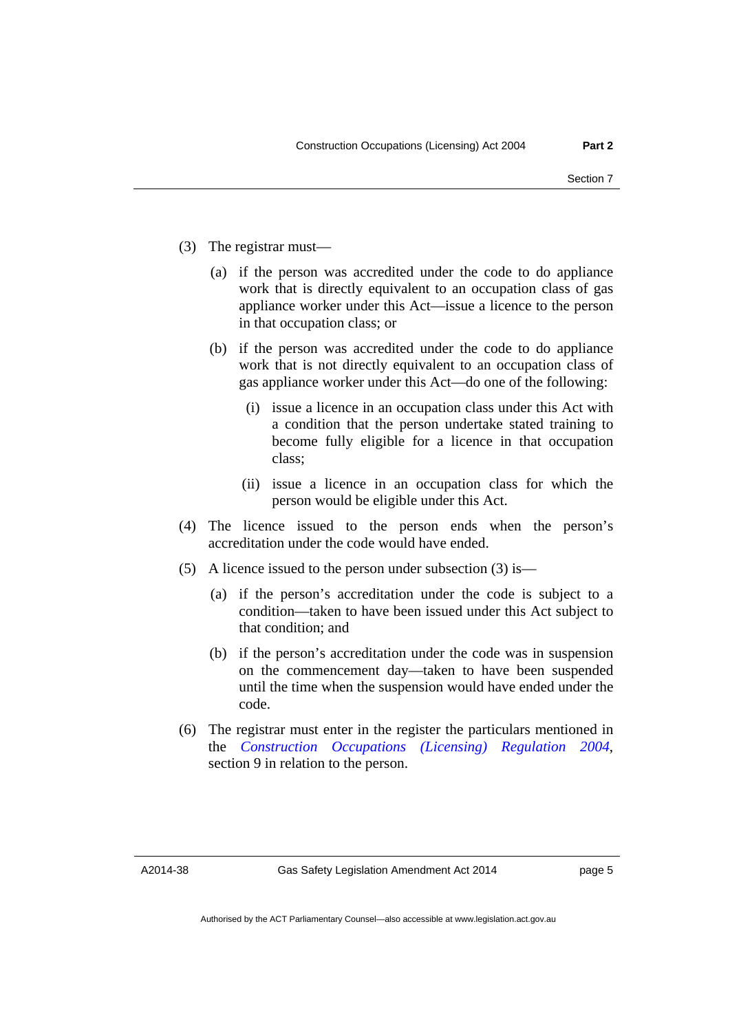(3) The registrar must—

(a) if the person was accredited under the code to do appliance work that is directly equivalent to an occupation class of gas appliance worker under this Act—issue a licence to the person in that occupation class; or

(b) if the person was accredited under the code to do appliance work that is not directly equivalent to an occupation class of gas appliance worker under this Act—do one of the following:

(i) issue a licence in an occupation class under this Act with a condition that the person undertake stated training to become fully eligible for a licence in that occupation class;

(ii) issue a licence in an occupation class for which the person would be eligible under this Act.

(4) The licence issued to the person ends when the person's accreditation under the code would have ended.

(5) A licence issued to the person under subsection (3) is—

(a) if the person's accreditation under the code is subject to a condition—taken to have been issued under this Act subject to that condition; and

(b) if the person's accreditation under the code was in suspension on the commencement day—taken to have been suspended until the time when the suspension would have ended under the code.

(6) The registrar must enter in the register the particulars mentioned in the *Construction Occupations (Licensing) Regulation 2004*, section 9 in relation to the person.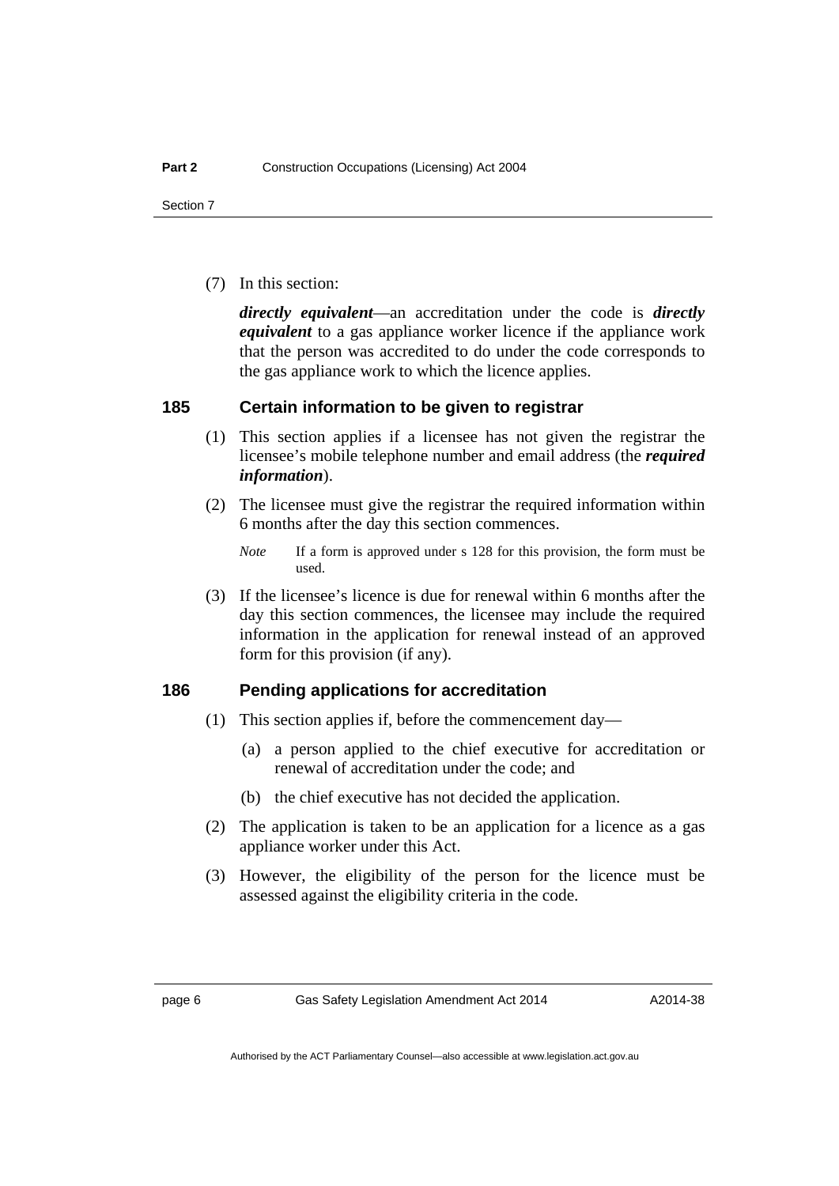(7) In this section:

***directly equivalent***—an accreditation under the code is ***directly equivalent*** to a gas appliance worker licence if the appliance work that the person was accredited to do under the code corresponds to the gas appliance work to which the licence applies.

### 185 Certain information to be given to registrar

(1) This section applies if a licensee has not given the registrar the licensee's mobile telephone number and email address (the ***required information***).

(2) The licensee must give the registrar the required information within 6 months after the day this section commences.

*Note* If a form is approved under s 128 for this provision, the form must be used.

(3) If the licensee's licence is due for renewal within 6 months after the day this section commences, the licensee may include the required information in the application for renewal instead of an approved form for this provision (if any).

### 186 Pending applications for accreditation

(1) This section applies if, before the commencement day—

(a) a person applied to the chief executive for accreditation or renewal of accreditation under the code; and

(b) the chief executive has not decided the application.

(2) The application is taken to be an application for a licence as a gas appliance worker under this Act.

(3) However, the eligibility of the person for the licence must be assessed against the eligibility criteria in the code.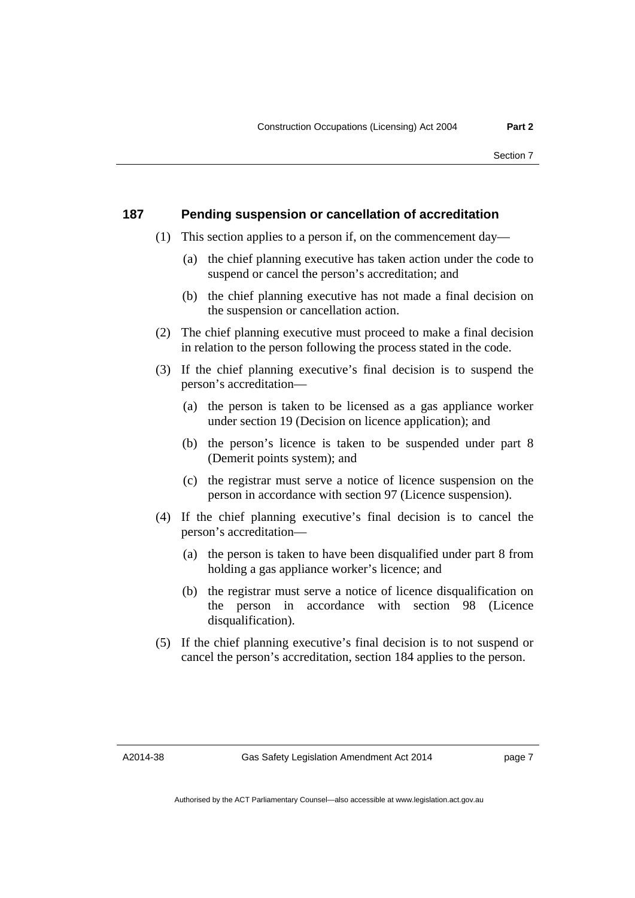### 187 Pending suspension or cancellation of accreditation

(1) This section applies to a person if, on the commencement day—

(a) the chief planning executive has taken action under the code to suspend or cancel the person's accreditation; and

(b) the chief planning executive has not made a final decision on the suspension or cancellation action.

(2) The chief planning executive must proceed to make a final decision in relation to the person following the process stated in the code.

(3) If the chief planning executive's final decision is to suspend the person's accreditation—

(a) the person is taken to be licensed as a gas appliance worker under section 19 (Decision on licence application); and

(b) the person's licence is taken to be suspended under part 8 (Demerit points system); and

(c) the registrar must serve a notice of licence suspension on the person in accordance with section 97 (Licence suspension).

(4) If the chief planning executive's final decision is to cancel the person's accreditation—

(a) the person is taken to have been disqualified under part 8 from holding a gas appliance worker's licence; and

(b) the registrar must serve a notice of licence disqualification on the person in accordance with section 98 (Licence disqualification).

(5) If the chief planning executive's final decision is to not suspend or cancel the person's accreditation, section 184 applies to the person.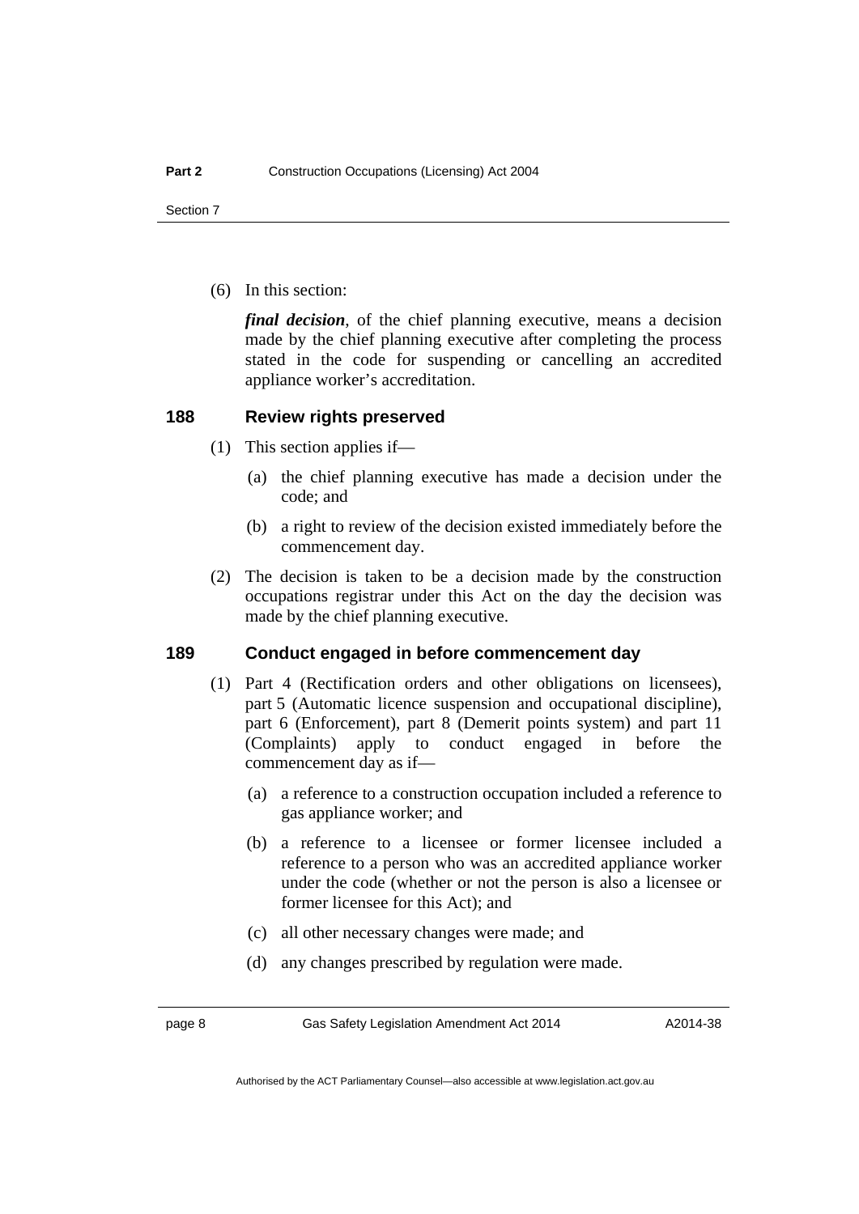(6) In this section:

***final decision***, of the chief planning executive, means a decision made by the chief planning executive after completing the process stated in the code for suspending or cancelling an accredited appliance worker's accreditation.

### 188 Review rights preserved

(1) This section applies if—

(a) the chief planning executive has made a decision under the code; and

(b) a right to review of the decision existed immediately before the commencement day.

(2) The decision is taken to be a decision made by the construction occupations registrar under this Act on the day the decision was made by the chief planning executive.

### 189 Conduct engaged in before commencement day

(1) Part 4 (Rectification orders and other obligations on licensees), part 5 (Automatic licence suspension and occupational discipline), part 6 (Enforcement), part 8 (Demerit points system) and part 11 (Complaints) apply to conduct engaged in before the commencement day as if—

(a) a reference to a construction occupation included a reference to gas appliance worker; and

(b) a reference to a licensee or former licensee included a reference to a person who was an accredited appliance worker under the code (whether or not the person is also a licensee or former licensee for this Act); and

(c) all other necessary changes were made; and

(d) any changes prescribed by regulation were made.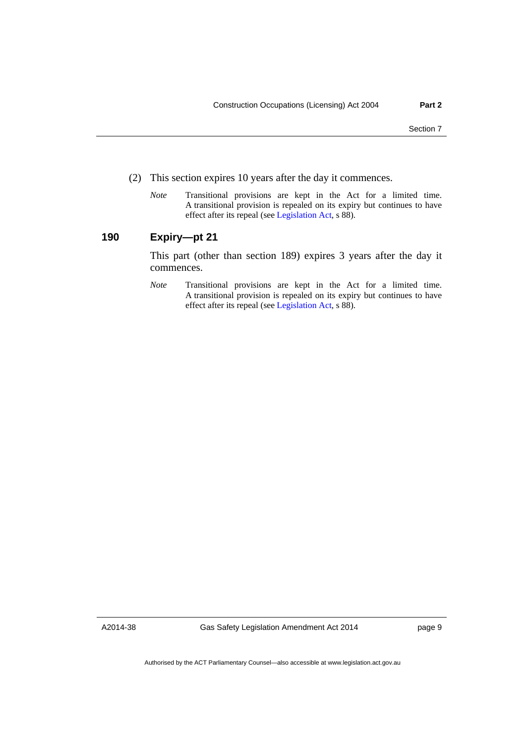(2) This section expires 10 years after the day it commences.

*Note* Transitional provisions are kept in the Act for a limited time. A transitional provision is repealed on its expiry but continues to have effect after its repeal (see Legislation Act, s 88).

### 190 Expiry—pt 21

This part (other than section 189) expires 3 years after the day it commences.

*Note* Transitional provisions are kept in the Act for a limited time. A transitional provision is repealed on its expiry but continues to have effect after its repeal (see Legislation Act, s 88).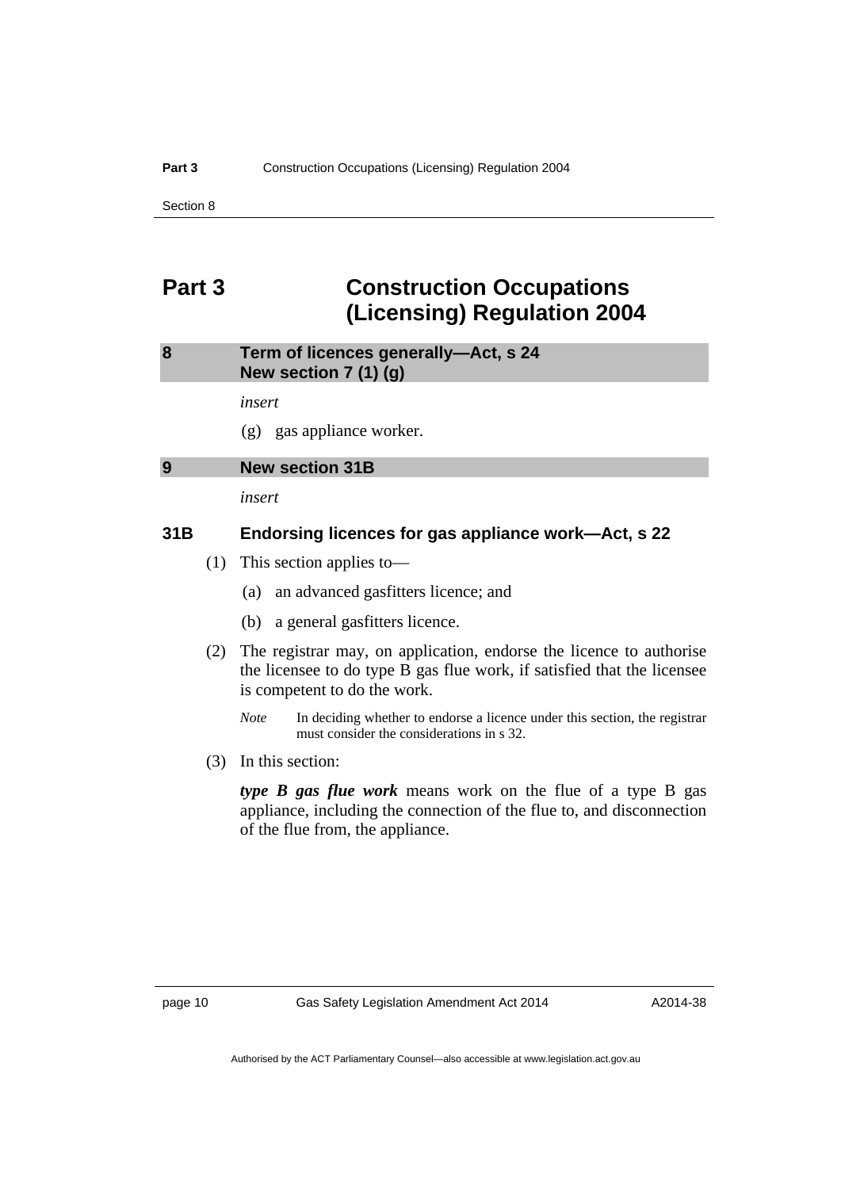# Part 3 Construction Occupations (Licensing) Regulation 2004

## 8 Term of licences generally—Act, s 24
## New section 7 (1) (g)

*insert*

(g) gas appliance worker.

## 9 New section 31B

*insert*

### 31B Endorsing licences for gas appliance work—Act, s 22

(1) This section applies to—

(a) an advanced gasfitters licence; and

(b) a general gasfitters licence.

(2) The registrar may, on application, endorse the licence to authorise the licensee to do type B gas flue work, if satisfied that the licensee is competent to do the work.

*Note* In deciding whether to endorse a licence under this section, the registrar must consider the considerations in s 32.

(3) In this section:

***type B gas flue work*** means work on the flue of a type B gas appliance, including the connection of the flue to, and disconnection of the flue from, the appliance.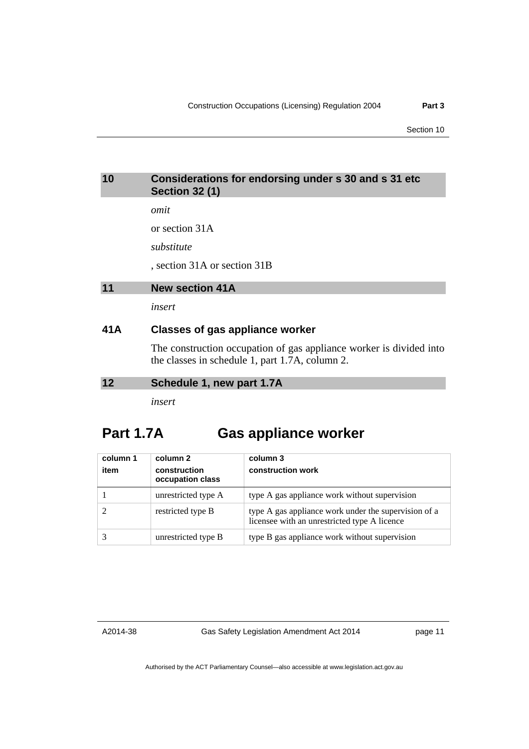## 10 Considerations for endorsing under s 30 and s 31 etc Section 32 (1)

*omit*

or section 31A

*substitute*

, section 31A or section 31B

## 11 New section 41A

*insert*

### 41A Classes of gas appliance worker

The construction occupation of gas appliance worker is divided into the classes in schedule 1, part 1.7A, column 2.

## 12 Schedule 1, new part 1.7A

*insert*

# Part 1.7A Gas appliance worker

| column 1<br>item | column 2<br>construction occupation class | column 3<br>construction work |
|---|---|---|
| 1 | unrestricted type A | type A gas appliance work without supervision |
| 2 | restricted type B | type A gas appliance work under the supervision of a licensee with an unrestricted type A licence |
| 3 | unrestricted type B | type B gas appliance work without supervision |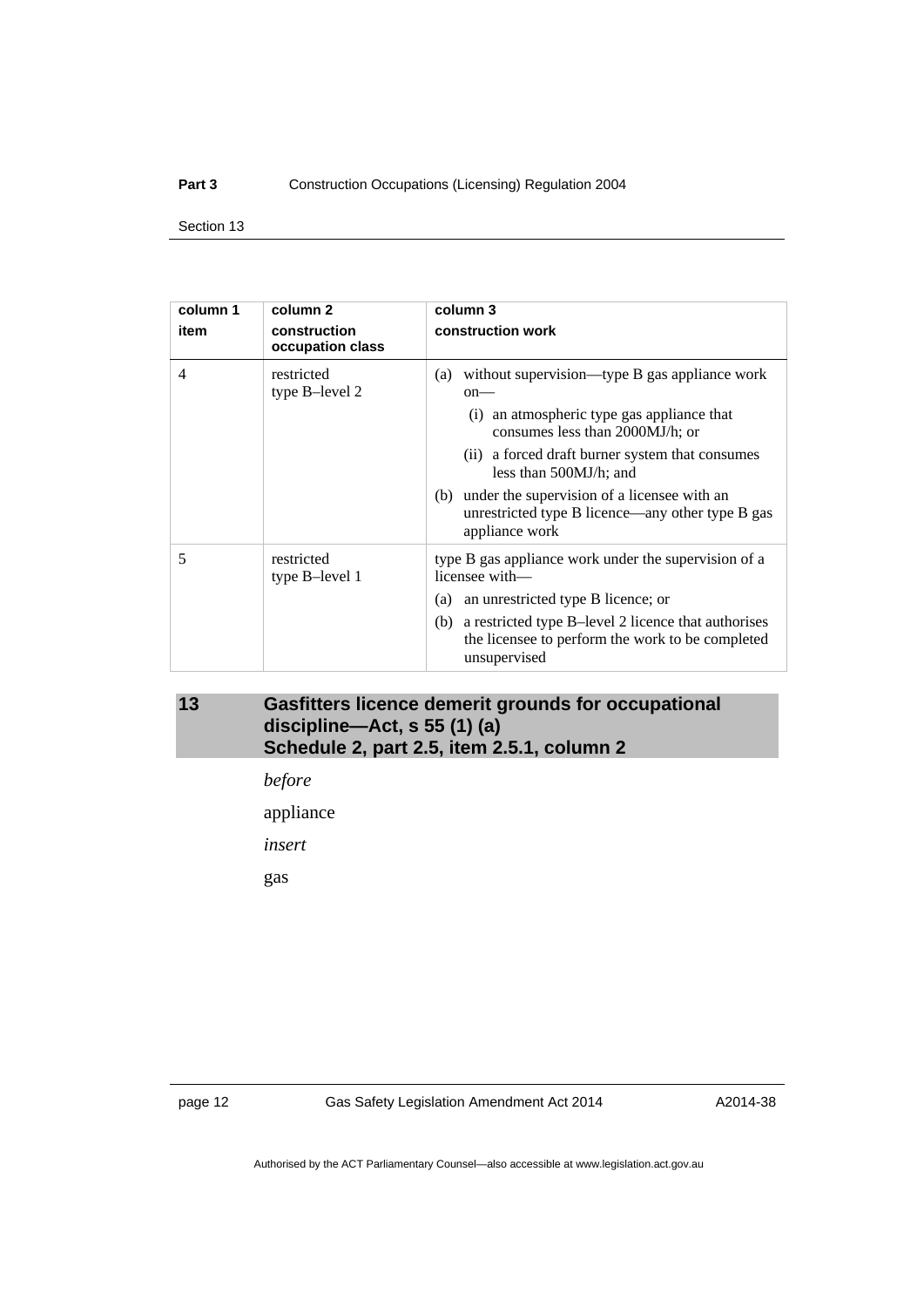| column 1 item | column 2 construction occupation class | column 3 construction work |
|---|---|---|
| 4 | restricted type B–level 2 | (a) without supervision—type B gas appliance work on—<br>(i) an atmospheric type gas appliance that consumes less than 2000MJ/h; or<br>(ii) a forced draft burner system that consumes less than 500MJ/h; and<br>(b) under the supervision of a licensee with an unrestricted type B licence—any other type B gas appliance work |
| 5 | restricted type B–level 1 | type B gas appliance work under the supervision of a licensee with—<br>(a) an unrestricted type B licence; or<br>(b) a restricted type B–level 2 licence that authorises the licensee to perform the work to be completed unsupervised |

## 13 Gasfitters licence demerit grounds for occupational discipline—Act, s 55 (1) (a) Schedule 2, part 2.5, item 2.5.1, column 2

*before*

appliance

*insert*

gas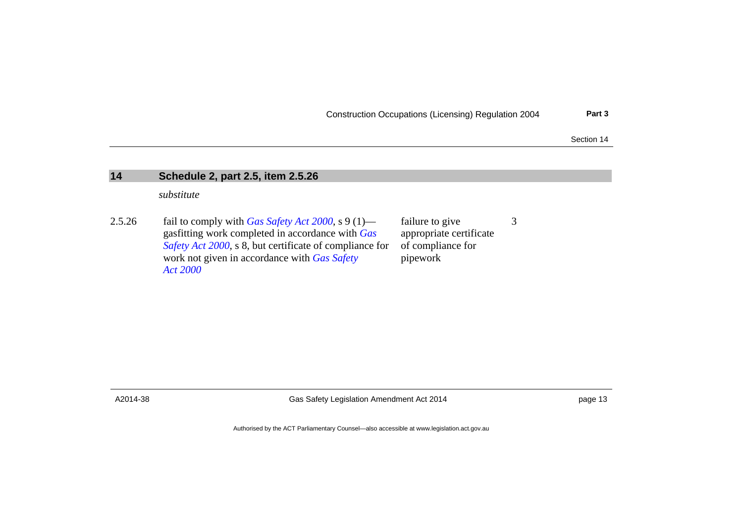## 14 Schedule 2, part 2.5, item 2.5.26

*substitute*

| | | | |
|---|---|---|---|
| 2.5.26 | fail to comply with *Gas Safety Act 2000*, s 9 (1)—gasfitting work completed in accordance with *Gas Safety Act 2000*, s 8, but certificate of compliance for work not given in accordance with *Gas Safety Act 2000* | failure to give appropriate certificate of compliance for pipework | 3 |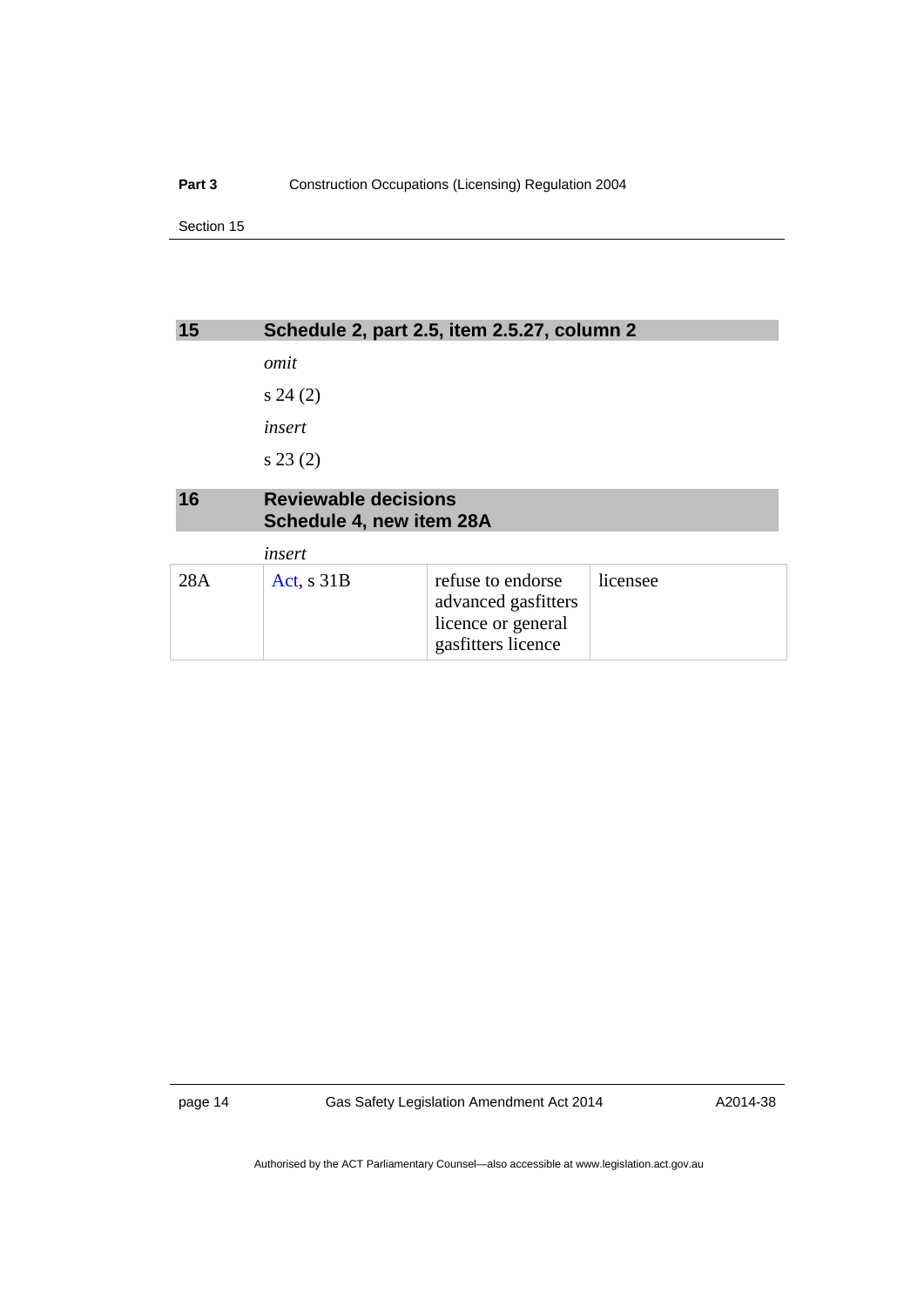## 15 Schedule 2, part 2.5, item 2.5.27, column 2

*omit*

s 24 (2)

*insert*

s 23 (2)

## 16 Reviewable decisions Schedule 4, new item 28A

*insert*

| | | | |
|---|---|---|---|
| 28A | Act, s 31B | refuse to endorse advanced gasfitters licence or general gasfitters licence | licensee |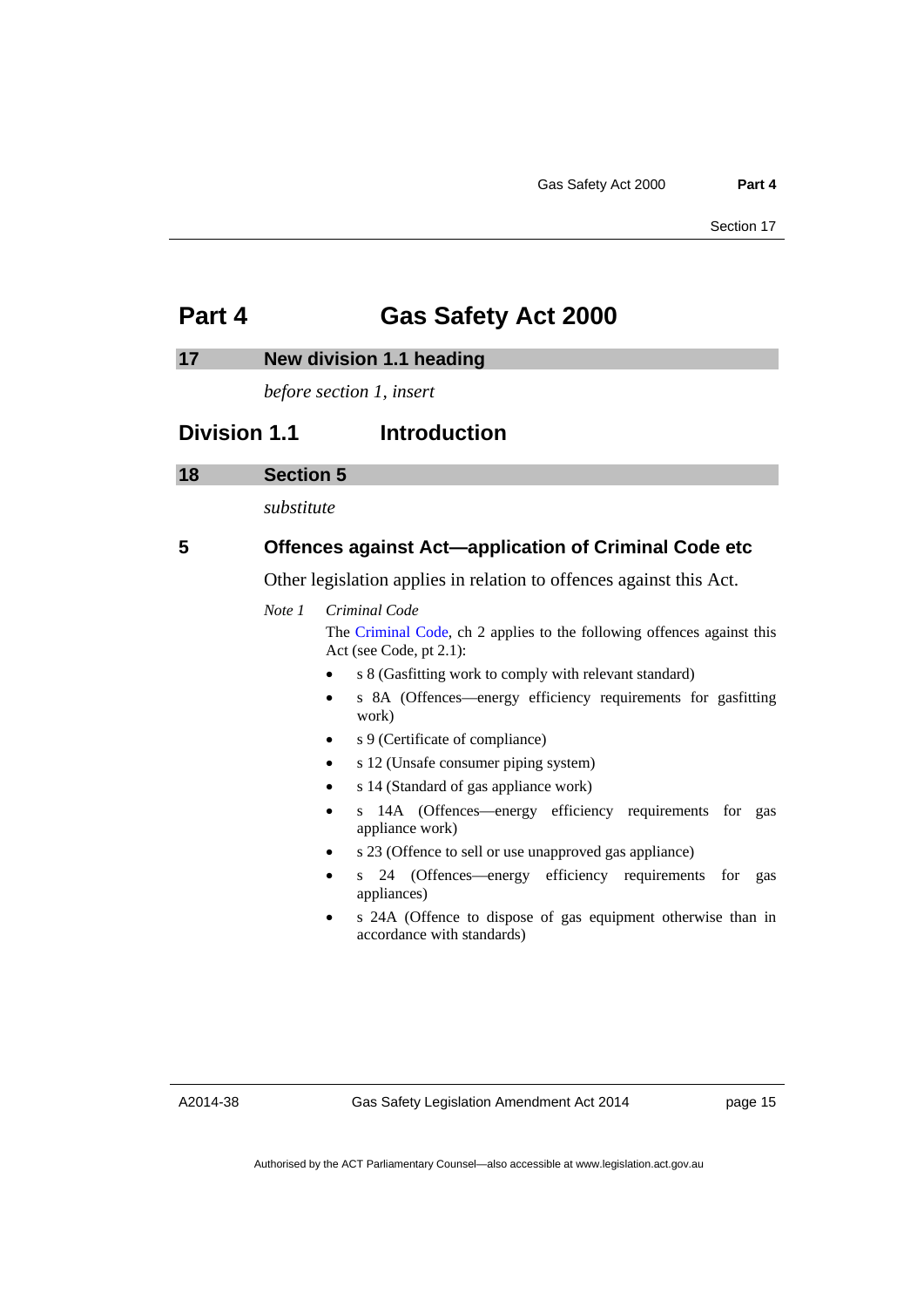# Part 4 Gas Safety Act 2000

## 17 New division 1.1 heading

*before section 1, insert*

## Division 1.1 Introduction

## 18 Section 5

*substitute*

### 5 Offences against Act—application of Criminal Code etc

Other legislation applies in relation to offences against this Act.

*Note 1* *Criminal Code*

The Criminal Code, ch 2 applies to the following offences against this Act (see Code, pt 2.1):

- s 8 (Gasfitting work to comply with relevant standard)
- s 8A (Offences—energy efficiency requirements for gasfitting work)
- s 9 (Certificate of compliance)
- s 12 (Unsafe consumer piping system)
- s 14 (Standard of gas appliance work)
- s 14A (Offences—energy efficiency requirements for gas appliance work)
- s 23 (Offence to sell or use unapproved gas appliance)
- s 24 (Offences—energy efficiency requirements for gas appliances)
- s 24A (Offence to dispose of gas equipment otherwise than in accordance with standards)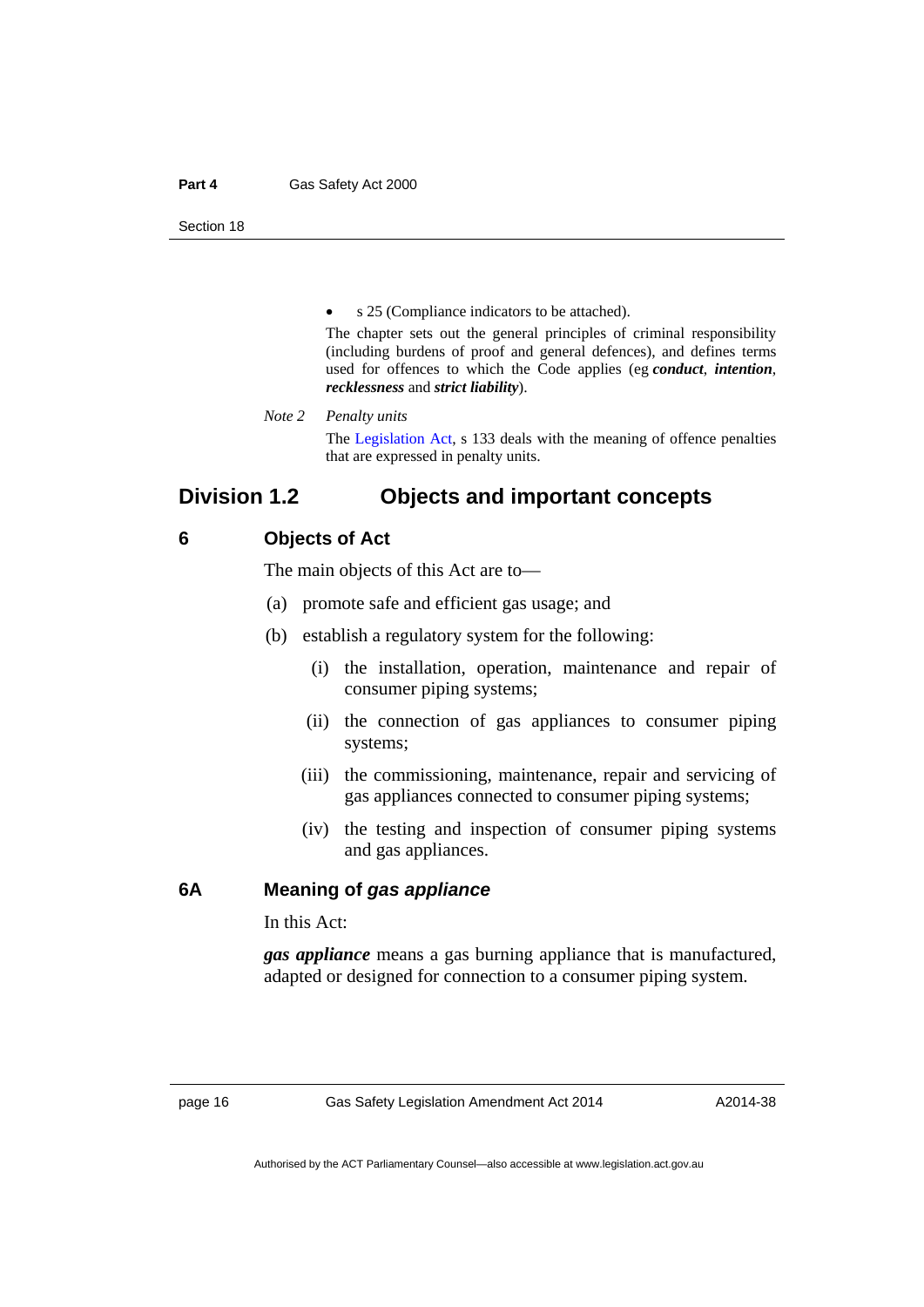- s 25 (Compliance indicators to be attached).

The chapter sets out the general principles of criminal responsibility (including burdens of proof and general defences), and defines terms used for offences to which the Code applies (eg ***conduct***, ***intention***, ***recklessness*** and ***strict liability***).

*Note 2* *Penalty units*

The Legislation Act, s 133 deals with the meaning of offence penalties that are expressed in penalty units.

## Division 1.2 Objects and important concepts

### 6 Objects of Act

The main objects of this Act are to—

(a) promote safe and efficient gas usage; and

(b) establish a regulatory system for the following:

(i) the installation, operation, maintenance and repair of consumer piping systems;

(ii) the connection of gas appliances to consumer piping systems;

(iii) the commissioning, maintenance, repair and servicing of gas appliances connected to consumer piping systems;

(iv) the testing and inspection of consumer piping systems and gas appliances.

### 6A Meaning of *gas appliance*

In this Act:

***gas appliance*** means a gas burning appliance that is manufactured, adapted or designed for connection to a consumer piping system.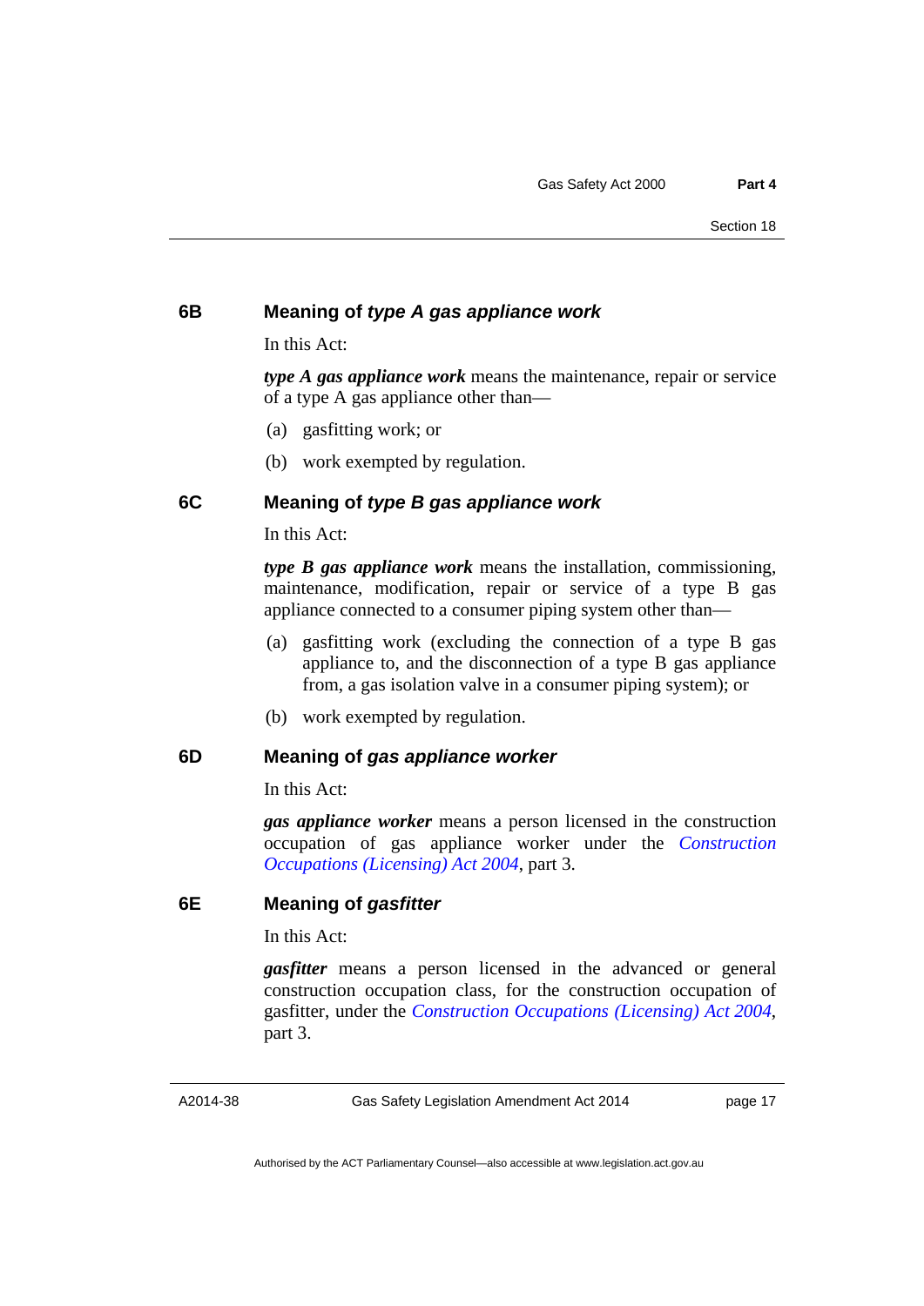### 6B Meaning of *type A gas appliance work*

In this Act:

***type A gas appliance work*** means the maintenance, repair or service of a type A gas appliance other than—

(a) gasfitting work; or

(b) work exempted by regulation.

### 6C Meaning of *type B gas appliance work*

In this Act:

***type B gas appliance work*** means the installation, commissioning, maintenance, modification, repair or service of a type B gas appliance connected to a consumer piping system other than—

(a) gasfitting work (excluding the connection of a type B gas appliance to, and the disconnection of a type B gas appliance from, a gas isolation valve in a consumer piping system); or

(b) work exempted by regulation.

### 6D Meaning of *gas appliance worker*

In this Act:

***gas appliance worker*** means a person licensed in the construction occupation of gas appliance worker under the *Construction Occupations (Licensing) Act 2004*, part 3.

### 6E Meaning of *gasfitter*

In this Act:

***gasfitter*** means a person licensed in the advanced or general construction occupation class, for the construction occupation of gasfitter, under the *Construction Occupations (Licensing) Act 2004*, part 3.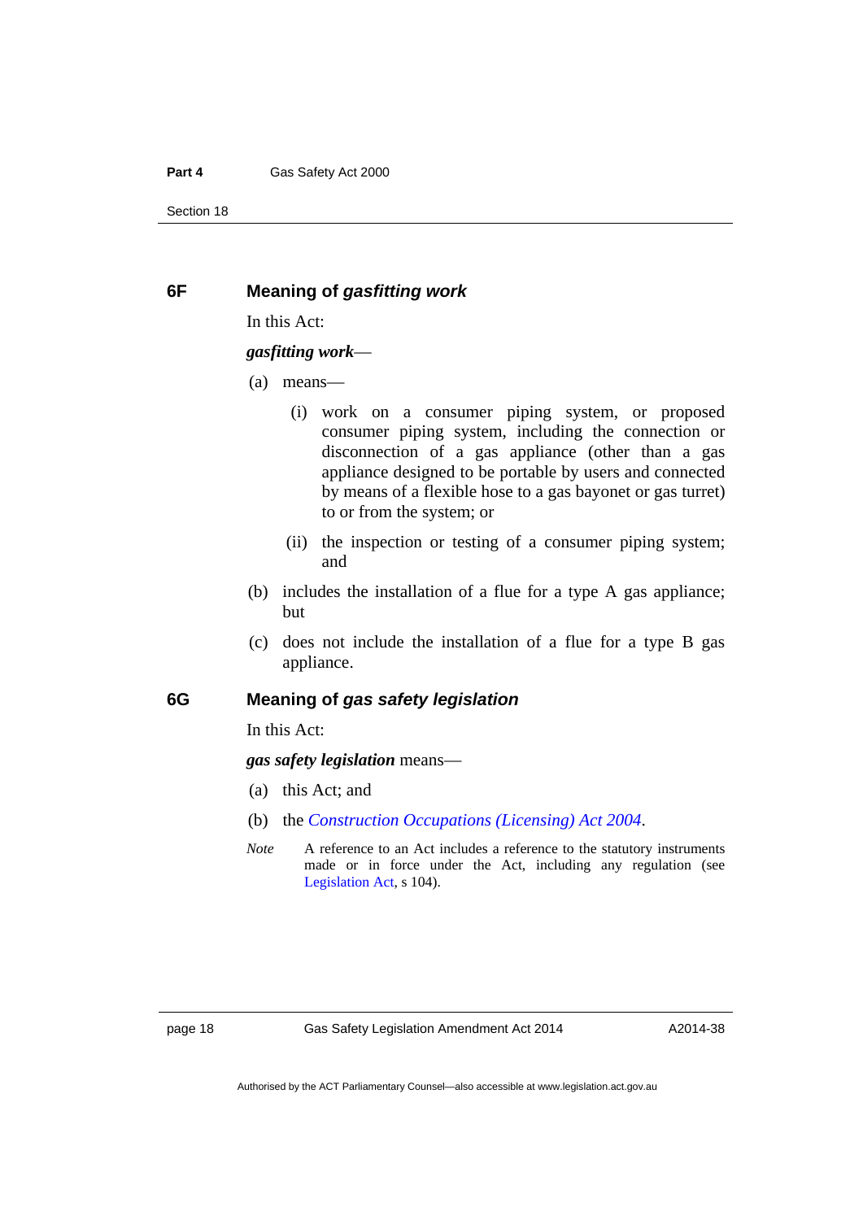### 6F Meaning of *gasfitting work*

In this Act:

***gasfitting work***—

(a) means—

(i) work on a consumer piping system, or proposed consumer piping system, including the connection or disconnection of a gas appliance (other than a gas appliance designed to be portable by users and connected by means of a flexible hose to a gas bayonet or gas turret) to or from the system; or

(ii) the inspection or testing of a consumer piping system; and

(b) includes the installation of a flue for a type A gas appliance; but

(c) does not include the installation of a flue for a type B gas appliance.

### 6G Meaning of *gas safety legislation*

In this Act:

***gas safety legislation*** means—

(a) this Act; and

(b) the *Construction Occupations (Licensing) Act 2004*.

*Note* A reference to an Act includes a reference to the statutory instruments made or in force under the Act, including any regulation (see Legislation Act, s 104).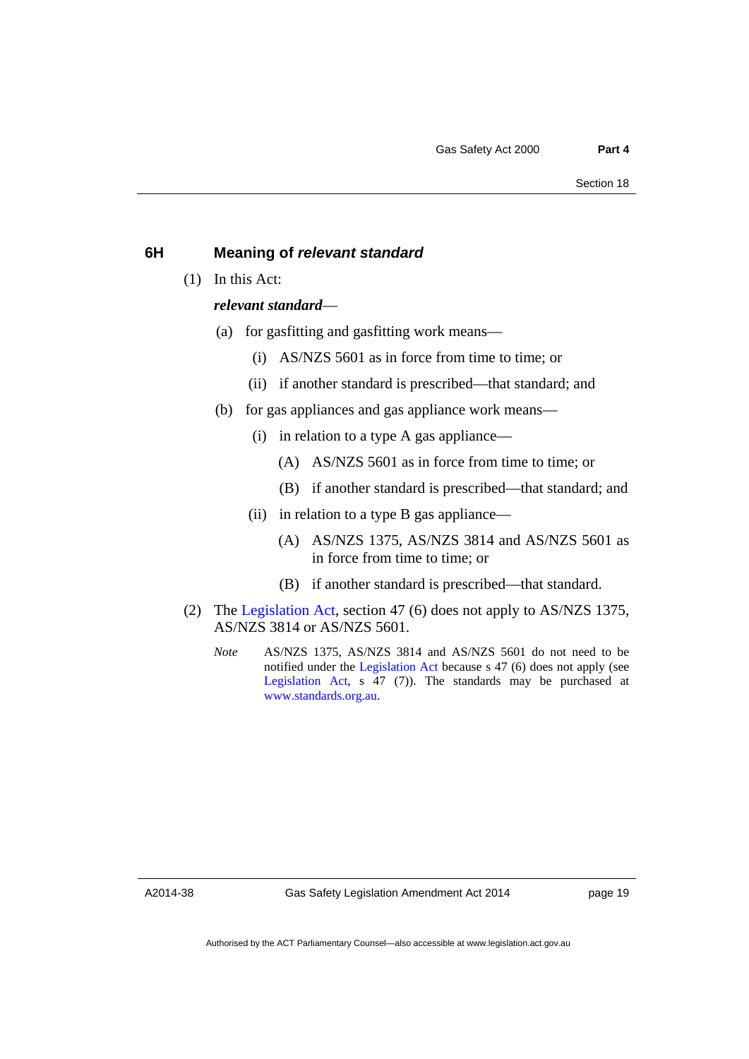### 6H Meaning of *relevant standard*

(1) In this Act:

***relevant standard***—

(a) for gasfitting and gasfitting work means—

(i) AS/NZS 5601 as in force from time to time; or

(ii) if another standard is prescribed—that standard; and

(b) for gas appliances and gas appliance work means—

(i) in relation to a type A gas appliance—

(A) AS/NZS 5601 as in force from time to time; or

(B) if another standard is prescribed—that standard; and

(ii) in relation to a type B gas appliance—

(A) AS/NZS 1375, AS/NZS 3814 and AS/NZS 5601 as in force from time to time; or

(B) if another standard is prescribed—that standard.

(2) The Legislation Act, section 47 (6) does not apply to AS/NZS 1375, AS/NZS 3814 or AS/NZS 5601.

*Note* AS/NZS 1375, AS/NZS 3814 and AS/NZS 5601 do not need to be notified under the Legislation Act because s 47 (6) does not apply (see Legislation Act, s 47 (7)). The standards may be purchased at www.standards.org.au.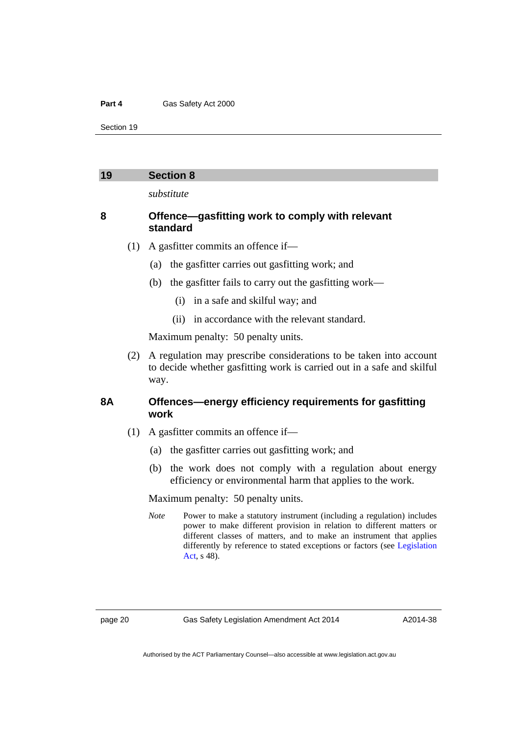## 19 Section 8

*substitute*

### 8 Offence—gasfitting work to comply with relevant standard

(1) A gasfitter commits an offence if—

(a) the gasfitter carries out gasfitting work; and

(b) the gasfitter fails to carry out the gasfitting work—

(i) in a safe and skilful way; and

(ii) in accordance with the relevant standard.

Maximum penalty: 50 penalty units.

(2) A regulation may prescribe considerations to be taken into account to decide whether gasfitting work is carried out in a safe and skilful way.

### 8A Offences—energy efficiency requirements for gasfitting work

(1) A gasfitter commits an offence if—

(a) the gasfitter carries out gasfitting work; and

(b) the work does not comply with a regulation about energy efficiency or environmental harm that applies to the work.

Maximum penalty: 50 penalty units.

*Note* Power to make a statutory instrument (including a regulation) includes power to make different provision in relation to different matters or different classes of matters, and to make an instrument that applies differently by reference to stated exceptions or factors (see Legislation Act, s 48).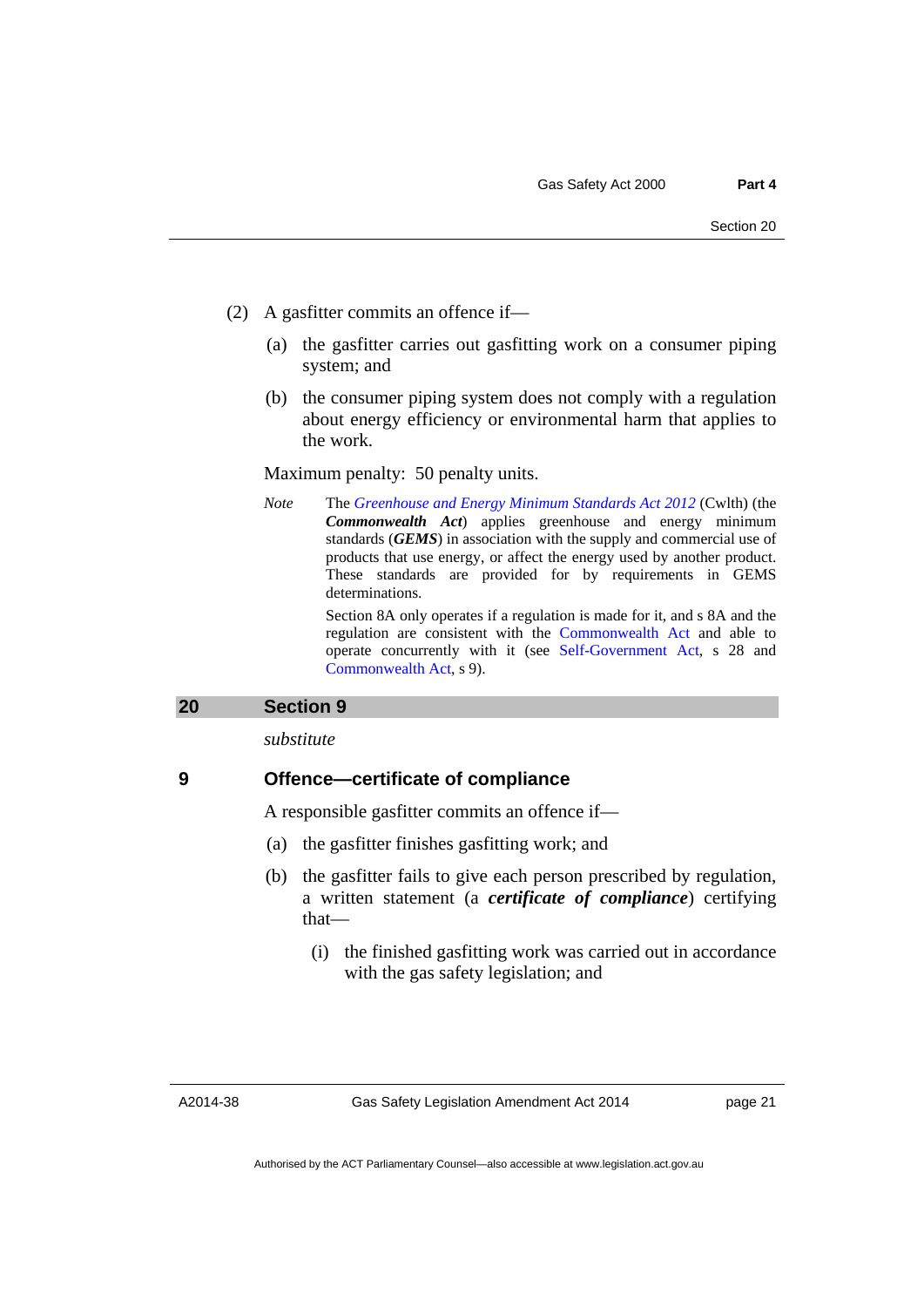(2) A gasfitter commits an offence if—

(a) the gasfitter carries out gasfitting work on a consumer piping system; and

(b) the consumer piping system does not comply with a regulation about energy efficiency or environmental harm that applies to the work.

Maximum penalty: 50 penalty units.

*Note* The *Greenhouse and Energy Minimum Standards Act 2012* (Cwlth) (the ***Commonwealth Act***) applies greenhouse and energy minimum standards (***GEMS***) in association with the supply and commercial use of products that use energy, or affect the energy used by another product. These standards are provided for by requirements in GEMS determinations.

Section 8A only operates if a regulation is made for it, and s 8A and the regulation are consistent with the Commonwealth Act and able to operate concurrently with it (see Self-Government Act, s 28 and Commonwealth Act, s 9).

## 20 Section 9

*substitute*

### 9 Offence—certificate of compliance

A responsible gasfitter commits an offence if—

(a) the gasfitter finishes gasfitting work; and

(b) the gasfitter fails to give each person prescribed by regulation, a written statement (a ***certificate of compliance***) certifying that—

(i) the finished gasfitting work was carried out in accordance with the gas safety legislation; and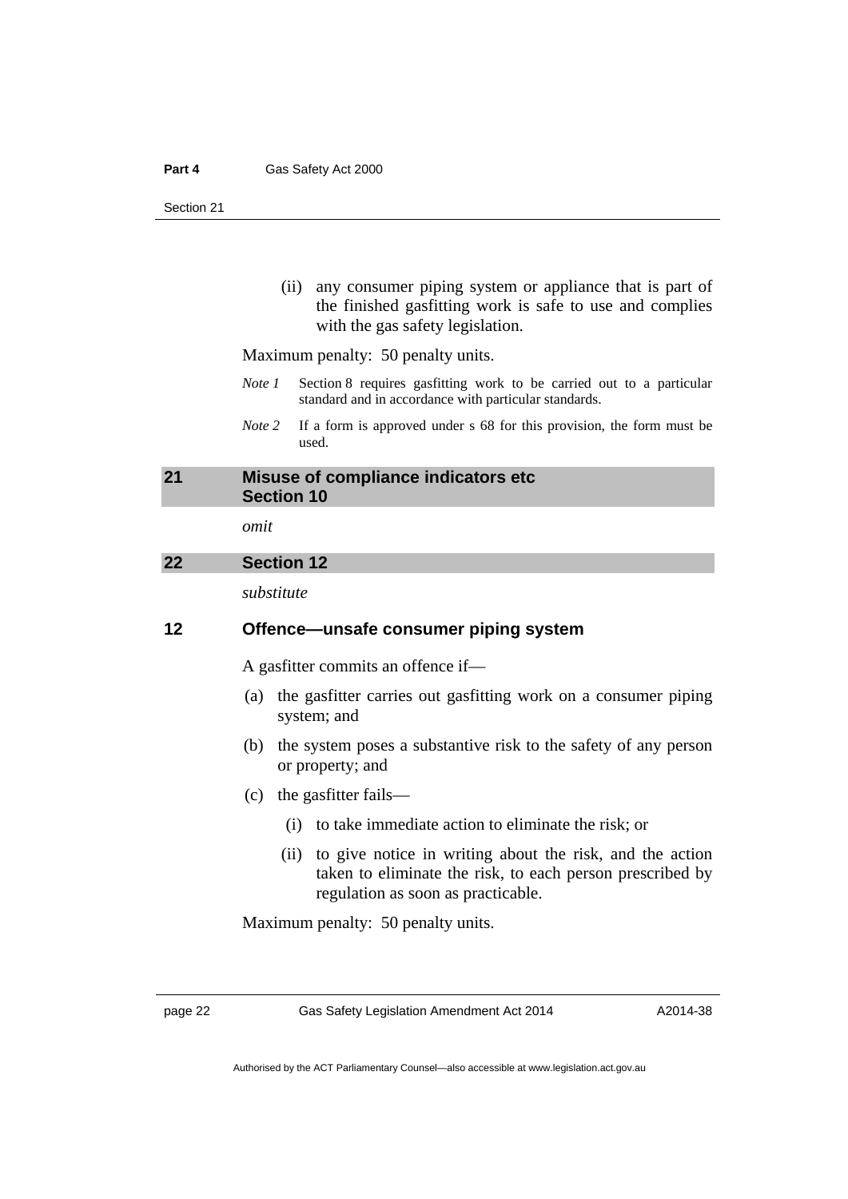(ii) any consumer piping system or appliance that is part of the finished gasfitting work is safe to use and complies with the gas safety legislation.

Maximum penalty: 50 penalty units.

*Note 1* Section 8 requires gasfitting work to be carried out to a particular standard and in accordance with particular standards.

*Note 2* If a form is approved under s 68 for this provision, the form must be used.

## 21 Misuse of compliance indicators etc Section 10

*omit*

## 22 Section 12

*substitute*

### 12 Offence—unsafe consumer piping system

A gasfitter commits an offence if—

(a) the gasfitter carries out gasfitting work on a consumer piping system; and

(b) the system poses a substantive risk to the safety of any person or property; and

(c) the gasfitter fails—

(i) to take immediate action to eliminate the risk; or

(ii) to give notice in writing about the risk, and the action taken to eliminate the risk, to each person prescribed by regulation as soon as practicable.

Maximum penalty: 50 penalty units.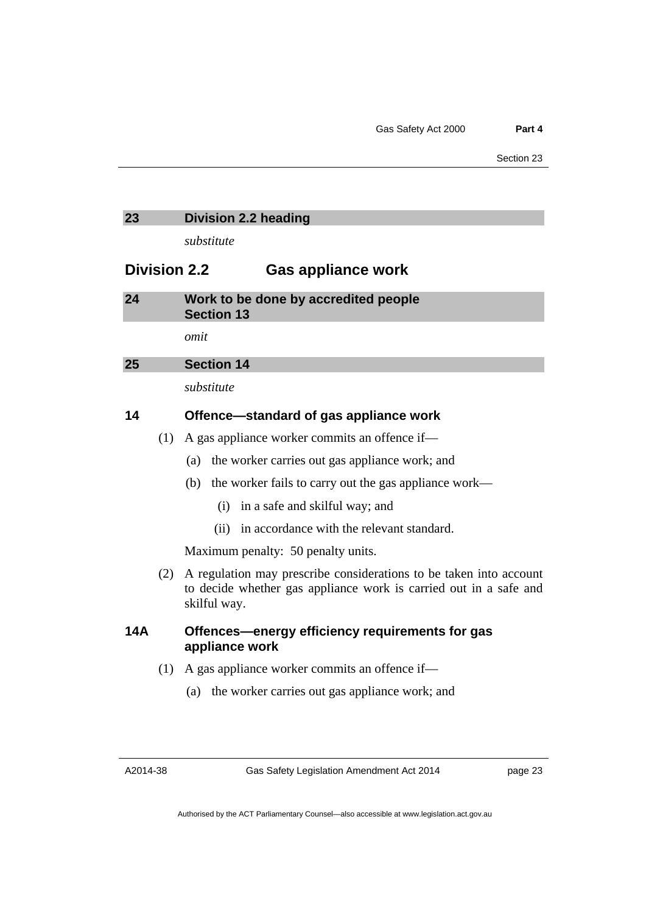**23 Division 2.2 heading**

*substitute*

## Division 2.2 Gas appliance work

**24 Work to be done by accredited people Section 13**

*omit*

**25 Section 14**

*substitute*

### 14 Offence—standard of gas appliance work

(1) A gas appliance worker commits an offence if—

(a) the worker carries out gas appliance work; and

(b) the worker fails to carry out the gas appliance work—

(i) in a safe and skilful way; and

(ii) in accordance with the relevant standard.

Maximum penalty: 50 penalty units.

(2) A regulation may prescribe considerations to be taken into account to decide whether gas appliance work is carried out in a safe and skilful way.

### 14A Offences—energy efficiency requirements for gas appliance work

(1) A gas appliance worker commits an offence if—

(a) the worker carries out gas appliance work; and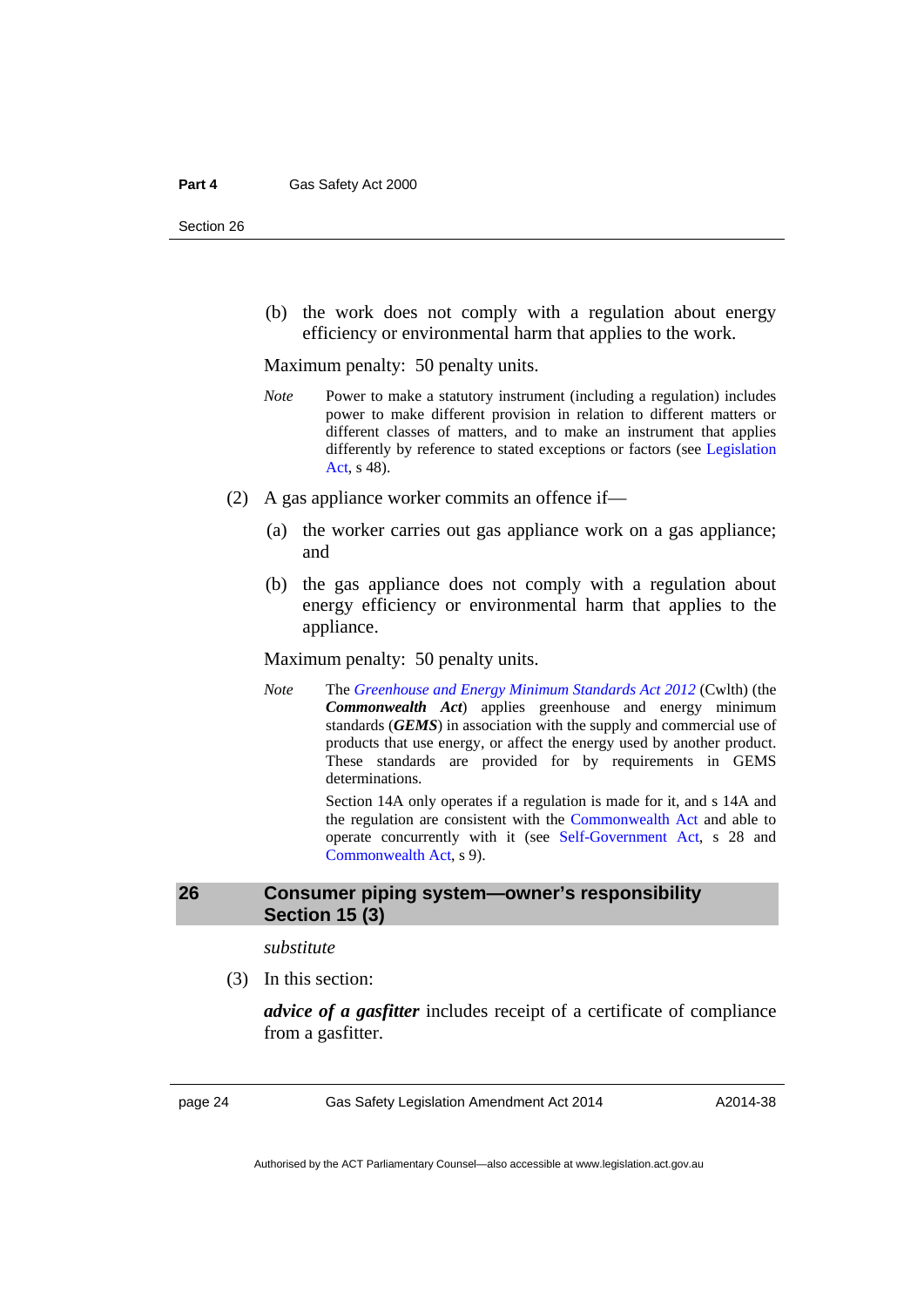(b) the work does not comply with a regulation about energy efficiency or environmental harm that applies to the work.

Maximum penalty: 50 penalty units.

*Note* Power to make a statutory instrument (including a regulation) includes power to make different provision in relation to different matters or different classes of matters, and to make an instrument that applies differently by reference to stated exceptions or factors (see Legislation Act, s 48).

(2) A gas appliance worker commits an offence if—

(a) the worker carries out gas appliance work on a gas appliance; and

(b) the gas appliance does not comply with a regulation about energy efficiency or environmental harm that applies to the appliance.

Maximum penalty: 50 penalty units.

*Note* The *Greenhouse and Energy Minimum Standards Act 2012* (Cwlth) (the ***Commonwealth Act***) applies greenhouse and energy minimum standards (***GEMS***) in association with the supply and commercial use of products that use energy, or affect the energy used by another product. These standards are provided for by requirements in GEMS determinations.

Section 14A only operates if a regulation is made for it, and s 14A and the regulation are consistent with the Commonwealth Act and able to operate concurrently with it (see Self-Government Act, s 28 and Commonwealth Act, s 9).

## 26 Consumer piping system—owner's responsibility Section 15 (3)

*substitute*

(3) In this section:

***advice of a gasfitter*** includes receipt of a certificate of compliance from a gasfitter.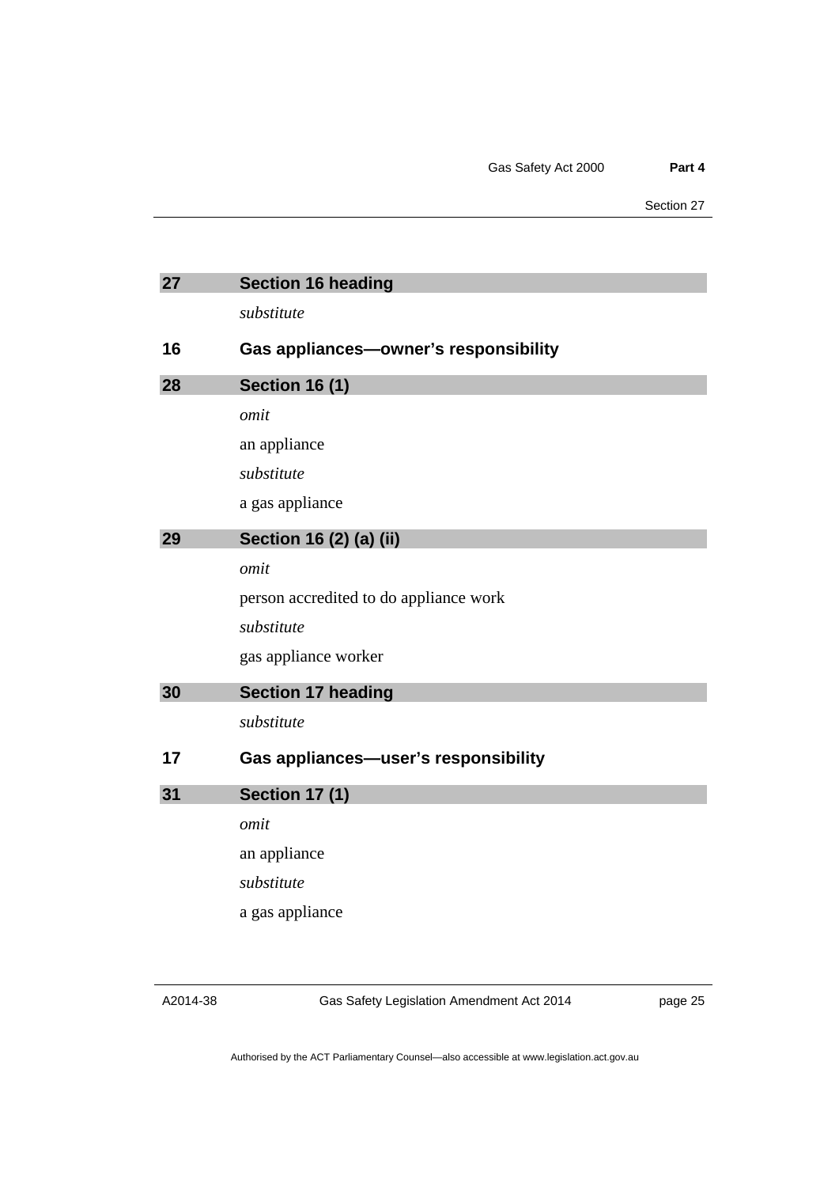## 27 Section 16 heading

*substitute*

### 16 Gas appliances—owner's responsibility

## 28 Section 16 (1)

*omit*

an appliance

*substitute*

a gas appliance

## 29 Section 16 (2) (a) (ii)

*omit*

person accredited to do appliance work

*substitute*

gas appliance worker

## 30 Section 17 heading

*substitute*

### 17 Gas appliances—user's responsibility

## 31 Section 17 (1)

*omit*

an appliance

*substitute*

a gas appliance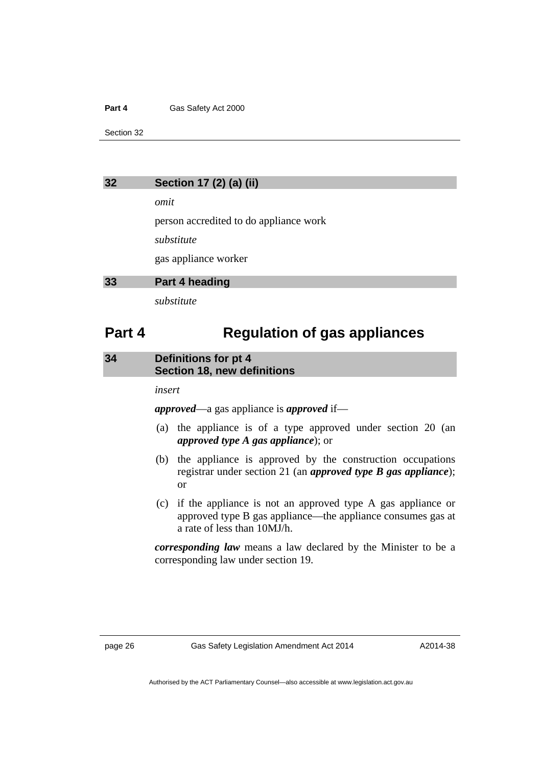## 32 Section 17 (2) (a) (ii)

*omit*

person accredited to do appliance work

*substitute*

gas appliance worker

## 33 Part 4 heading

*substitute*

# Part 4 Regulation of gas appliances

## 34 Definitions for pt 4 Section 18, new definitions

*insert*

***approved***—a gas appliance is ***approved*** if—

(a) the appliance is of a type approved under section 20 (an ***approved type A gas appliance***); or

(b) the appliance is approved by the construction occupations registrar under section 21 (an ***approved type B gas appliance***); or

(c) if the appliance is not an approved type A gas appliance or approved type B gas appliance—the appliance consumes gas at a rate of less than 10MJ/h.

***corresponding law*** means a law declared by the Minister to be a corresponding law under section 19.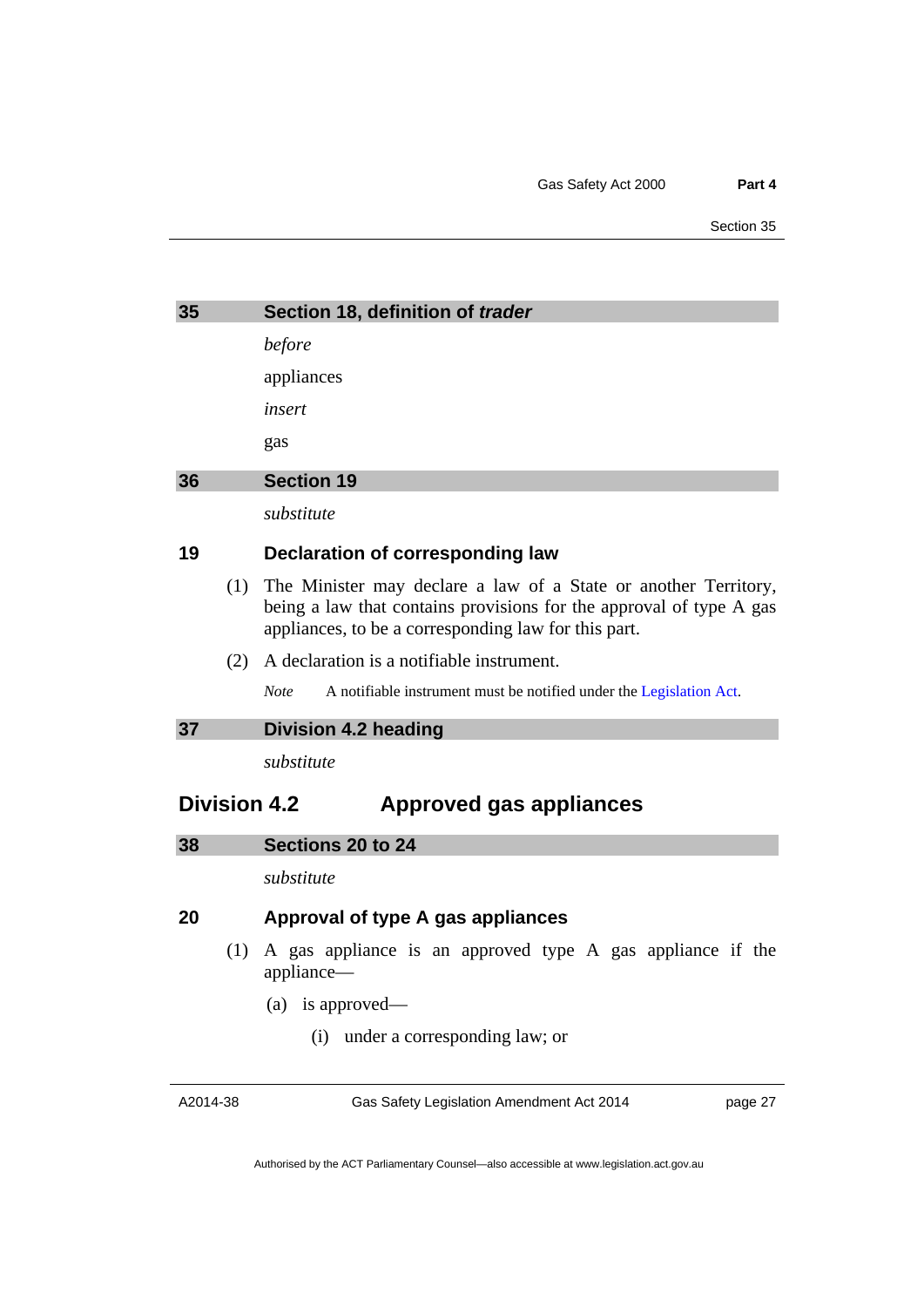## 35 Section 18, definition of *trader*

*before*

appliances

*insert*

gas

## 36 Section 19

*substitute*

### 19 Declaration of corresponding law

(1) The Minister may declare a law of a State or another Territory, being a law that contains provisions for the approval of type A gas appliances, to be a corresponding law for this part.

(2) A declaration is a notifiable instrument.

*Note* A notifiable instrument must be notified under the Legislation Act.

## 37 Division 4.2 heading

*substitute*

## Division 4.2 Approved gas appliances

## 38 Sections 20 to 24

*substitute*

### 20 Approval of type A gas appliances

(1) A gas appliance is an approved type A gas appliance if the appliance—

(a) is approved—

(i) under a corresponding law; or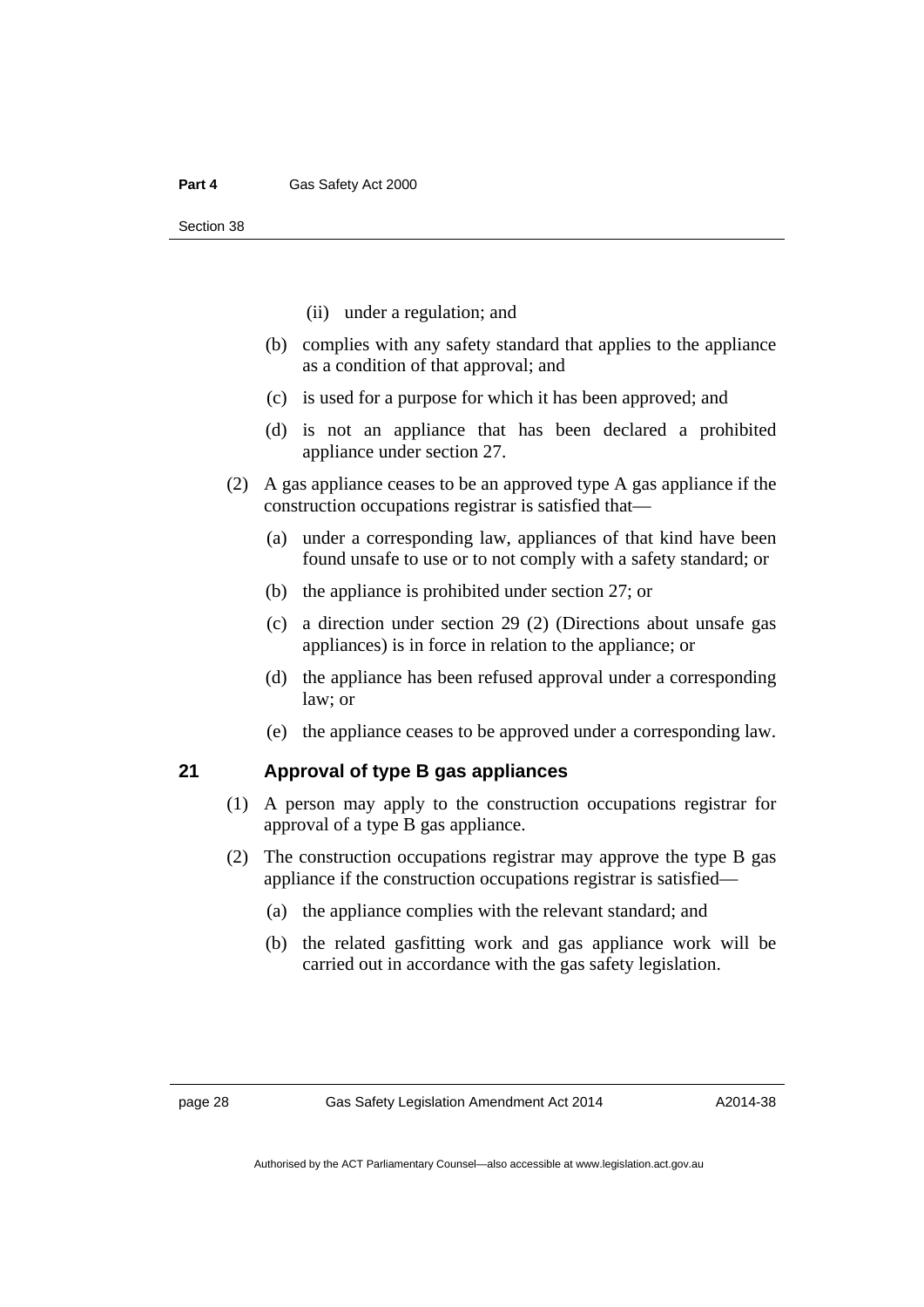(ii) under a regulation; and

(b) complies with any safety standard that applies to the appliance as a condition of that approval; and

(c) is used for a purpose for which it has been approved; and

(d) is not an appliance that has been declared a prohibited appliance under section 27.

(2) A gas appliance ceases to be an approved type A gas appliance if the construction occupations registrar is satisfied that—

(a) under a corresponding law, appliances of that kind have been found unsafe to use or to not comply with a safety standard; or

(b) the appliance is prohibited under section 27; or

(c) a direction under section 29 (2) (Directions about unsafe gas appliances) is in force in relation to the appliance; or

(d) the appliance has been refused approval under a corresponding law; or

(e) the appliance ceases to be approved under a corresponding law.

### 21 Approval of type B gas appliances

(1) A person may apply to the construction occupations registrar for approval of a type B gas appliance.

(2) The construction occupations registrar may approve the type B gas appliance if the construction occupations registrar is satisfied—

(a) the appliance complies with the relevant standard; and

(b) the related gasfitting work and gas appliance work will be carried out in accordance with the gas safety legislation.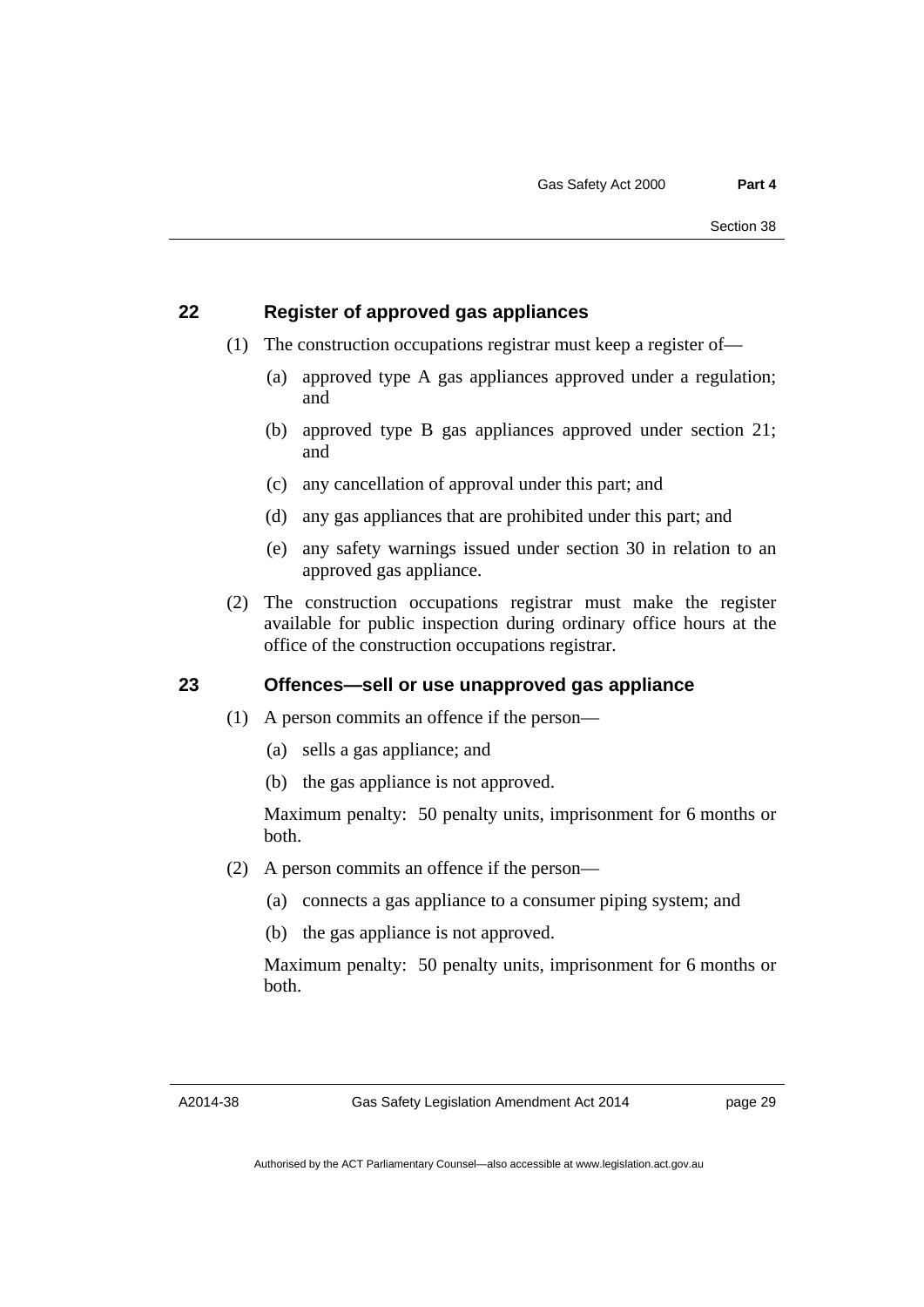### 22 Register of approved gas appliances

(1) The construction occupations registrar must keep a register of—

(a) approved type A gas appliances approved under a regulation; and

(b) approved type B gas appliances approved under section 21; and

(c) any cancellation of approval under this part; and

(d) any gas appliances that are prohibited under this part; and

(e) any safety warnings issued under section 30 in relation to an approved gas appliance.

(2) The construction occupations registrar must make the register available for public inspection during ordinary office hours at the office of the construction occupations registrar.

### 23 Offences—sell or use unapproved gas appliance

(1) A person commits an offence if the person—

(a) sells a gas appliance; and

(b) the gas appliance is not approved.

Maximum penalty: 50 penalty units, imprisonment for 6 months or both.

(2) A person commits an offence if the person—

(a) connects a gas appliance to a consumer piping system; and

(b) the gas appliance is not approved.

Maximum penalty: 50 penalty units, imprisonment for 6 months or both.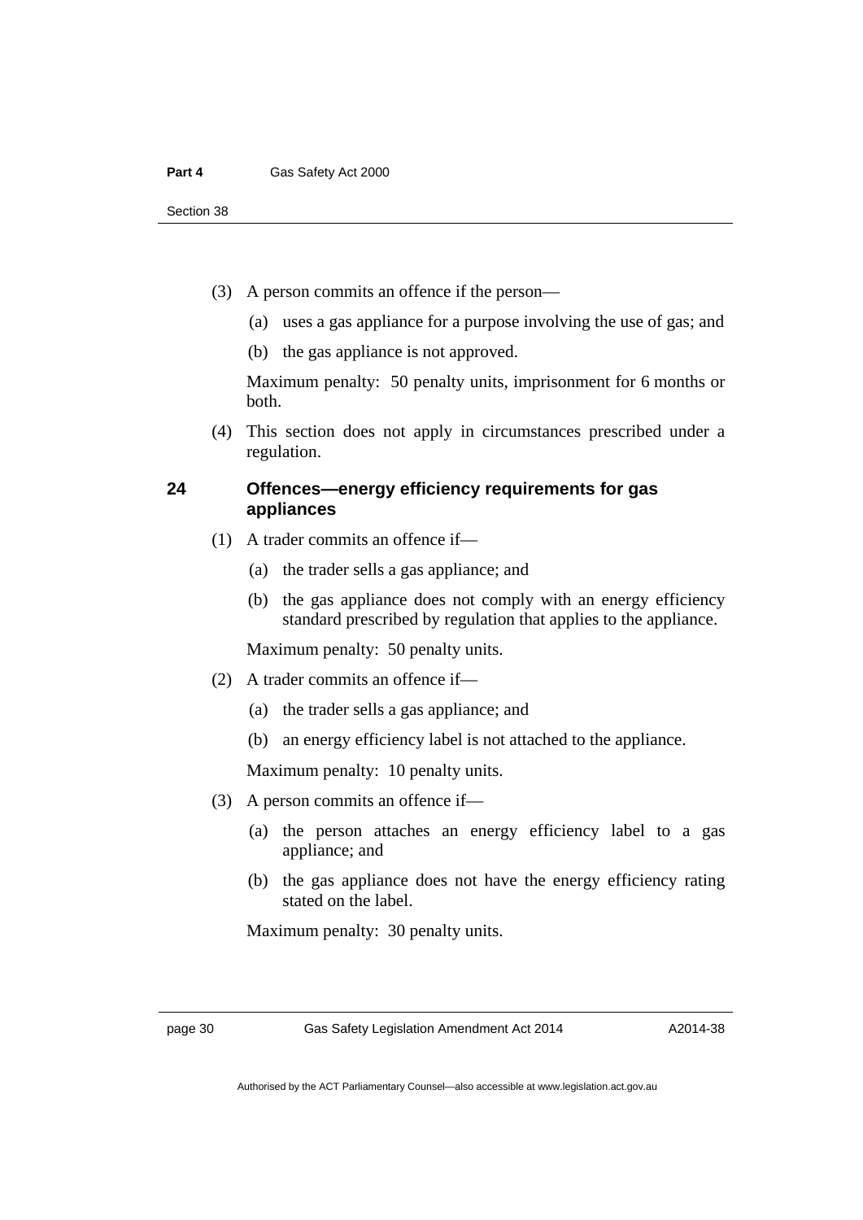(3) A person commits an offence if the person—

(a) uses a gas appliance for a purpose involving the use of gas; and

(b) the gas appliance is not approved.

Maximum penalty: 50 penalty units, imprisonment for 6 months or both.

(4) This section does not apply in circumstances prescribed under a regulation.

### 24 Offences—energy efficiency requirements for gas appliances

(1) A trader commits an offence if—

(a) the trader sells a gas appliance; and

(b) the gas appliance does not comply with an energy efficiency standard prescribed by regulation that applies to the appliance.

Maximum penalty: 50 penalty units.

(2) A trader commits an offence if—

(a) the trader sells a gas appliance; and

(b) an energy efficiency label is not attached to the appliance.

Maximum penalty: 10 penalty units.

(3) A person commits an offence if—

(a) the person attaches an energy efficiency label to a gas appliance; and

(b) the gas appliance does not have the energy efficiency rating stated on the label.

Maximum penalty: 30 penalty units.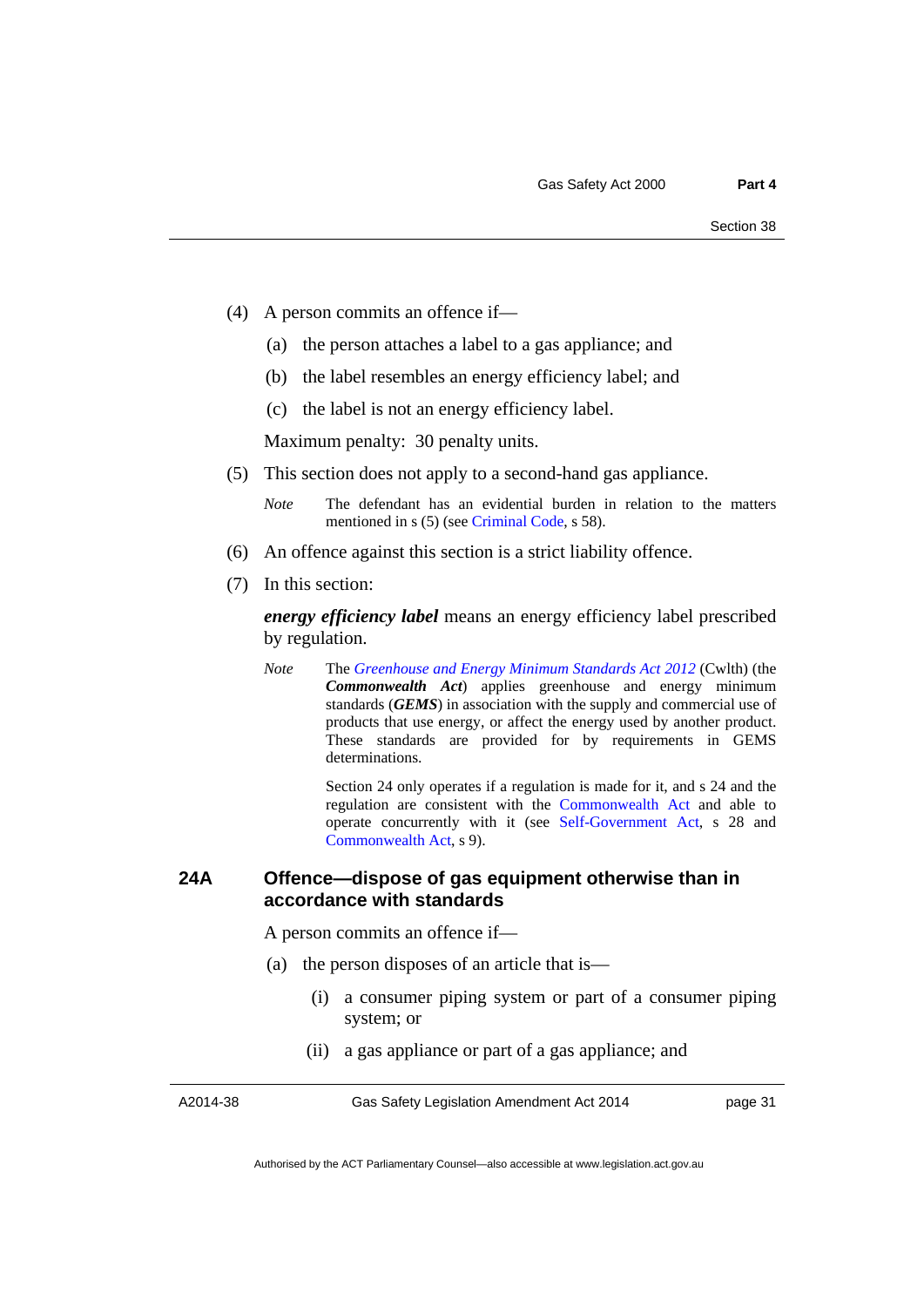(4) A person commits an offence if—

  (a) the person attaches a label to a gas appliance; and

  (b) the label resembles an energy efficiency label; and

  (c) the label is not an energy efficiency label.

Maximum penalty: 30 penalty units.

(5) This section does not apply to a second-hand gas appliance.

*Note* The defendant has an evidential burden in relation to the matters mentioned in s (5) (see Criminal Code, s 58).

(6) An offence against this section is a strict liability offence.

(7) In this section:

***energy efficiency label*** means an energy efficiency label prescribed by regulation.

*Note* The *Greenhouse and Energy Minimum Standards Act 2012* (Cwlth) (the ***Commonwealth Act***) applies greenhouse and energy minimum standards (***GEMS***) in association with the supply and commercial use of products that use energy, or affect the energy used by another product. These standards are provided for by requirements in GEMS determinations.

Section 24 only operates if a regulation is made for it, and s 24 and the regulation are consistent with the Commonwealth Act and able to operate concurrently with it (see Self-Government Act, s 28 and Commonwealth Act, s 9).

### 24A Offence—dispose of gas equipment otherwise than in accordance with standards

A person commits an offence if—

  (a) the person disposes of an article that is—

    (i) a consumer piping system or part of a consumer piping system; or

    (ii) a gas appliance or part of a gas appliance; and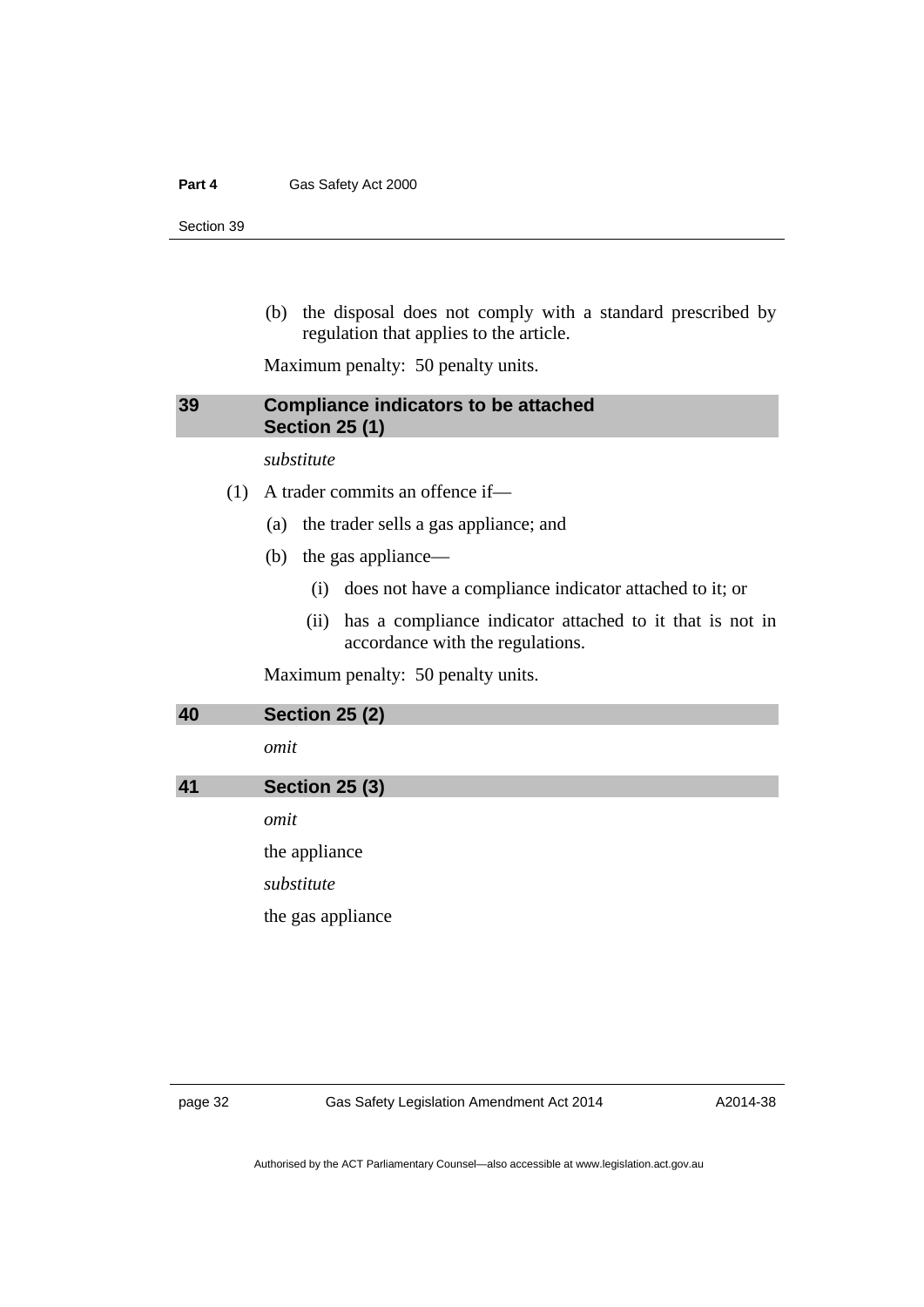(b) the disposal does not comply with a standard prescribed by regulation that applies to the article.

Maximum penalty: 50 penalty units.

## 39 Compliance indicators to be attached Section 25 (1)

*substitute*

(1) A trader commits an offence if—

(a) the trader sells a gas appliance; and

(b) the gas appliance—

(i) does not have a compliance indicator attached to it; or

(ii) has a compliance indicator attached to it that is not in accordance with the regulations.

Maximum penalty: 50 penalty units.

## 40 Section 25 (2)

*omit*

## 41 Section 25 (3)

*omit*

the appliance

*substitute*

the gas appliance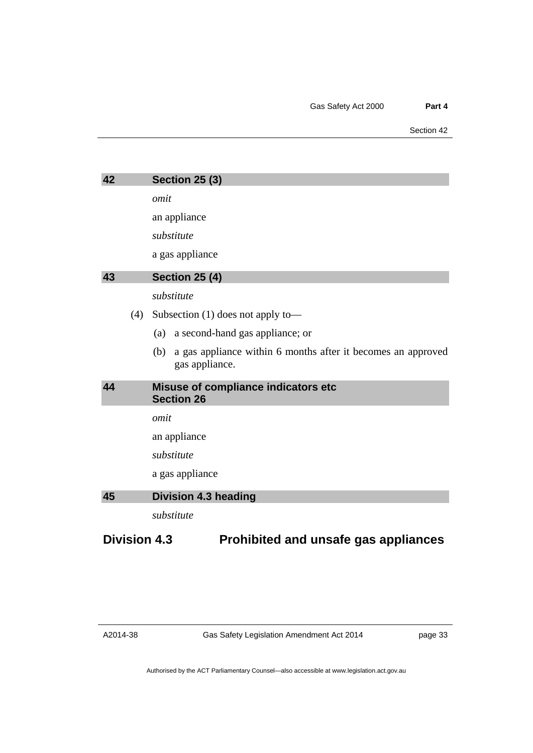### 42 Section 25 (3)

*omit*

an appliance

*substitute*

a gas appliance

### 43 Section 25 (4)

*substitute*

(4) Subsection (1) does not apply to—

(a) a second-hand gas appliance; or

(b) a gas appliance within 6 months after it becomes an approved gas appliance.

### 44 Misuse of compliance indicators etc Section 26

*omit*

an appliance

*substitute*

a gas appliance

### 45 Division 4.3 heading

*substitute*

## Division 4.3 Prohibited and unsafe gas appliances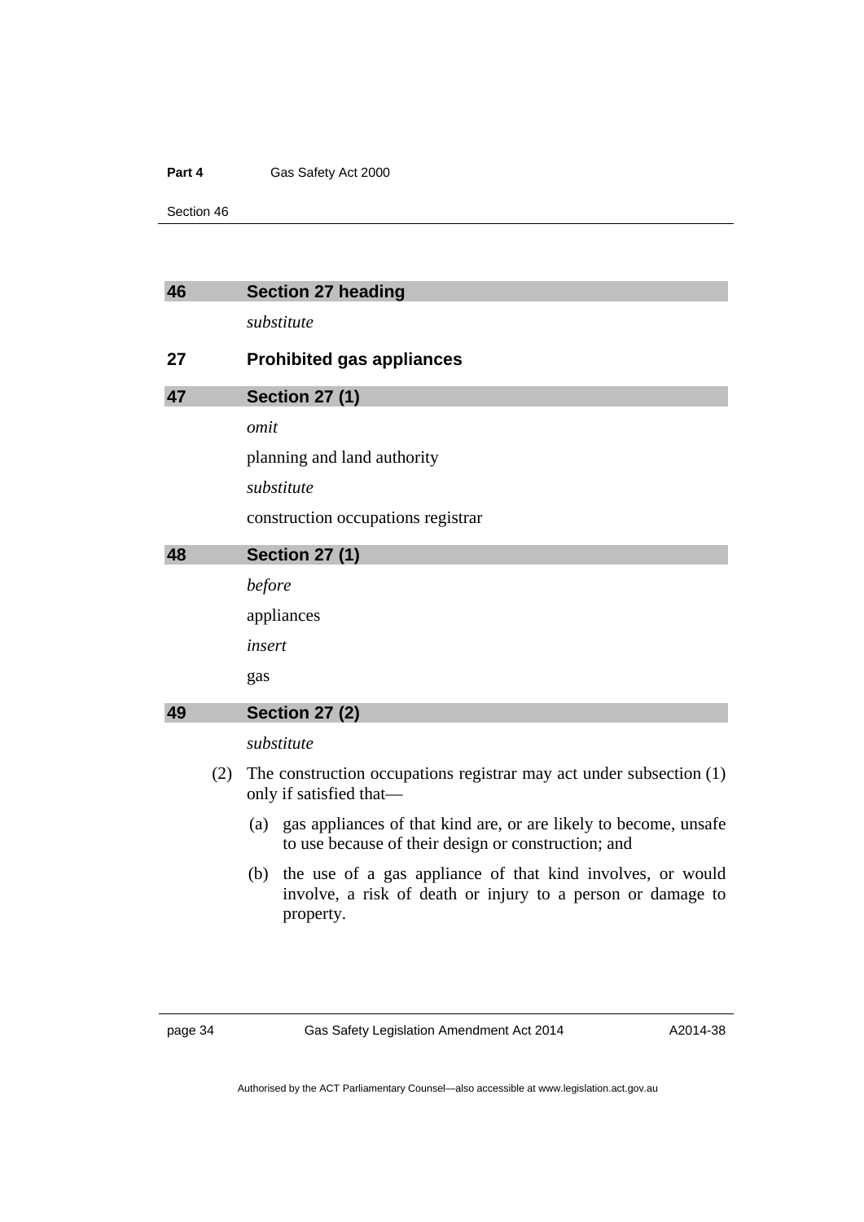## 46 Section 27 heading

*substitute*

## 27 Prohibited gas appliances

## 47 Section 27 (1)

*omit*

planning and land authority

*substitute*

construction occupations registrar

## 48 Section 27 (1)

*before*

appliances

*insert*

gas

## 49 Section 27 (2)

*substitute*

(2) The construction occupations registrar may act under subsection (1) only if satisfied that—

(a) gas appliances of that kind are, or are likely to become, unsafe to use because of their design or construction; and

(b) the use of a gas appliance of that kind involves, or would involve, a risk of death or injury to a person or damage to property.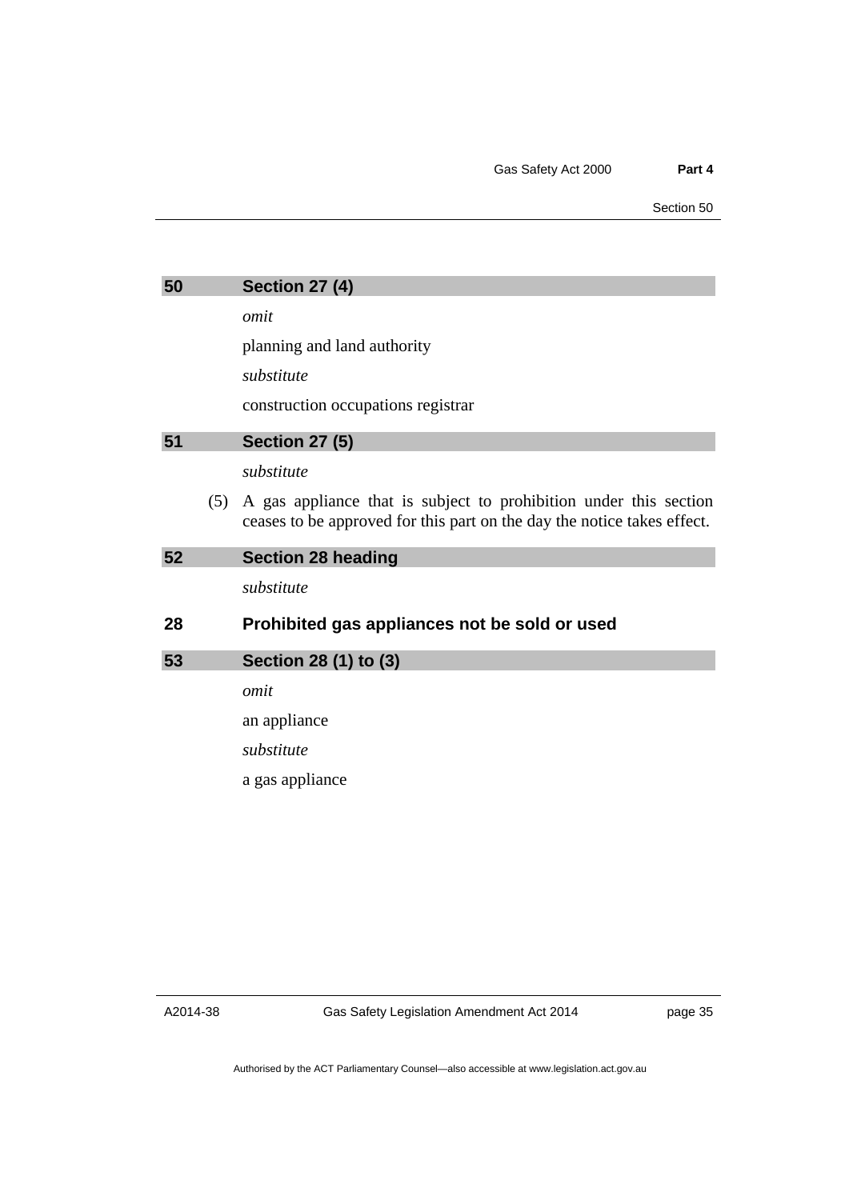## 50 Section 27 (4)

*omit*

planning and land authority

*substitute*

construction occupations registrar

## 51 Section 27 (5)

*substitute*

(5) A gas appliance that is subject to prohibition under this section ceases to be approved for this part on the day the notice takes effect.

## 52 Section 28 heading

*substitute*

### 28 Prohibited gas appliances not be sold or used

## 53 Section 28 (1) to (3)

*omit*

an appliance

*substitute*

a gas appliance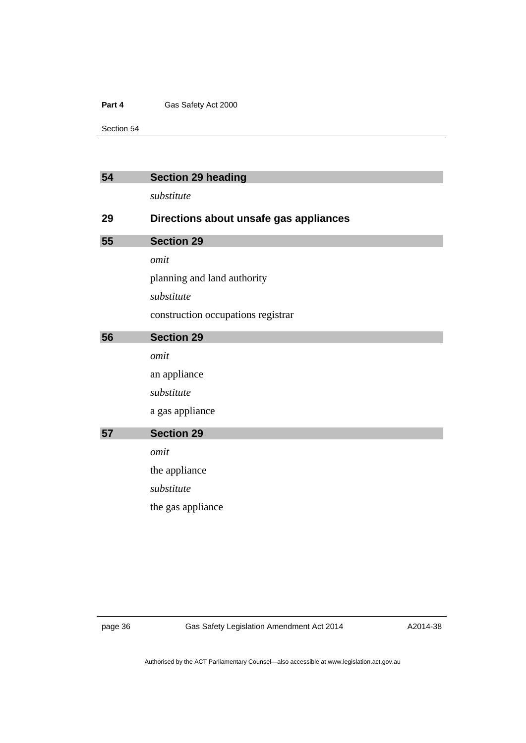## 54 Section 29 heading

*substitute*

### 29 Directions about unsafe gas appliances

## 55 Section 29

*omit*

planning and land authority

*substitute*

construction occupations registrar

## 56 Section 29

*omit*

an appliance

*substitute*

a gas appliance

## 57 Section 29

*omit*

the appliance

*substitute*

the gas appliance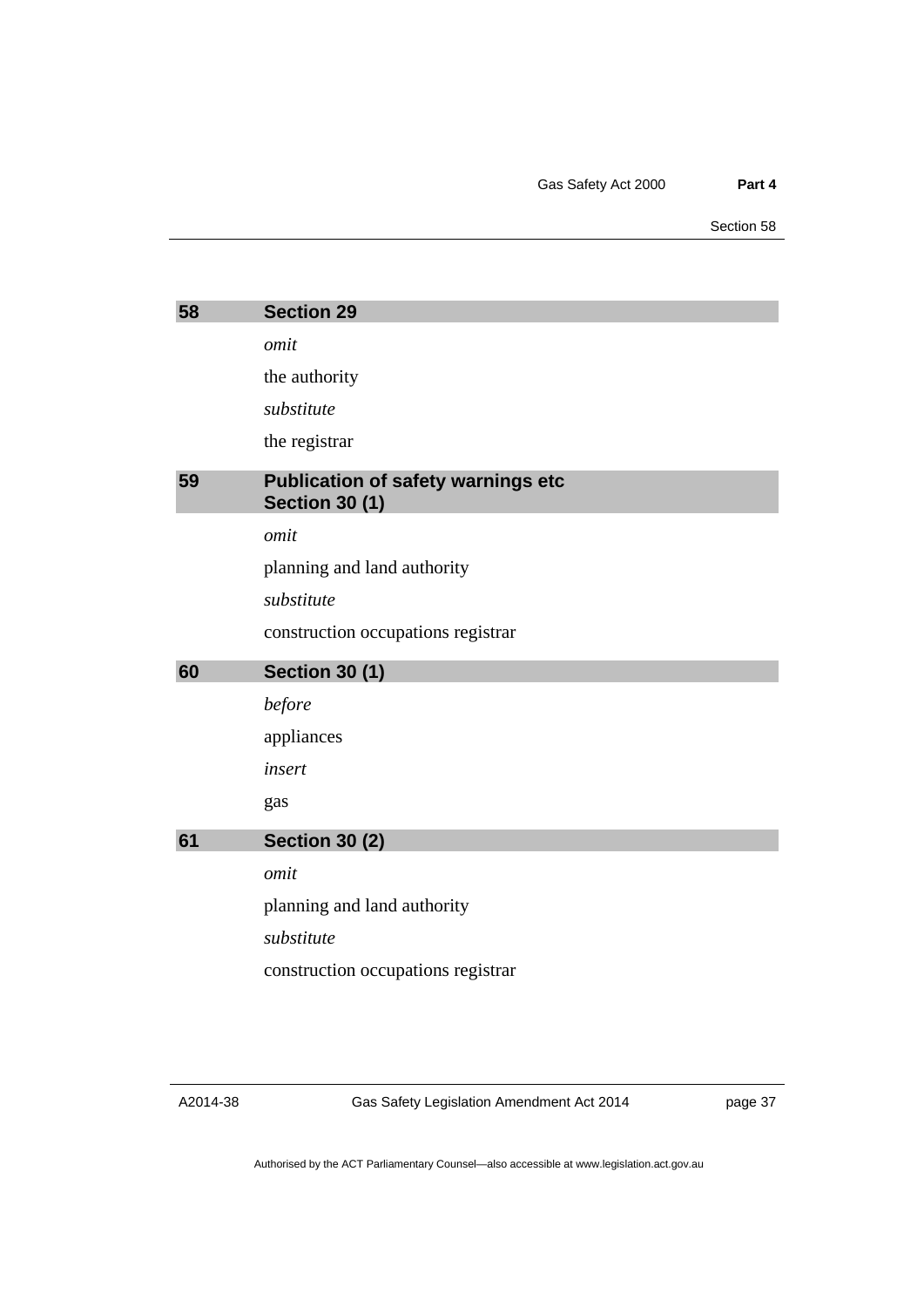## 58 Section 29

*omit*

the authority

*substitute*

the registrar

## 59 Publication of safety warnings etc Section 30 (1)

*omit*

planning and land authority

*substitute*

construction occupations registrar

## 60 Section 30 (1)

*before*

appliances

*insert*

gas

## 61 Section 30 (2)

*omit*

planning and land authority

*substitute*

construction occupations registrar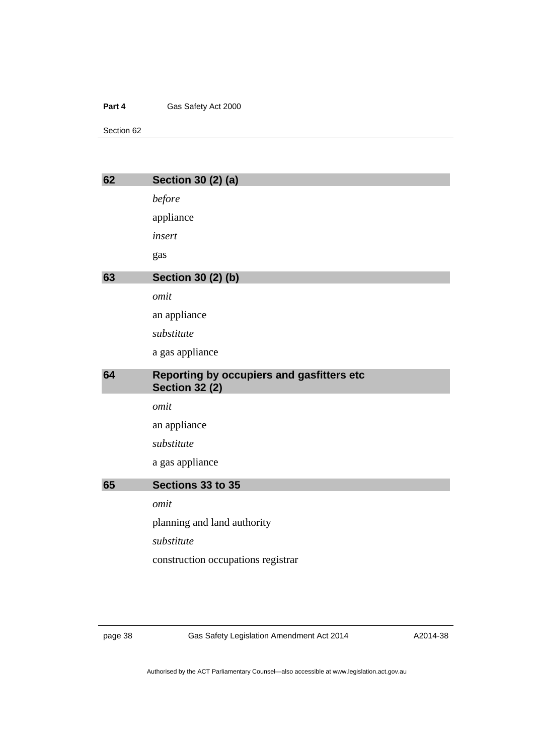## 62 Section 30 (2) (a)

*before*

appliance

*insert*

gas

## 63 Section 30 (2) (b)

*omit*

an appliance

*substitute*

a gas appliance

## 64 Reporting by occupiers and gasfitters etc Section 32 (2)

*omit*

an appliance

*substitute*

a gas appliance

## 65 Sections 33 to 35

*omit*

planning and land authority

*substitute*

construction occupations registrar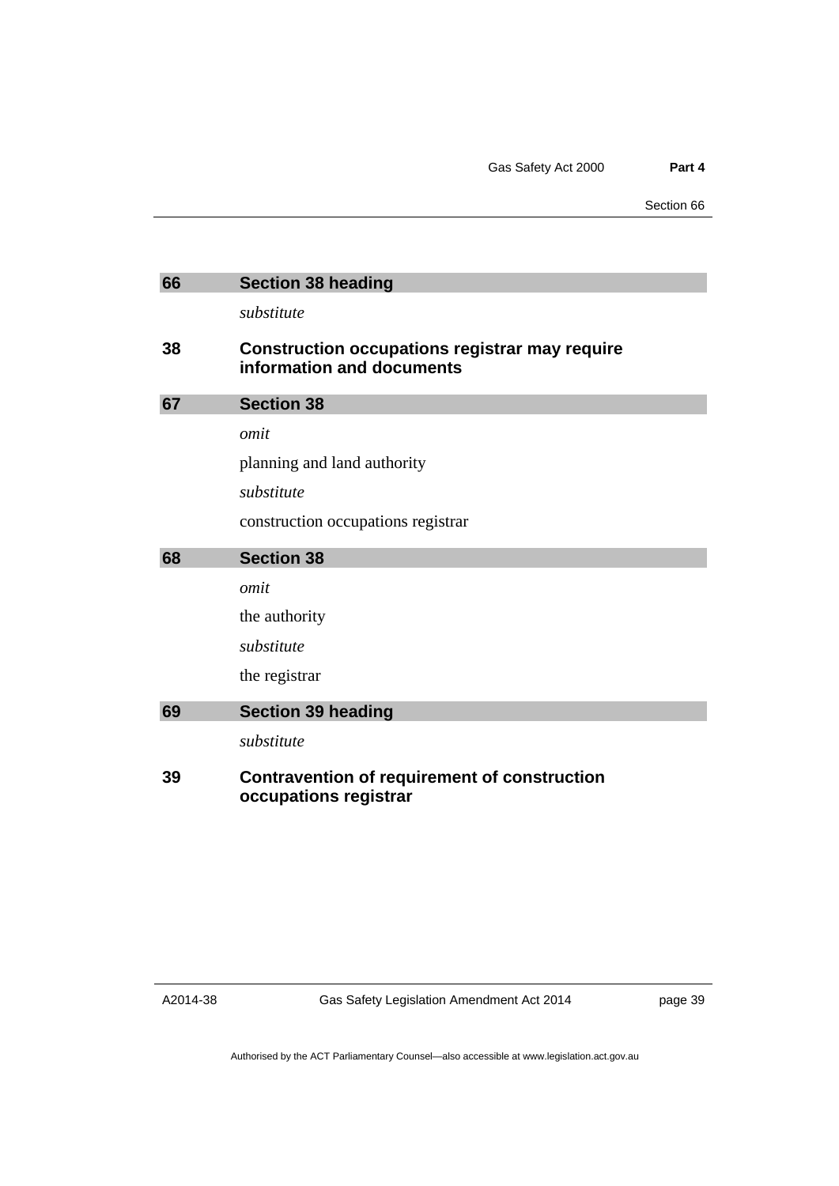## 66 Section 38 heading

*substitute*

### 38 Construction occupations registrar may require information and documents

## 67 Section 38

*omit*

planning and land authority

*substitute*

construction occupations registrar

## 68 Section 38

*omit*

the authority

*substitute*

the registrar

## 69 Section 39 heading

*substitute*

### 39 Contravention of requirement of construction occupations registrar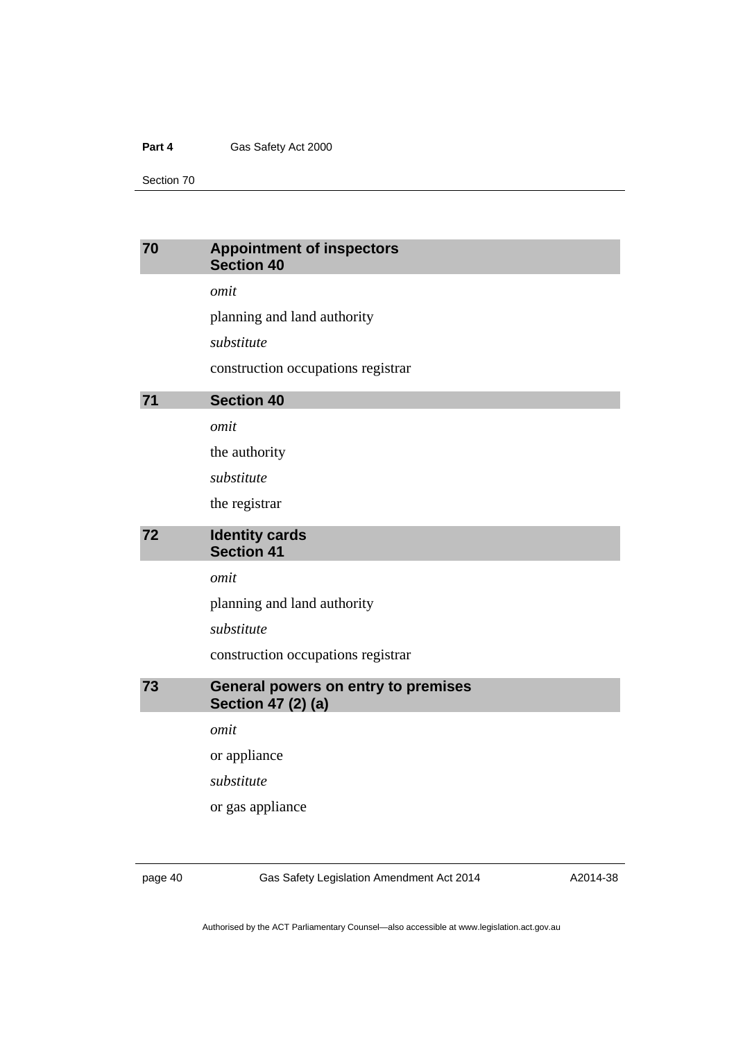## 70 Appointment of inspectors Section 40

*omit*

planning and land authority

*substitute*

construction occupations registrar

## 71 Section 40

*omit*

the authority

*substitute*

the registrar

## 72 Identity cards Section 41

*omit*

planning and land authority

*substitute*

construction occupations registrar

## 73 General powers on entry to premises Section 47 (2) (a)

*omit*

or appliance

*substitute*

or gas appliance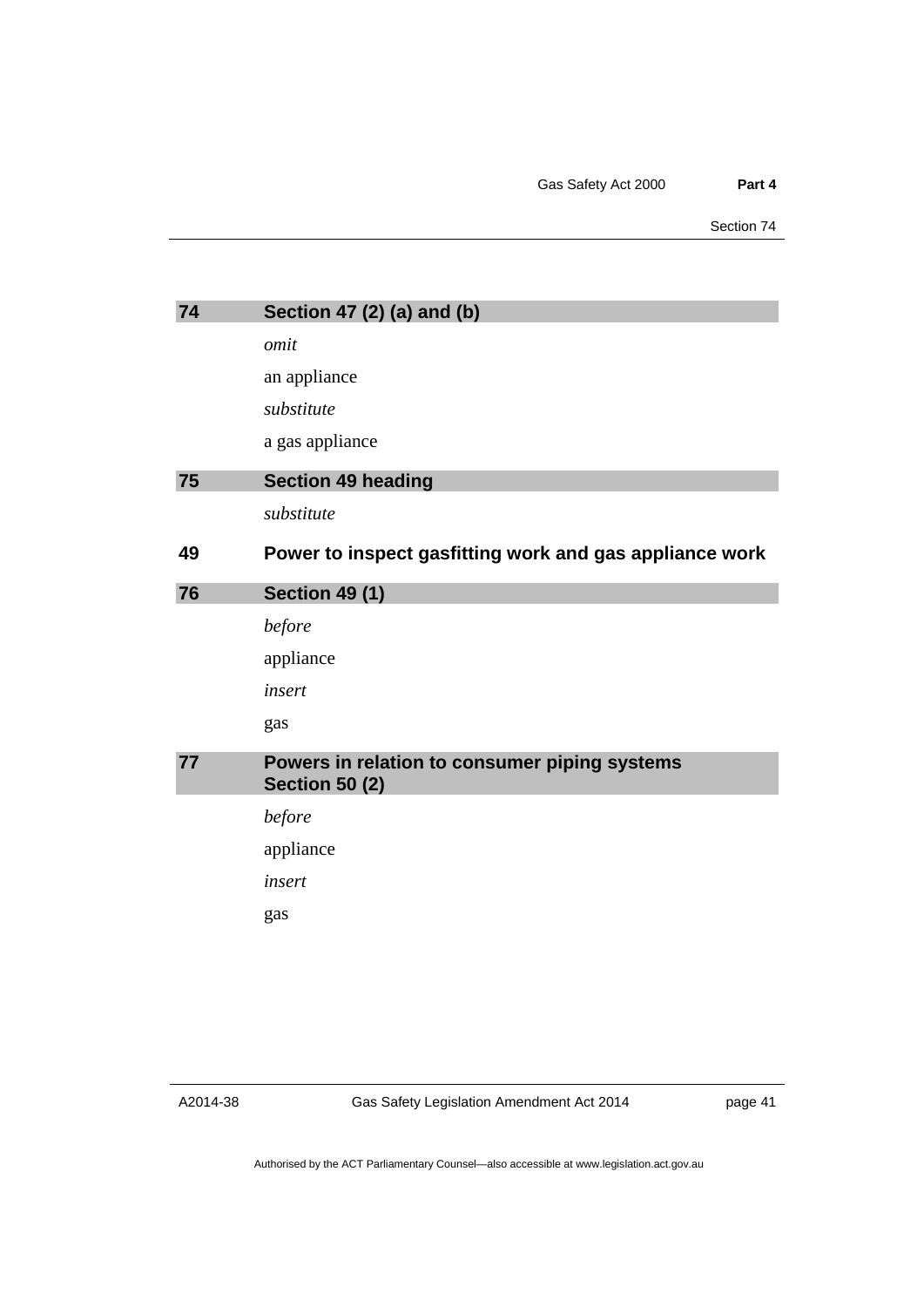## 74 Section 47 (2) (a) and (b)

*omit*

an appliance

*substitute*

a gas appliance

## 75 Section 49 heading

*substitute*

### 49 Power to inspect gasfitting work and gas appliance work

## 76 Section 49 (1)

*before*

appliance

*insert*

gas

## 77 Powers in relation to consumer piping systems Section 50 (2)

*before*

appliance

*insert*

gas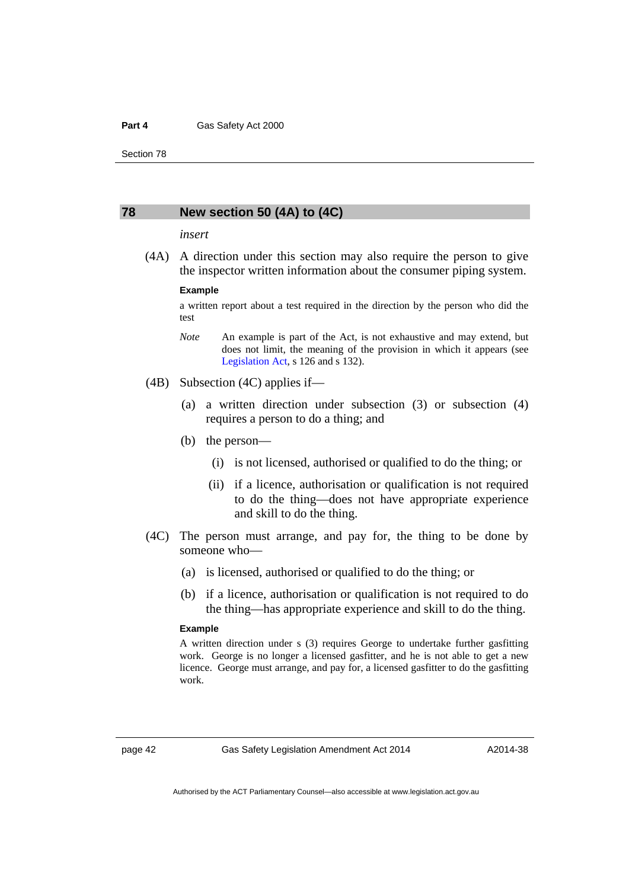## 78 New section 50 (4A) to (4C)

*insert*

(4A) A direction under this section may also require the person to give the inspector written information about the consumer piping system.

**Example**

a written report about a test required in the direction by the person who did the test

*Note* An example is part of the Act, is not exhaustive and may extend, but does not limit, the meaning of the provision in which it appears (see Legislation Act, s 126 and s 132).

(4B) Subsection (4C) applies if—

(a) a written direction under subsection (3) or subsection (4) requires a person to do a thing; and

(b) the person—

(i) is not licensed, authorised or qualified to do the thing; or

(ii) if a licence, authorisation or qualification is not required to do the thing—does not have appropriate experience and skill to do the thing.

(4C) The person must arrange, and pay for, the thing to be done by someone who—

(a) is licensed, authorised or qualified to do the thing; or

(b) if a licence, authorisation or qualification is not required to do the thing—has appropriate experience and skill to do the thing.

**Example**

A written direction under s (3) requires George to undertake further gasfitting work. George is no longer a licensed gasfitter, and he is not able to get a new licence. George must arrange, and pay for, a licensed gasfitter to do the gasfitting work.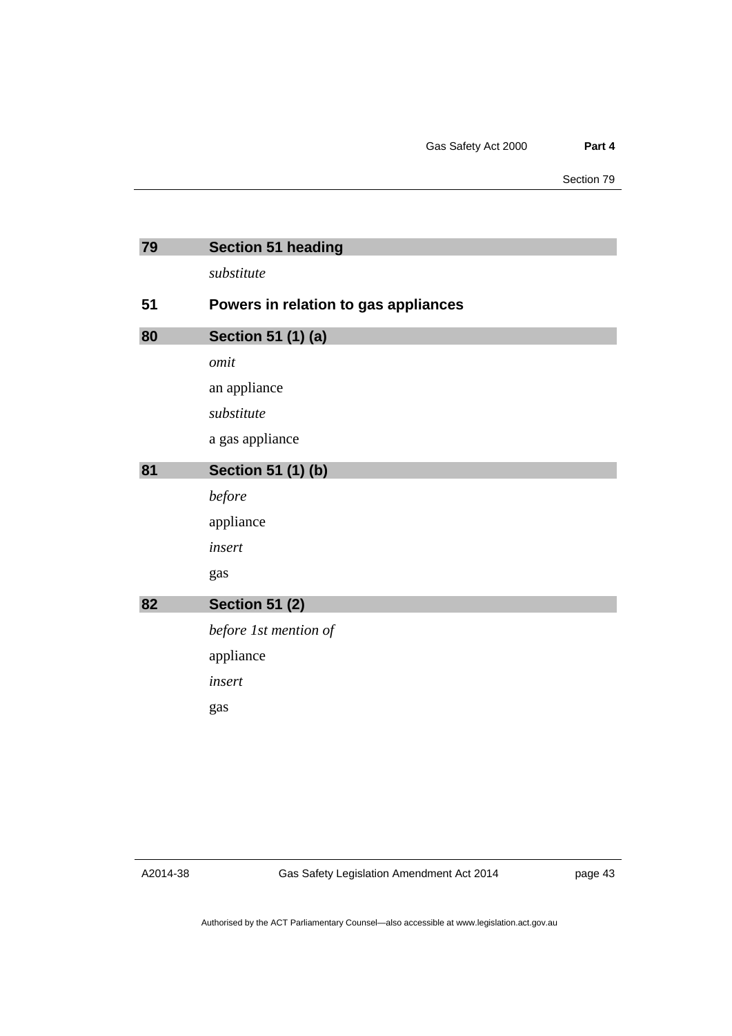### 79 Section 51 heading

*substitute*

### 51 Powers in relation to gas appliances

### 80 Section 51 (1) (a)

*omit*

an appliance

*substitute*

a gas appliance

### 81 Section 51 (1) (b)

*before*

appliance

*insert*

gas

### 82 Section 51 (2)

*before 1st mention of*

appliance

*insert*

gas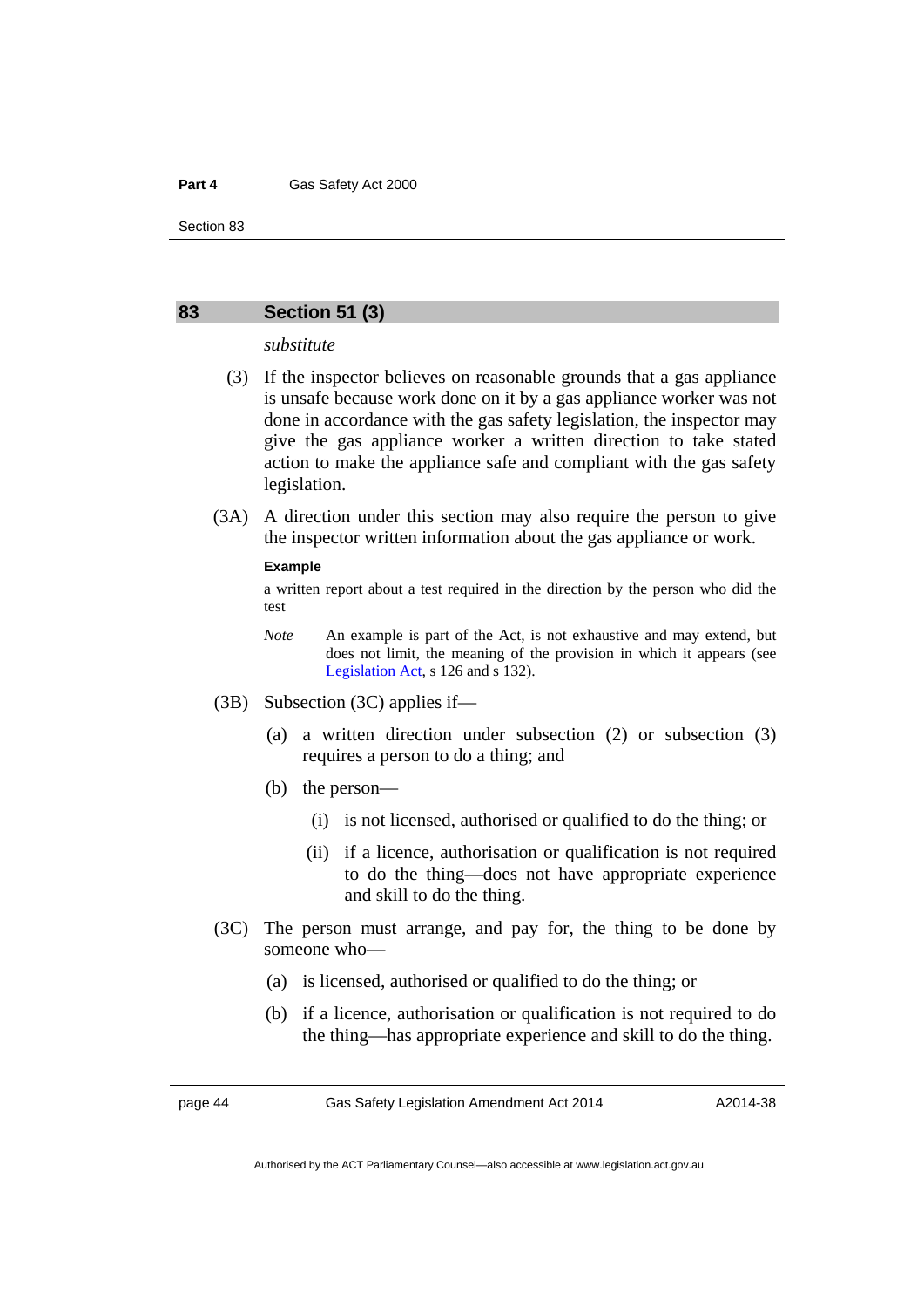## 83 Section 51 (3)

*substitute*

(3) If the inspector believes on reasonable grounds that a gas appliance is unsafe because work done on it by a gas appliance worker was not done in accordance with the gas safety legislation, the inspector may give the gas appliance worker a written direction to take stated action to make the appliance safe and compliant with the gas safety legislation.

(3A) A direction under this section may also require the person to give the inspector written information about the gas appliance or work.

**Example**

a written report about a test required in the direction by the person who did the test

*Note* An example is part of the Act, is not exhaustive and may extend, but does not limit, the meaning of the provision in which it appears (see Legislation Act, s 126 and s 132).

(3B) Subsection (3C) applies if—

(a) a written direction under subsection (2) or subsection (3) requires a person to do a thing; and

(b) the person—

(i) is not licensed, authorised or qualified to do the thing; or

(ii) if a licence, authorisation or qualification is not required to do the thing—does not have appropriate experience and skill to do the thing.

(3C) The person must arrange, and pay for, the thing to be done by someone who—

(a) is licensed, authorised or qualified to do the thing; or

(b) if a licence, authorisation or qualification is not required to do the thing—has appropriate experience and skill to do the thing.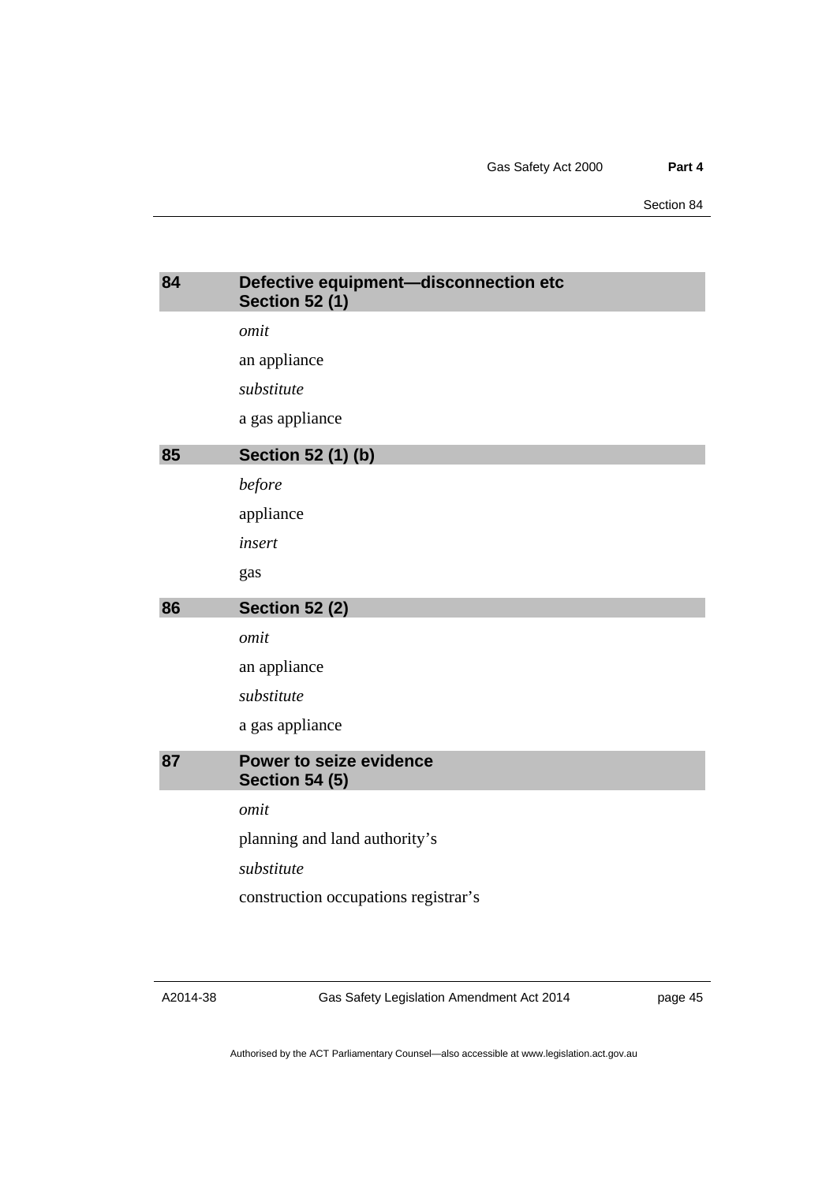## 84 Defective equipment—disconnection etc Section 52 (1)

*omit*

an appliance

*substitute*

a gas appliance

## 85 Section 52 (1) (b)

*before*

appliance

*insert*

gas

## 86 Section 52 (2)

*omit*

an appliance

*substitute*

a gas appliance

## 87 Power to seize evidence Section 54 (5)

*omit*

planning and land authority's

*substitute*

construction occupations registrar's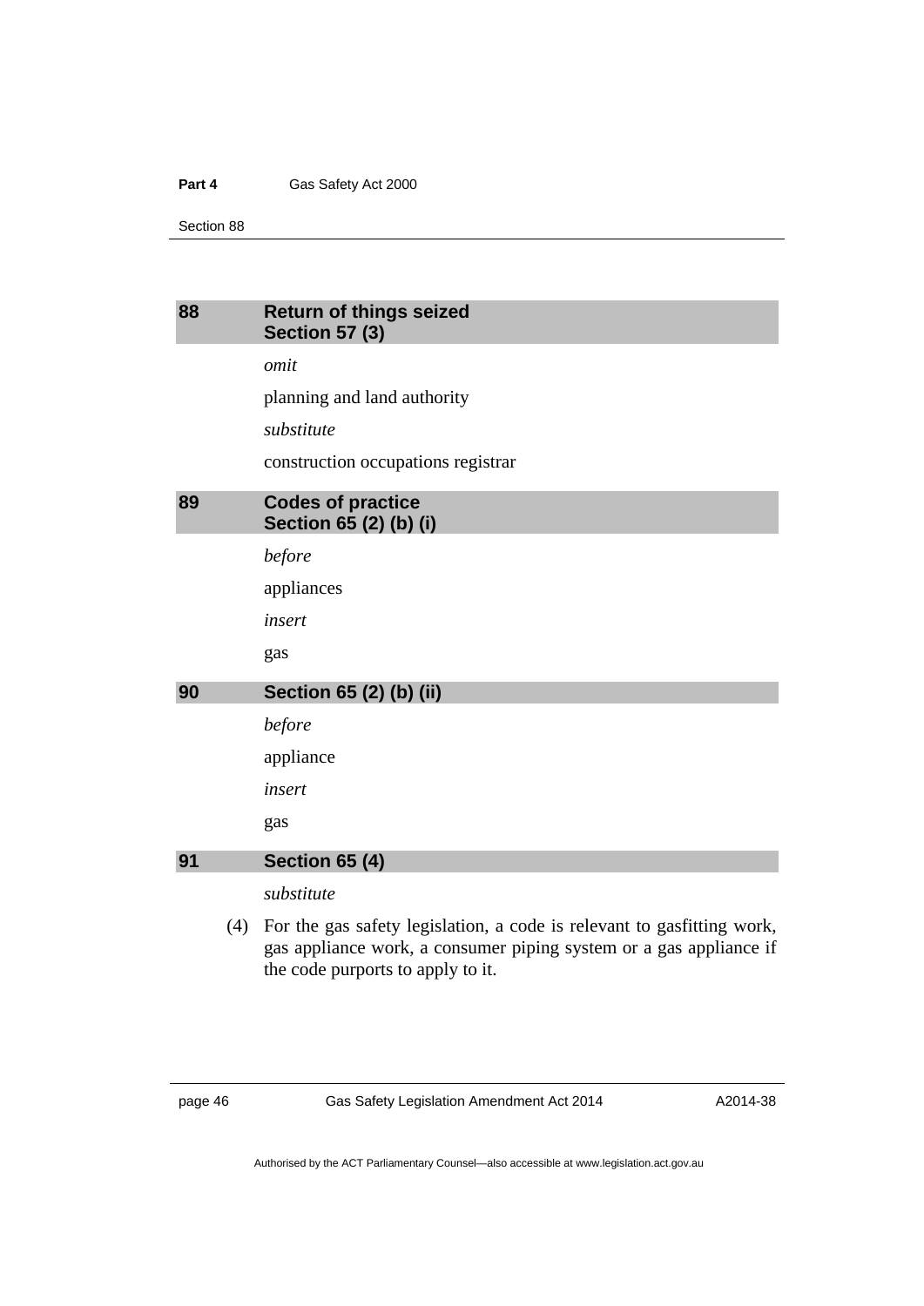## 88 Return of things seized
## Section 57 (3)

*omit*

planning and land authority

*substitute*

construction occupations registrar

## 89 Codes of practice
## Section 65 (2) (b) (i)

*before*

appliances

*insert*

gas

## 90 Section 65 (2) (b) (ii)

*before*

appliance

*insert*

gas

## 91 Section 65 (4)

*substitute*

(4) For the gas safety legislation, a code is relevant to gasfitting work, gas appliance work, a consumer piping system or a gas appliance if the code purports to apply to it.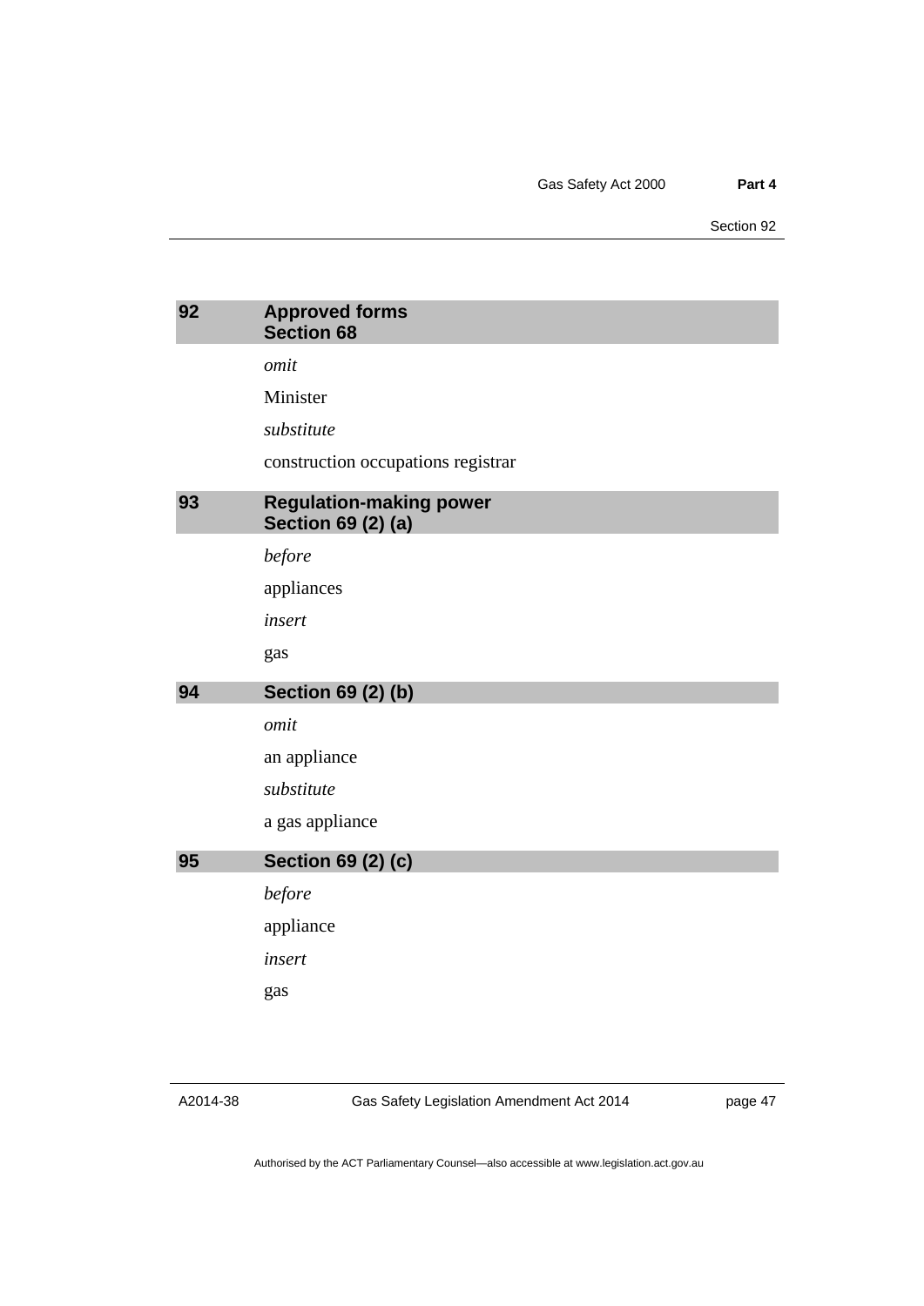## 92 Approved forms
## Section 68

*omit*

Minister

*substitute*

construction occupations registrar

## 93 Regulation-making power
## Section 69 (2) (a)

*before*

appliances

*insert*

gas

## 94 Section 69 (2) (b)

*omit*

an appliance

*substitute*

a gas appliance

## 95 Section 69 (2) (c)

*before*

appliance

*insert*

gas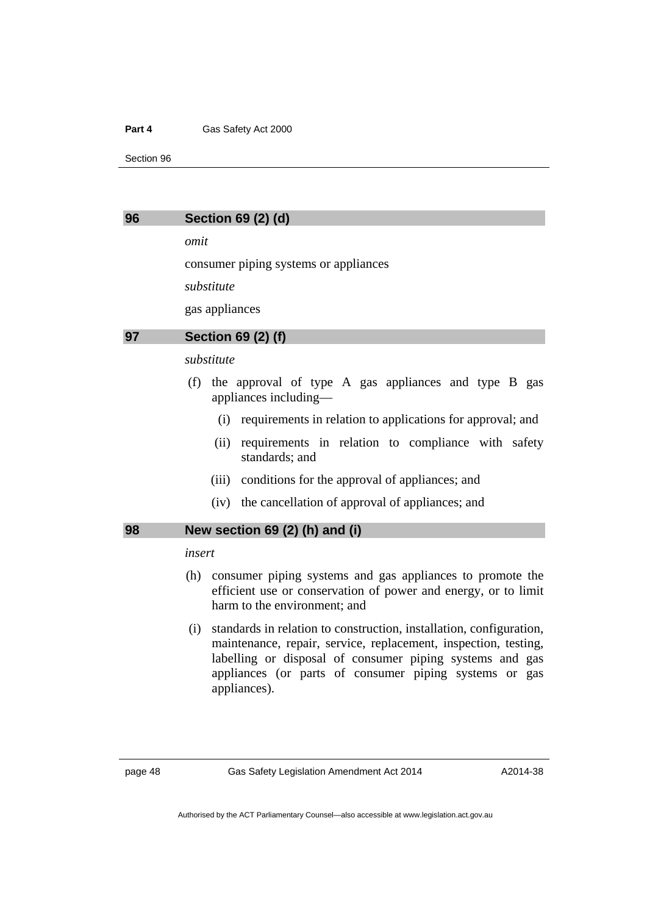## 96 Section 69 (2) (d)

*omit*

consumer piping systems or appliances

*substitute*

gas appliances

## 97 Section 69 (2) (f)

*substitute*

(f) the approval of type A gas appliances and type B gas appliances including—

(i) requirements in relation to applications for approval; and

(ii) requirements in relation to compliance with safety standards; and

(iii) conditions for the approval of appliances; and

(iv) the cancellation of approval of appliances; and

## 98 New section 69 (2) (h) and (i)

*insert*

(h) consumer piping systems and gas appliances to promote the efficient use or conservation of power and energy, or to limit harm to the environment; and

(i) standards in relation to construction, installation, configuration, maintenance, repair, service, replacement, inspection, testing, labelling or disposal of consumer piping systems and gas appliances (or parts of consumer piping systems or gas appliances).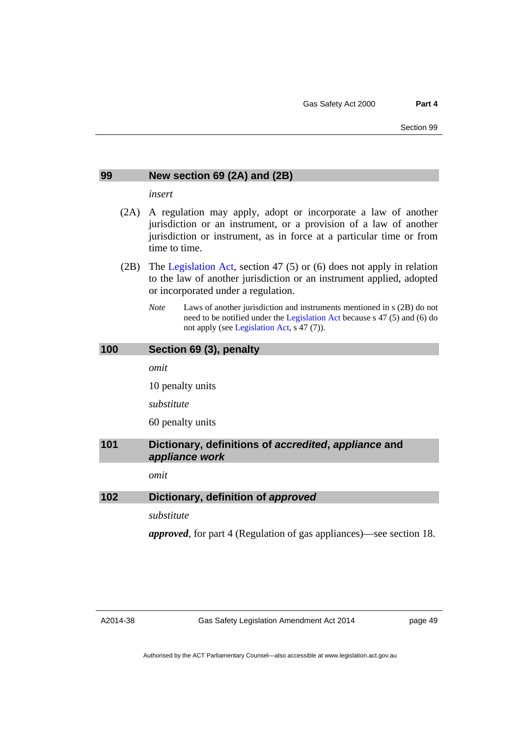## 99 New section 69 (2A) and (2B)

*insert*

(2A) A regulation may apply, adopt or incorporate a law of another jurisdiction or an instrument, or a provision of a law of another jurisdiction or instrument, as in force at a particular time or from time to time.

(2B) The Legislation Act, section 47 (5) or (6) does not apply in relation to the law of another jurisdiction or an instrument applied, adopted or incorporated under a regulation.

*Note* Laws of another jurisdiction and instruments mentioned in s (2B) do not need to be notified under the Legislation Act because s 47 (5) and (6) do not apply (see Legislation Act, s 47 (7)).

## 100 Section 69 (3), penalty

*omit*

10 penalty units

*substitute*

60 penalty units

## 101 Dictionary, definitions of *accredited*, *appliance* and *appliance work*

*omit*

## 102 Dictionary, definition of *approved*

*substitute*

***approved***, for part 4 (Regulation of gas appliances)—see section 18.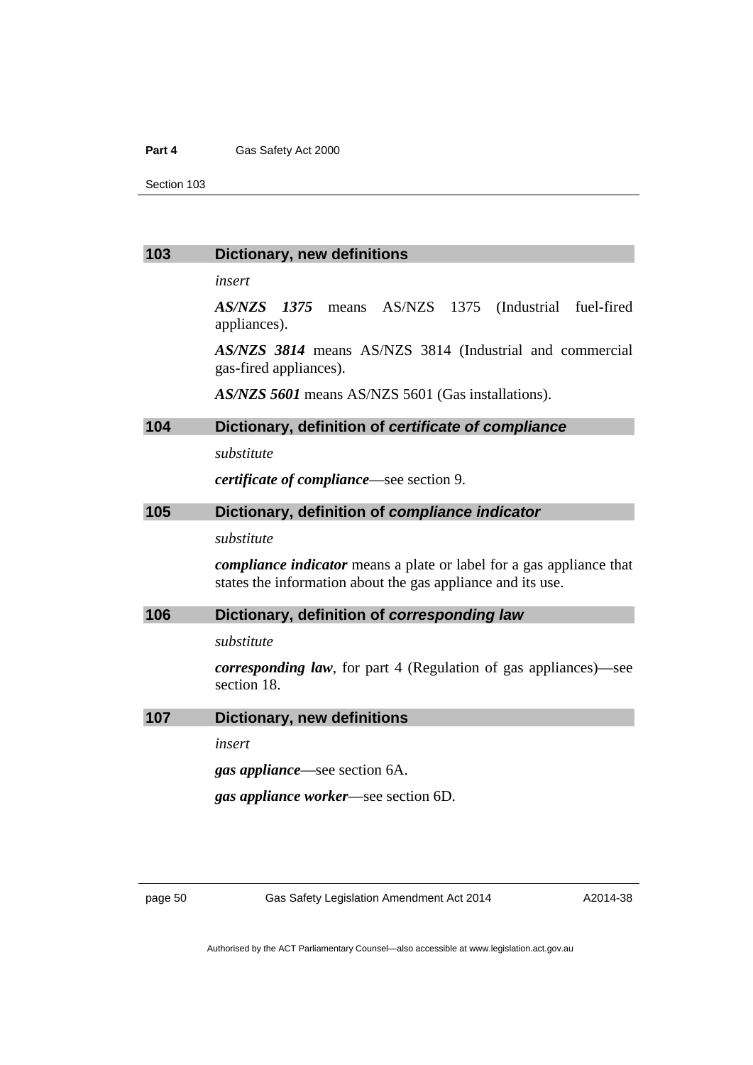### 103 Dictionary, new definitions

*insert*

***AS/NZS 1375*** means AS/NZS 1375 (Industrial fuel-fired appliances).

***AS/NZS 3814*** means AS/NZS 3814 (Industrial and commercial gas-fired appliances).

***AS/NZS 5601*** means AS/NZS 5601 (Gas installations).

### 104 Dictionary, definition of *certificate of compliance*

*substitute*

***certificate of compliance***—see section 9.

### 105 Dictionary, definition of *compliance indicator*

*substitute*

***compliance indicator*** means a plate or label for a gas appliance that states the information about the gas appliance and its use.

### 106 Dictionary, definition of *corresponding law*

*substitute*

***corresponding law***, for part 4 (Regulation of gas appliances)—see section 18.

### 107 Dictionary, new definitions

*insert*

***gas appliance***—see section 6A.

***gas appliance worker***—see section 6D.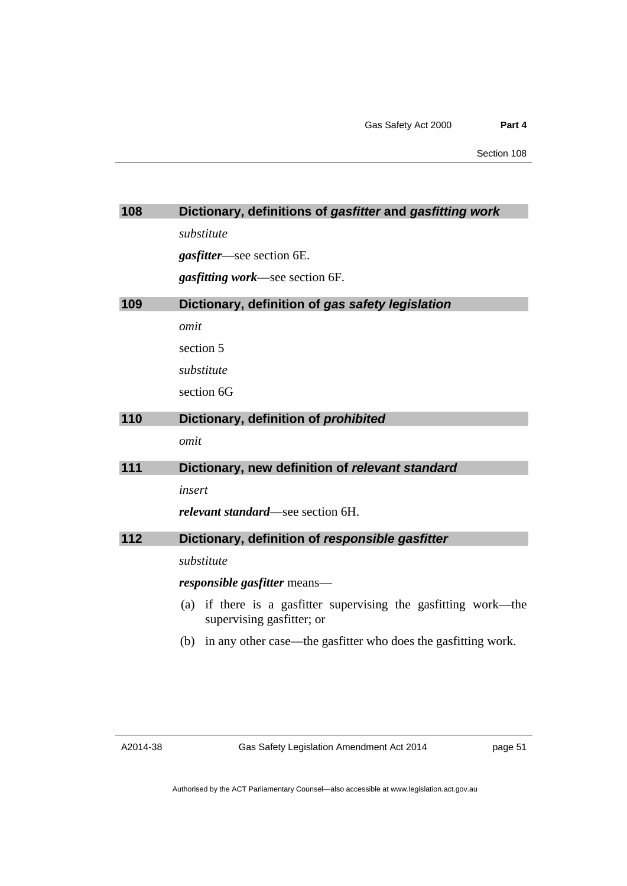## 108 Dictionary, definitions of *gasfitter* and *gasfitting work*

*substitute*

***gasfitter***—see section 6E.

***gasfitting work***—see section 6F.

## 109 Dictionary, definition of *gas safety legislation*

*omit*

section 5

*substitute*

section 6G

## 110 Dictionary, definition of *prohibited*

*omit*

## 111 Dictionary, new definition of *relevant standard*

*insert*

***relevant standard***—see section 6H.

## 112 Dictionary, definition of *responsible gasfitter*

*substitute*

***responsible gasfitter*** means—

(a) if there is a gasfitter supervising the gasfitting work—the supervising gasfitter; or

(b) in any other case—the gasfitter who does the gasfitting work.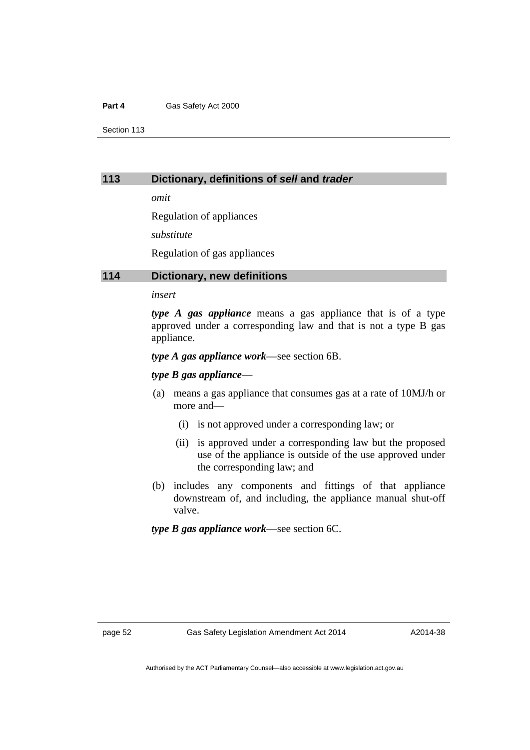## 113 Dictionary, definitions of *sell* and *trader*

*omit*

Regulation of appliances

*substitute*

Regulation of gas appliances

## 114 Dictionary, new definitions

*insert*

***type A gas appliance*** means a gas appliance that is of a type approved under a corresponding law and that is not a type B gas appliance.

***type A gas appliance work***—see section 6B.

***type B gas appliance***—

(a) means a gas appliance that consumes gas at a rate of 10MJ/h or more and—

  (i) is not approved under a corresponding law; or

  (ii) is approved under a corresponding law but the proposed use of the appliance is outside of the use approved under the corresponding law; and

(b) includes any components and fittings of that appliance downstream of, and including, the appliance manual shut-off valve.

***type B gas appliance work***—see section 6C.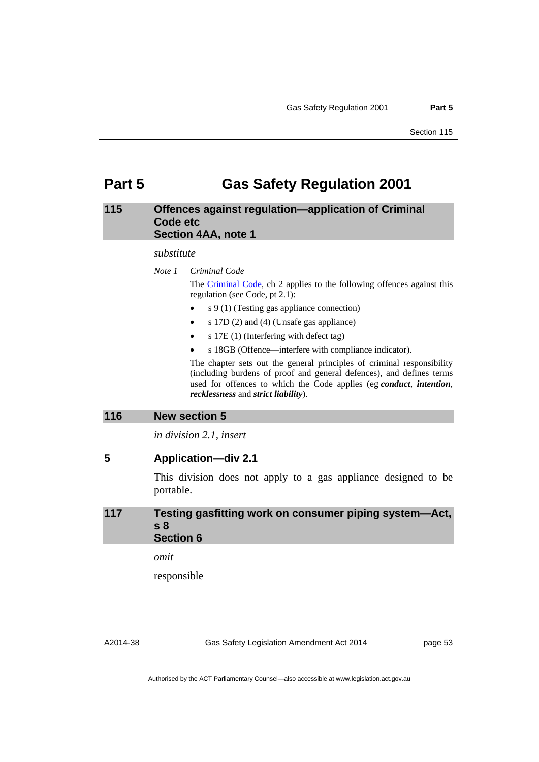# Part 5 Gas Safety Regulation 2001

## 115 Offences against regulation—application of Criminal Code etc
## Section 4AA, note 1

*substitute*

*Note 1* *Criminal Code*

The Criminal Code, ch 2 applies to the following offences against this regulation (see Code, pt 2.1):

- s 9 (1) (Testing gas appliance connection)
- s 17D (2) and (4) (Unsafe gas appliance)
- s 17E (1) (Interfering with defect tag)
- s 18GB (Offence—interfere with compliance indicator).

The chapter sets out the general principles of criminal responsibility (including burdens of proof and general defences), and defines terms used for offences to which the Code applies (eg ***conduct***, ***intention***, ***recklessness*** and ***strict liability***).

## 116 New section 5

*in division 2.1, insert*

### 5 Application—div 2.1

This division does not apply to a gas appliance designed to be portable.

## 117 Testing gasfitting work on consumer piping system—Act, s 8
## Section 6

*omit*

responsible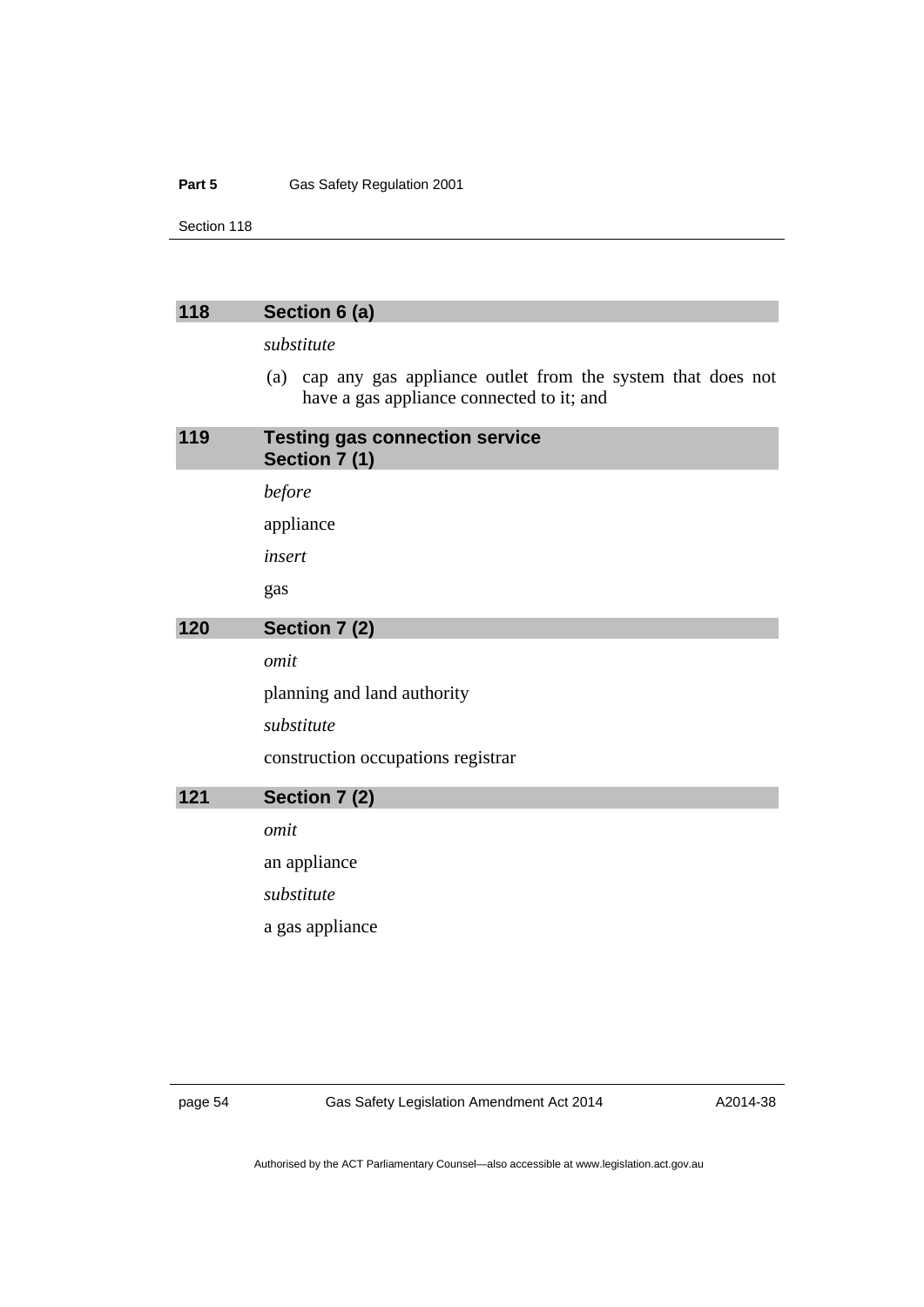## 118 Section 6 (a)

*substitute*

(a) cap any gas appliance outlet from the system that does not have a gas appliance connected to it; and

## 119 Testing gas connection service Section 7 (1)

*before*

appliance

*insert*

gas

## 120 Section 7 (2)

*omit*

planning and land authority

*substitute*

construction occupations registrar

## 121 Section 7 (2)

*omit*

an appliance

*substitute*

a gas appliance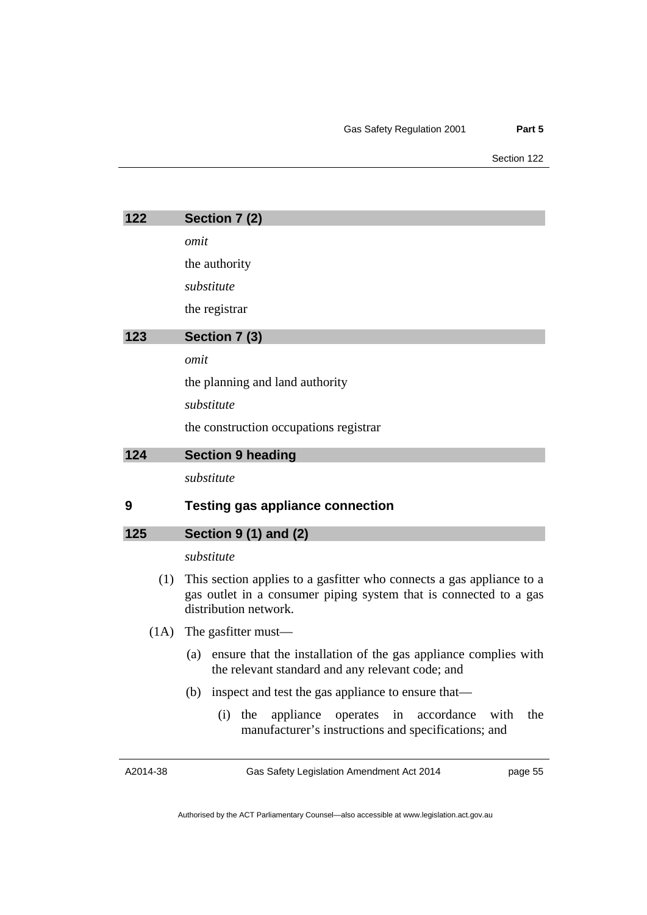### 122 Section 7 (2)

*omit*

the authority

*substitute*

the registrar

### 123 Section 7 (3)

*omit*

the planning and land authority

*substitute*

the construction occupations registrar

### 124 Section 9 heading

*substitute*

### 9 Testing gas appliance connection

### 125 Section 9 (1) and (2)

*substitute*

(1) This section applies to a gasfitter who connects a gas appliance to a gas outlet in a consumer piping system that is connected to a gas distribution network.

(1A) The gasfitter must—

(a) ensure that the installation of the gas appliance complies with the relevant standard and any relevant code; and

(b) inspect and test the gas appliance to ensure that—

(i) the appliance operates in accordance with the manufacturer's instructions and specifications; and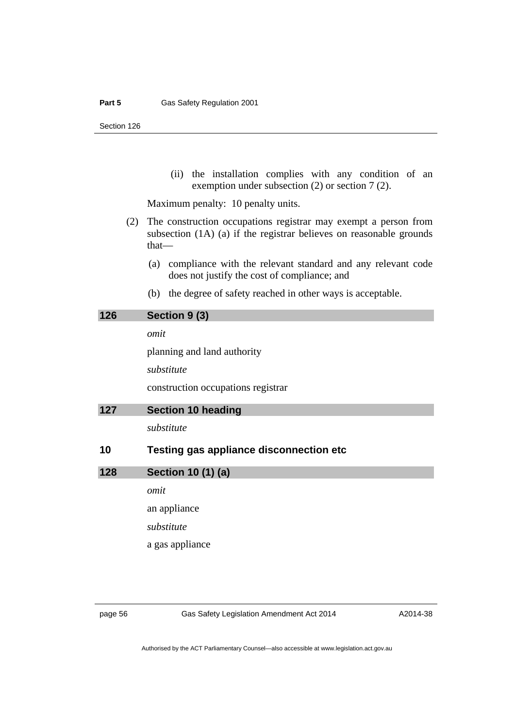(ii) the installation complies with any condition of an exemption under subsection (2) or section 7 (2).

Maximum penalty: 10 penalty units.

(2) The construction occupations registrar may exempt a person from subsection (1A) (a) if the registrar believes on reasonable grounds that—

(a) compliance with the relevant standard and any relevant code does not justify the cost of compliance; and

(b) the degree of safety reached in other ways is acceptable.

## 126 Section 9 (3)

*omit*

planning and land authority

*substitute*

construction occupations registrar

## 127 Section 10 heading

*substitute*

### 10 Testing gas appliance disconnection etc

## 128 Section 10 (1) (a)

*omit*

an appliance

*substitute*

a gas appliance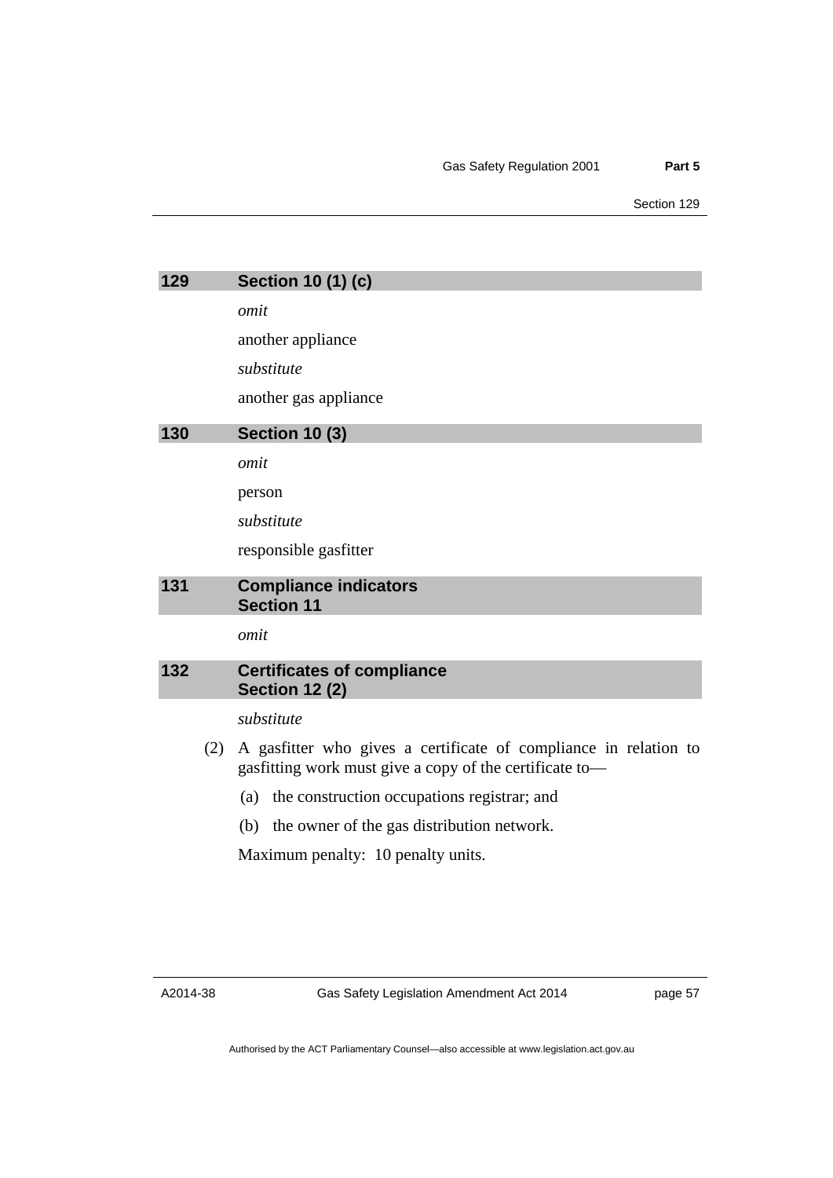### 129 Section 10 (1) (c)

*omit*

another appliance

*substitute*

another gas appliance

### 130 Section 10 (3)

*omit*

person

*substitute*

responsible gasfitter

### 131 Compliance indicators Section 11

*omit*

### 132 Certificates of compliance Section 12 (2)

*substitute*

(2) A gasfitter who gives a certificate of compliance in relation to gasfitting work must give a copy of the certificate to—

(a) the construction occupations registrar; and

(b) the owner of the gas distribution network.

Maximum penalty: 10 penalty units.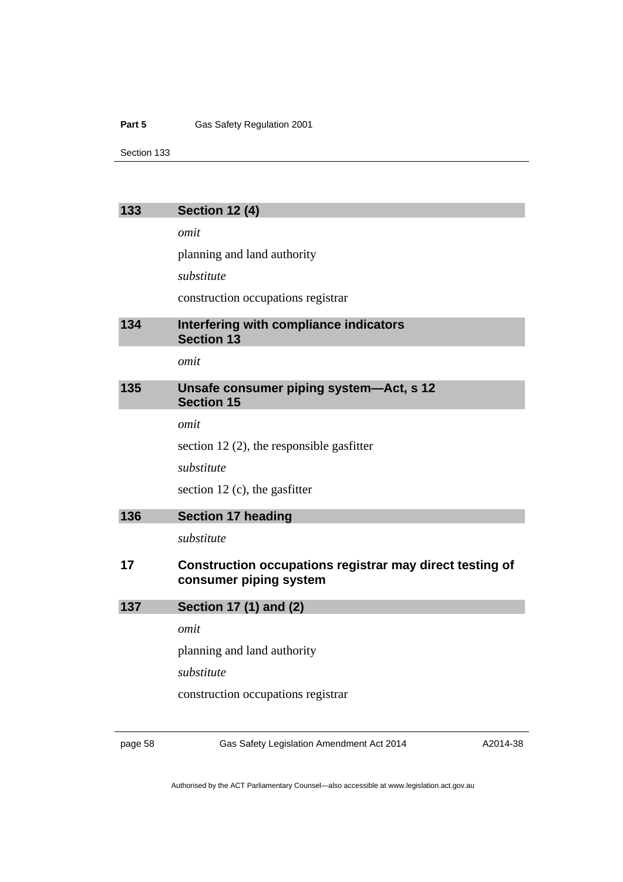### 133 Section 12 (4)

*omit*

planning and land authority

*substitute*

construction occupations registrar

### 134 Interfering with compliance indicators Section 13

*omit*

### 135 Unsafe consumer piping system—Act, s 12 Section 15

*omit*

section 12 (2), the responsible gasfitter

*substitute*

section 12 (c), the gasfitter

### 136 Section 17 heading

*substitute*

### 17 Construction occupations registrar may direct testing of consumer piping system

### 137 Section 17 (1) and (2)

*omit*

planning and land authority

*substitute*

construction occupations registrar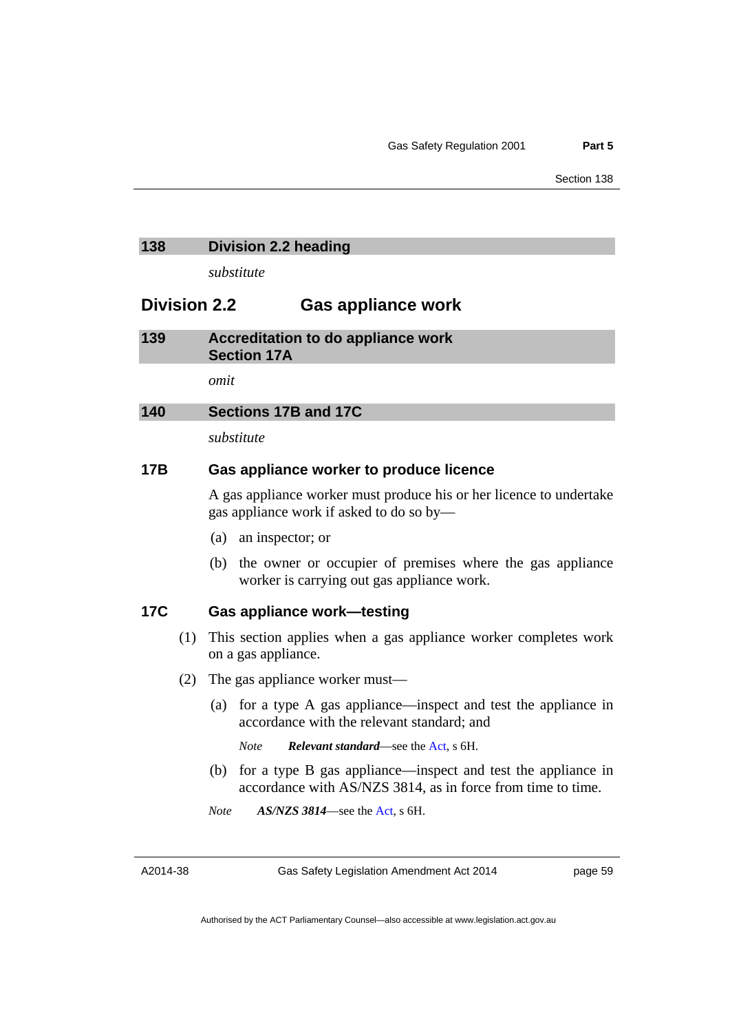## 138 Division 2.2 heading

*substitute*

## Division 2.2 Gas appliance work

## 139 Accreditation to do appliance work Section 17A

*omit*

## 140 Sections 17B and 17C

*substitute*

### 17B Gas appliance worker to produce licence

A gas appliance worker must produce his or her licence to undertake gas appliance work if asked to do so by—

(a) an inspector; or

(b) the owner or occupier of premises where the gas appliance worker is carrying out gas appliance work.

### 17C Gas appliance work—testing

(1) This section applies when a gas appliance worker completes work on a gas appliance.

(2) The gas appliance worker must—

(a) for a type A gas appliance—inspect and test the appliance in accordance with the relevant standard; and

*Note* ***Relevant standard***—see the Act, s 6H.

(b) for a type B gas appliance—inspect and test the appliance in accordance with AS/NZS 3814, as in force from time to time.

*Note* ***AS/NZS 3814***—see the Act, s 6H.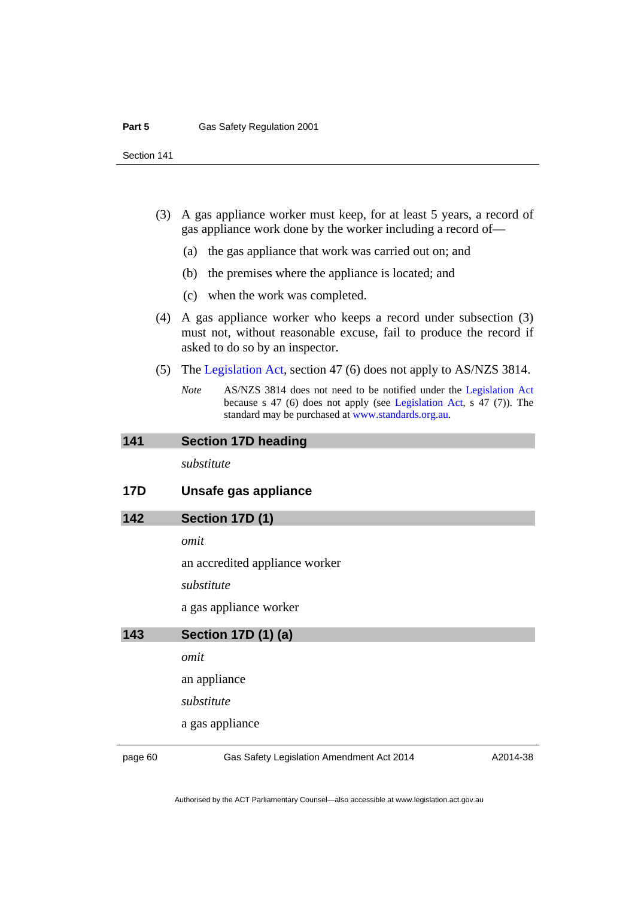(3) A gas appliance worker must keep, for at least 5 years, a record of gas appliance work done by the worker including a record of—

(a) the gas appliance that work was carried out on; and

(b) the premises where the appliance is located; and

(c) when the work was completed.

(4) A gas appliance worker who keeps a record under subsection (3) must not, without reasonable excuse, fail to produce the record if asked to do so by an inspector.

(5) The Legislation Act, section 47 (6) does not apply to AS/NZS 3814.

*Note* AS/NZS 3814 does not need to be notified under the Legislation Act because s 47 (6) does not apply (see Legislation Act, s 47 (7)). The standard may be purchased at www.standards.org.au.

## 141 Section 17D heading

*substitute*

### 17D Unsafe gas appliance

## 142 Section 17D (1)

*omit*

an accredited appliance worker

*substitute*

a gas appliance worker

## 143 Section 17D (1) (a)

*omit*

an appliance

*substitute*

a gas appliance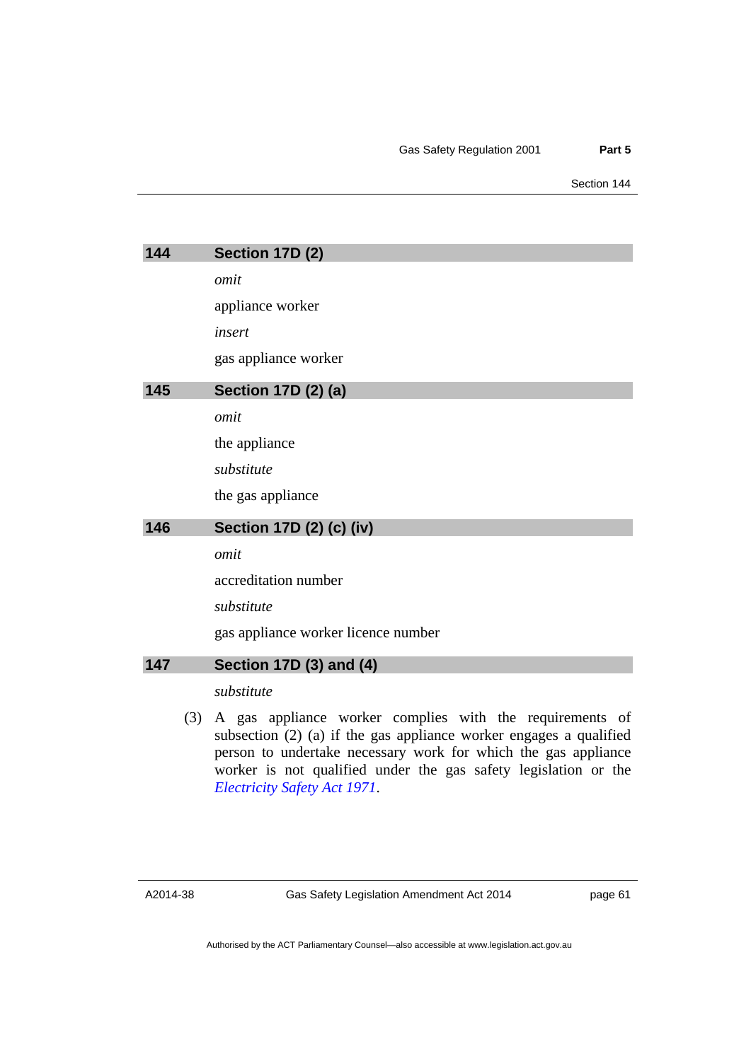## 144 Section 17D (2)

*omit*

appliance worker

*insert*

gas appliance worker

## 145 Section 17D (2) (a)

*omit*

the appliance

*substitute*

the gas appliance

## 146 Section 17D (2) (c) (iv)

*omit*

accreditation number

*substitute*

gas appliance worker licence number

## 147 Section 17D (3) and (4)

*substitute*

(3) A gas appliance worker complies with the requirements of subsection (2) (a) if the gas appliance worker engages a qualified person to undertake necessary work for which the gas appliance worker is not qualified under the gas safety legislation or the *Electricity Safety Act 1971*.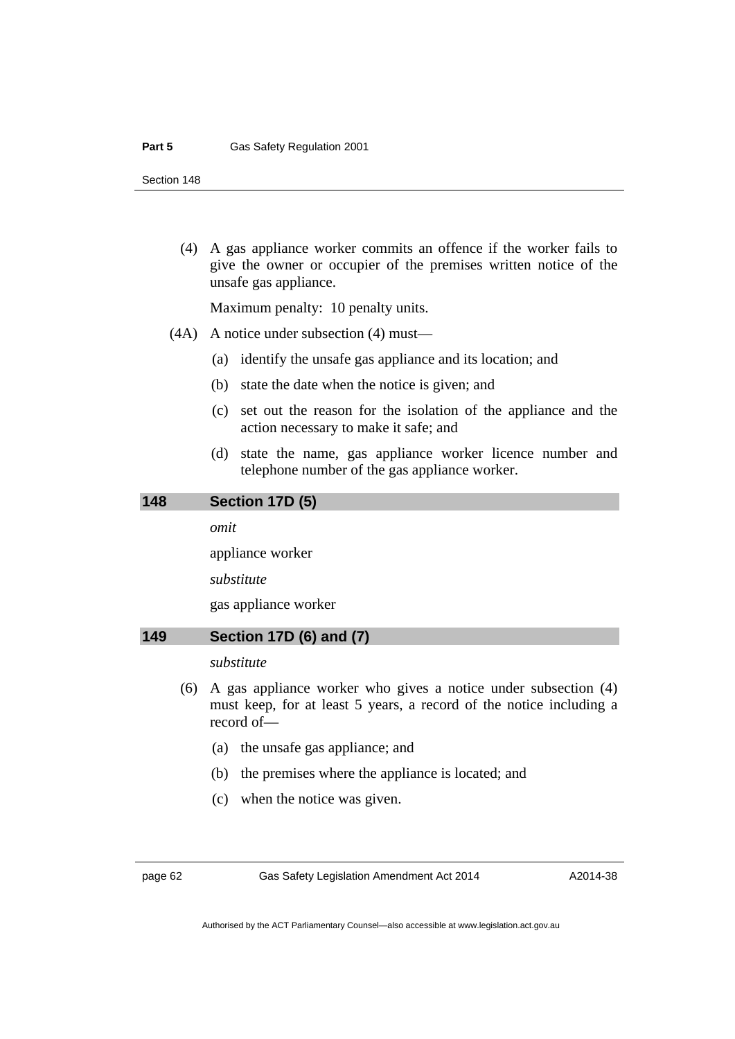(4) A gas appliance worker commits an offence if the worker fails to give the owner or occupier of the premises written notice of the unsafe gas appliance.

Maximum penalty: 10 penalty units.

(4A) A notice under subsection (4) must—

(a) identify the unsafe gas appliance and its location; and

(b) state the date when the notice is given; and

(c) set out the reason for the isolation of the appliance and the action necessary to make it safe; and

(d) state the name, gas appliance worker licence number and telephone number of the gas appliance worker.

## 148 Section 17D (5)

*omit*

appliance worker

*substitute*

gas appliance worker

## 149 Section 17D (6) and (7)

*substitute*

(6) A gas appliance worker who gives a notice under subsection (4) must keep, for at least 5 years, a record of the notice including a record of—

(a) the unsafe gas appliance; and

(b) the premises where the appliance is located; and

(c) when the notice was given.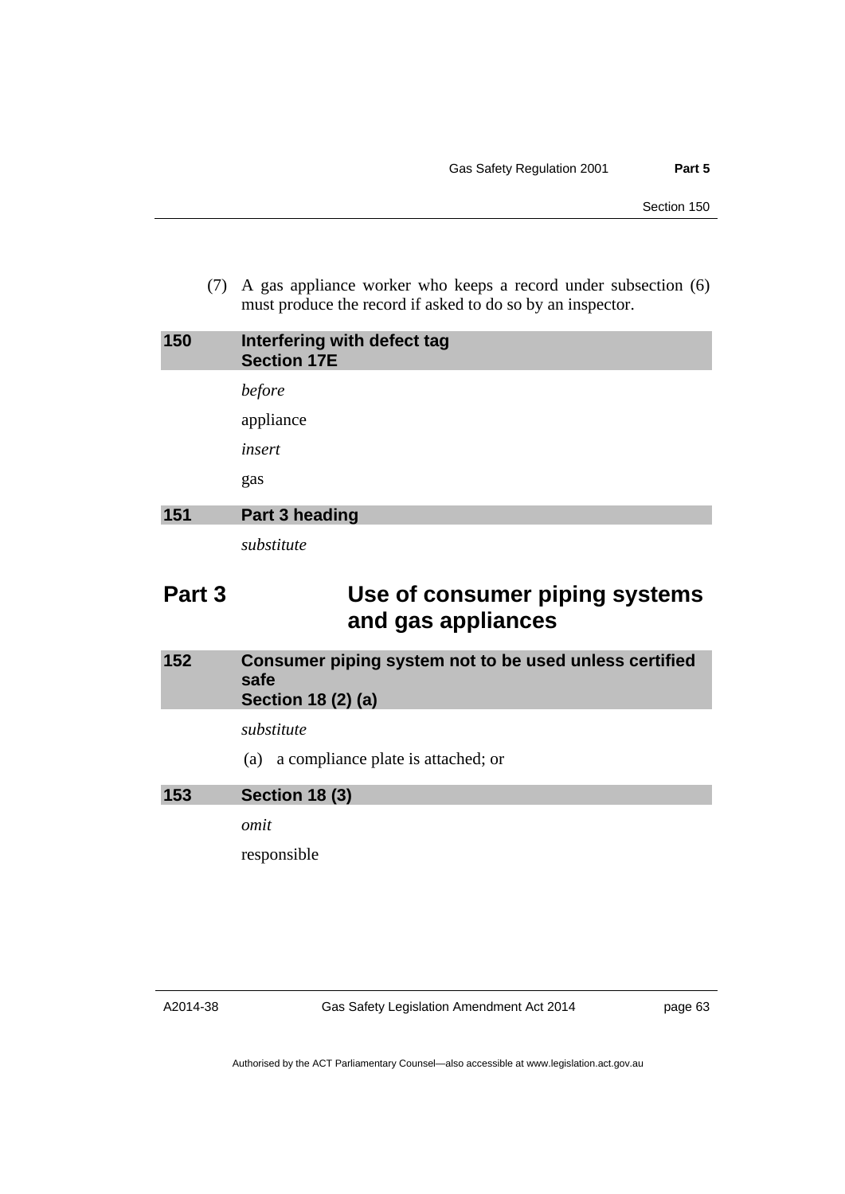(7) A gas appliance worker who keeps a record under subsection (6) must produce the record if asked to do so by an inspector.

### 150 Interfering with defect tag Section 17E

*before*

appliance

*insert*

gas

### 151 Part 3 heading

*substitute*

## Part 3 Use of consumer piping systems and gas appliances

### 152 Consumer piping system not to be used unless certified safe Section 18 (2) (a)

*substitute*

(a) a compliance plate is attached; or

### 153 Section 18 (3)

*omit*

responsible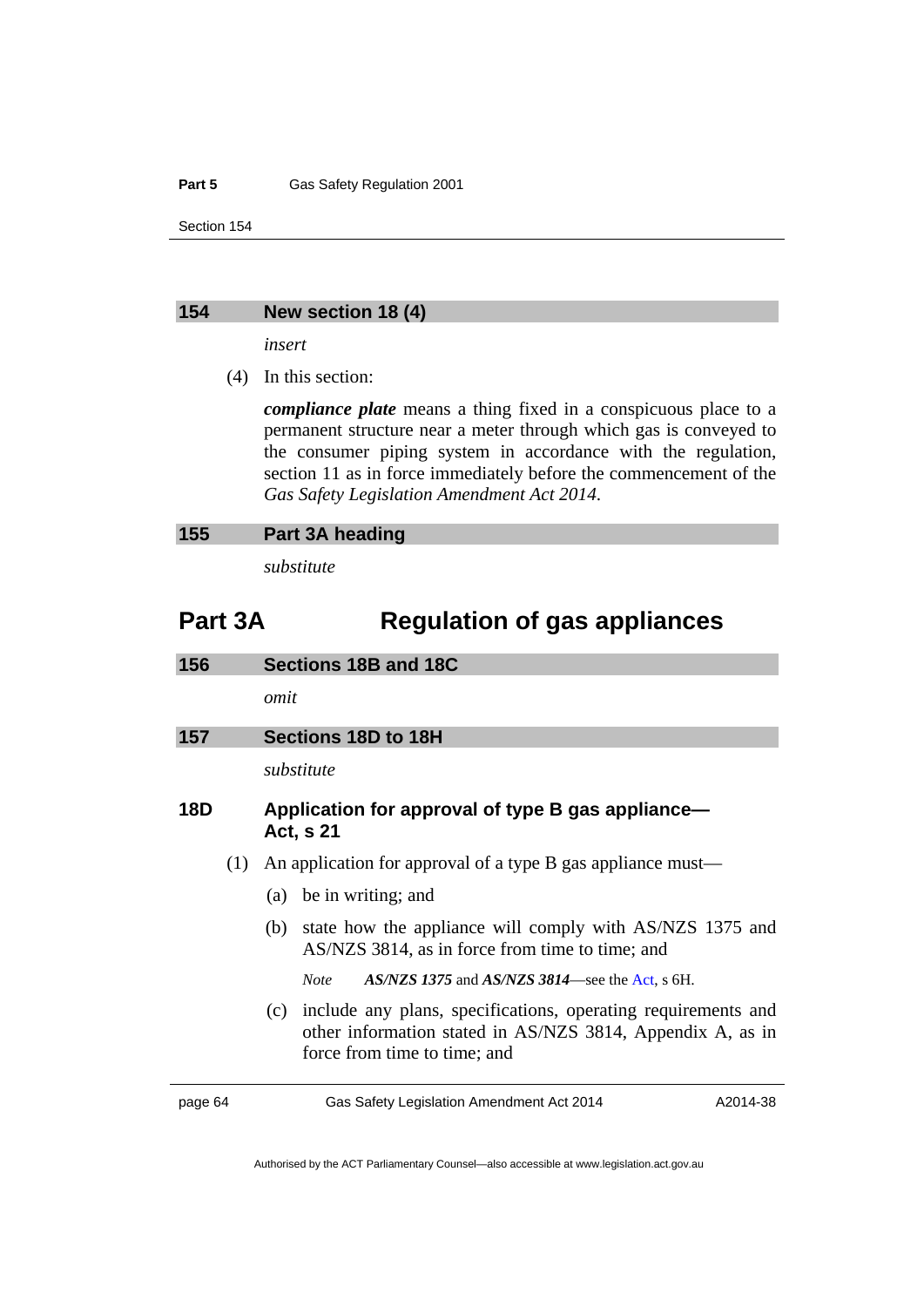### 154 New section 18 (4)

*insert*

(4) In this section:

***compliance plate*** means a thing fixed in a conspicuous place to a permanent structure near a meter through which gas is conveyed to the consumer piping system in accordance with the regulation, section 11 as in force immediately before the commencement of the *Gas Safety Legislation Amendment Act 2014*.

### 155 Part 3A heading

*substitute*

## Part 3A Regulation of gas appliances

### 156 Sections 18B and 18C

*omit*

### 157 Sections 18D to 18H

*substitute*

### 18D Application for approval of type B gas appliance—Act, s 21

(1) An application for approval of a type B gas appliance must—

(a) be in writing; and

(b) state how the appliance will comply with AS/NZS 1375 and AS/NZS 3814, as in force from time to time; and

*Note* ***AS/NZS 1375*** and ***AS/NZS 3814***—see the Act, s 6H.

(c) include any plans, specifications, operating requirements and other information stated in AS/NZS 3814, Appendix A, as in force from time to time; and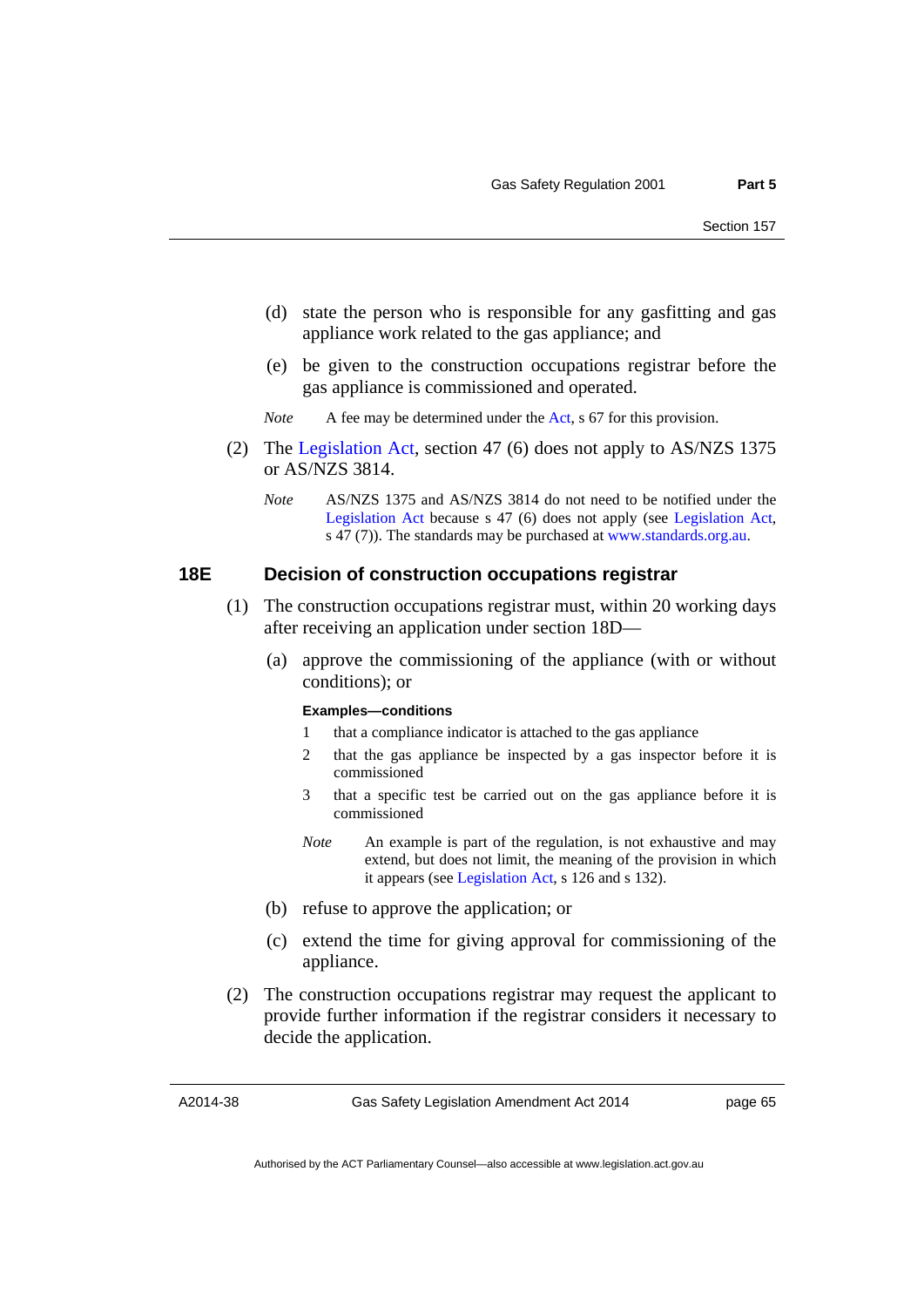(d) state the person who is responsible for any gasfitting and gas appliance work related to the gas appliance; and

(e) be given to the construction occupations registrar before the gas appliance is commissioned and operated.

*Note* A fee may be determined under the Act, s 67 for this provision.

(2) The Legislation Act, section 47 (6) does not apply to AS/NZS 1375 or AS/NZS 3814.

*Note* AS/NZS 1375 and AS/NZS 3814 do not need to be notified under the Legislation Act because s 47 (6) does not apply (see Legislation Act, s 47 (7)). The standards may be purchased at www.standards.org.au.

### 18E Decision of construction occupations registrar

(1) The construction occupations registrar must, within 20 working days after receiving an application under section 18D—

(a) approve the commissioning of the appliance (with or without conditions); or

**Examples—conditions**

1 that a compliance indicator is attached to the gas appliance

2 that the gas appliance be inspected by a gas inspector before it is commissioned

3 that a specific test be carried out on the gas appliance before it is commissioned

*Note* An example is part of the regulation, is not exhaustive and may extend, but does not limit, the meaning of the provision in which it appears (see Legislation Act, s 126 and s 132).

(b) refuse to approve the application; or

(c) extend the time for giving approval for commissioning of the appliance.

(2) The construction occupations registrar may request the applicant to provide further information if the registrar considers it necessary to decide the application.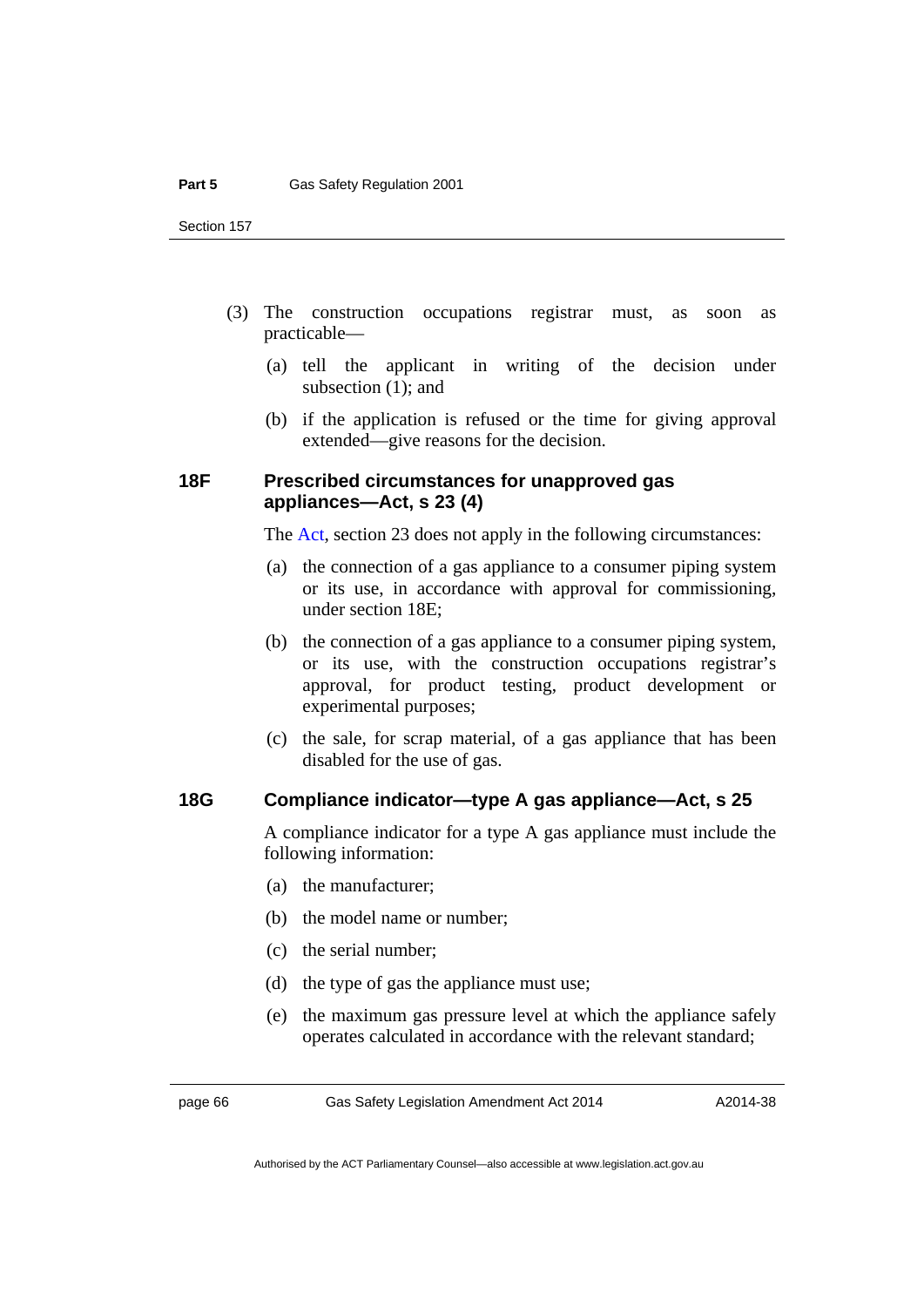(3) The construction occupations registrar must, as soon as practicable—

(a) tell the applicant in writing of the decision under subsection (1); and

(b) if the application is refused or the time for giving approval extended—give reasons for the decision.

### 18F Prescribed circumstances for unapproved gas appliances—Act, s 23 (4)

The Act, section 23 does not apply in the following circumstances:

(a) the connection of a gas appliance to a consumer piping system or its use, in accordance with approval for commissioning, under section 18E;

(b) the connection of a gas appliance to a consumer piping system, or its use, with the construction occupations registrar's approval, for product testing, product development or experimental purposes;

(c) the sale, for scrap material, of a gas appliance that has been disabled for the use of gas.

### 18G Compliance indicator—type A gas appliance—Act, s 25

A compliance indicator for a type A gas appliance must include the following information:

(a) the manufacturer;

(b) the model name or number;

(c) the serial number;

(d) the type of gas the appliance must use;

(e) the maximum gas pressure level at which the appliance safely operates calculated in accordance with the relevant standard;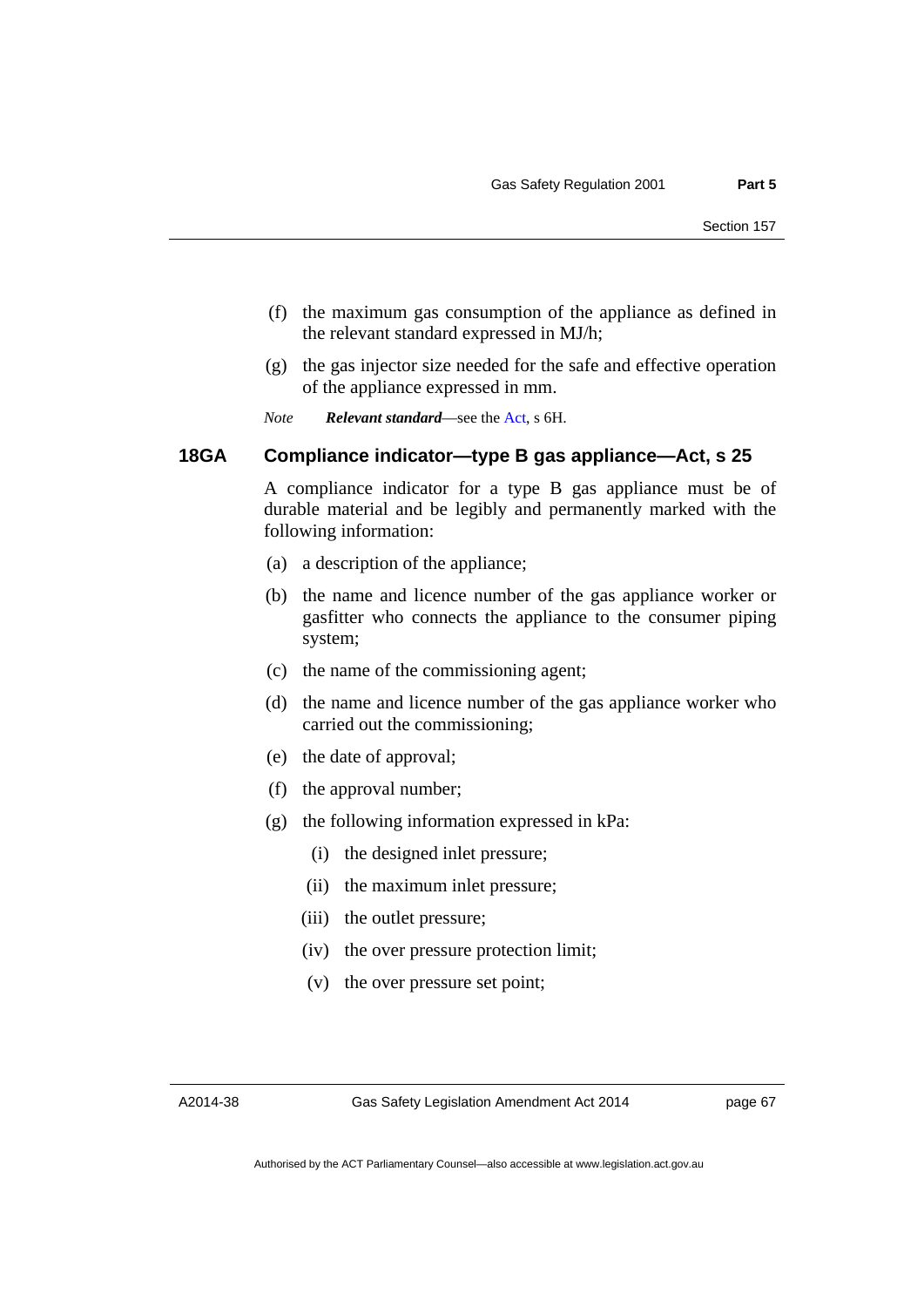(f) the maximum gas consumption of the appliance as defined in the relevant standard expressed in MJ/h;

(g) the gas injector size needed for the safe and effective operation of the appliance expressed in mm.

*Note* ***Relevant standard***—see the Act, s 6H.

### 18GA Compliance indicator—type B gas appliance—Act, s 25

A compliance indicator for a type B gas appliance must be of durable material and be legibly and permanently marked with the following information:

(a) a description of the appliance;

(b) the name and licence number of the gas appliance worker or gasfitter who connects the appliance to the consumer piping system;

(c) the name of the commissioning agent;

(d) the name and licence number of the gas appliance worker who carried out the commissioning;

(e) the date of approval;

(f) the approval number;

(g) the following information expressed in kPa:

(i) the designed inlet pressure;

(ii) the maximum inlet pressure;

(iii) the outlet pressure;

(iv) the over pressure protection limit;

(v) the over pressure set point;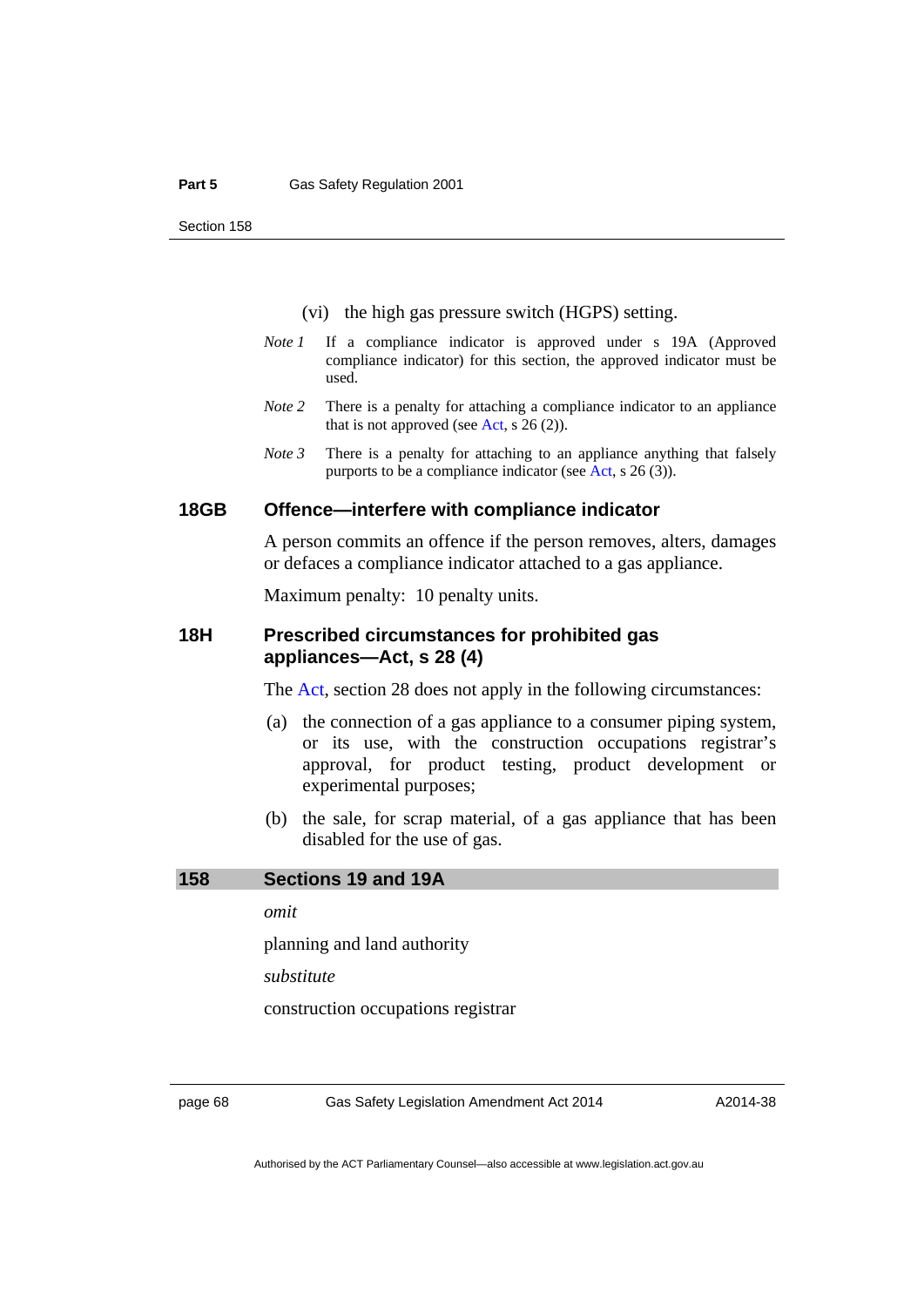(vi) the high gas pressure switch (HGPS) setting.

*Note 1* If a compliance indicator is approved under s 19A (Approved compliance indicator) for this section, the approved indicator must be used.

*Note 2* There is a penalty for attaching a compliance indicator to an appliance that is not approved (see Act, s 26 (2)).

*Note 3* There is a penalty for attaching to an appliance anything that falsely purports to be a compliance indicator (see Act, s 26 (3)).

### 18GB Offence—interfere with compliance indicator

A person commits an offence if the person removes, alters, damages or defaces a compliance indicator attached to a gas appliance.

Maximum penalty: 10 penalty units.

### 18H Prescribed circumstances for prohibited gas appliances—Act, s 28 (4)

The Act, section 28 does not apply in the following circumstances:

(a) the connection of a gas appliance to a consumer piping system, or its use, with the construction occupations registrar's approval, for product testing, product development or experimental purposes;

(b) the sale, for scrap material, of a gas appliance that has been disabled for the use of gas.

## 158 Sections 19 and 19A

*omit*

planning and land authority

*substitute*

construction occupations registrar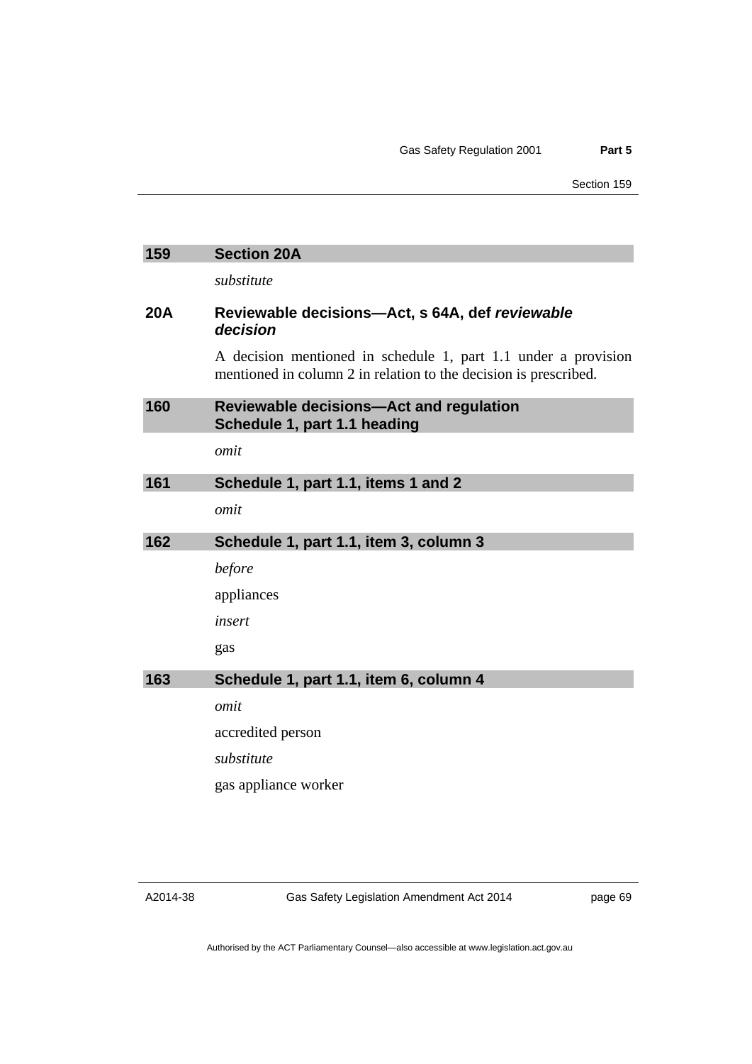### 159 Section 20A

*substitute*

### 20A Reviewable decisions—Act, s 64A, def *reviewable decision*

A decision mentioned in schedule 1, part 1.1 under a provision mentioned in column 2 in relation to the decision is prescribed.

### 160 Reviewable decisions—Act and regulation Schedule 1, part 1.1 heading

*omit*

### 161 Schedule 1, part 1.1, items 1 and 2

*omit*

### 162 Schedule 1, part 1.1, item 3, column 3

*before*

appliances

*insert*

gas

### 163 Schedule 1, part 1.1, item 6, column 4

*omit*

accredited person

*substitute*

gas appliance worker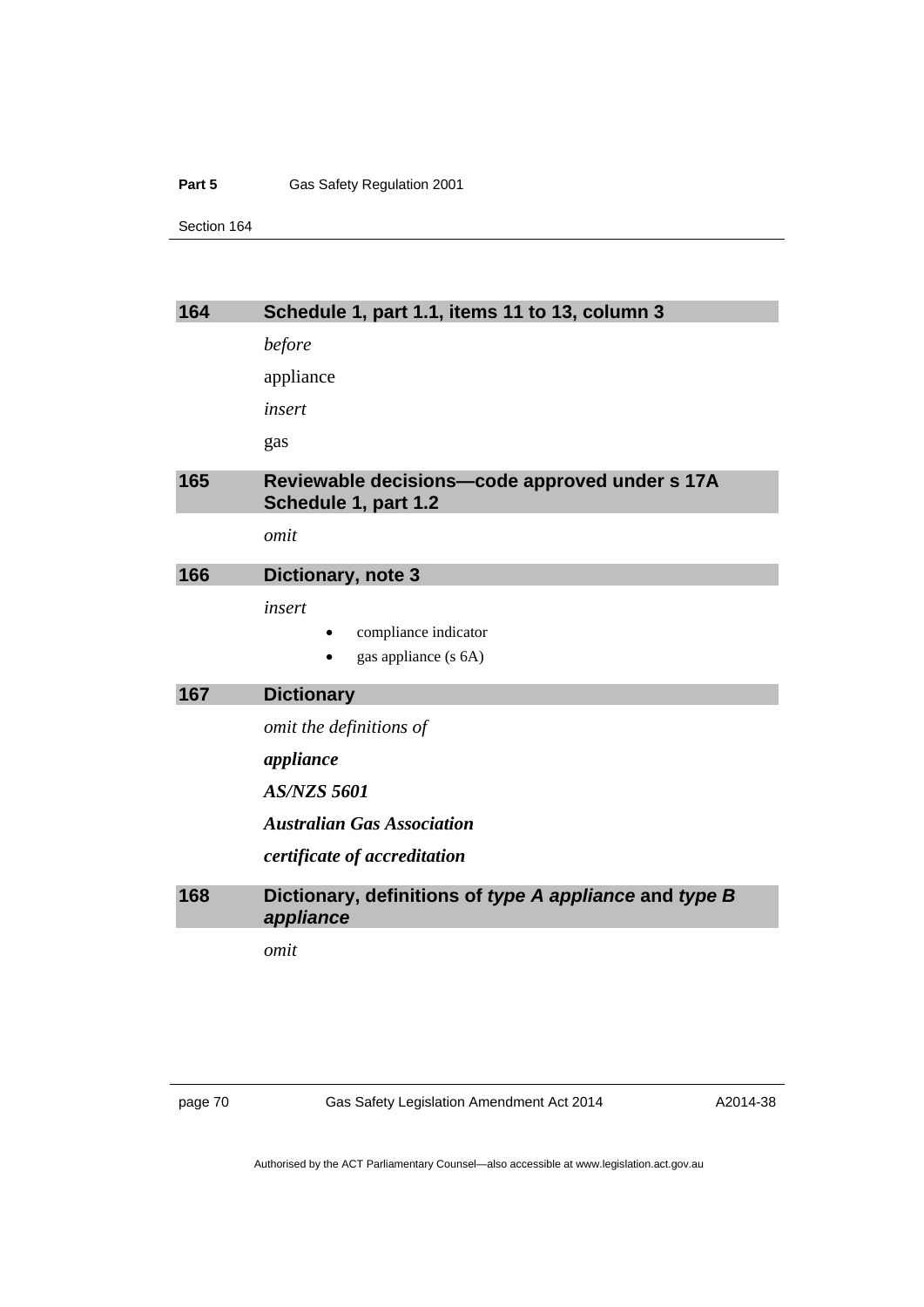### 164 Schedule 1, part 1.1, items 11 to 13, column 3

*before*

appliance

*insert*

gas

### 165 Reviewable decisions—code approved under s 17A Schedule 1, part 1.2

*omit*

### 166 Dictionary, note 3

*insert*

- compliance indicator
- gas appliance (s 6A)

### 167 Dictionary

*omit the definitions of*

***appliance***

***AS/NZS 5601***

***Australian Gas Association***

***certificate of accreditation***

### 168 Dictionary, definitions of *type A appliance* and *type B appliance*

*omit*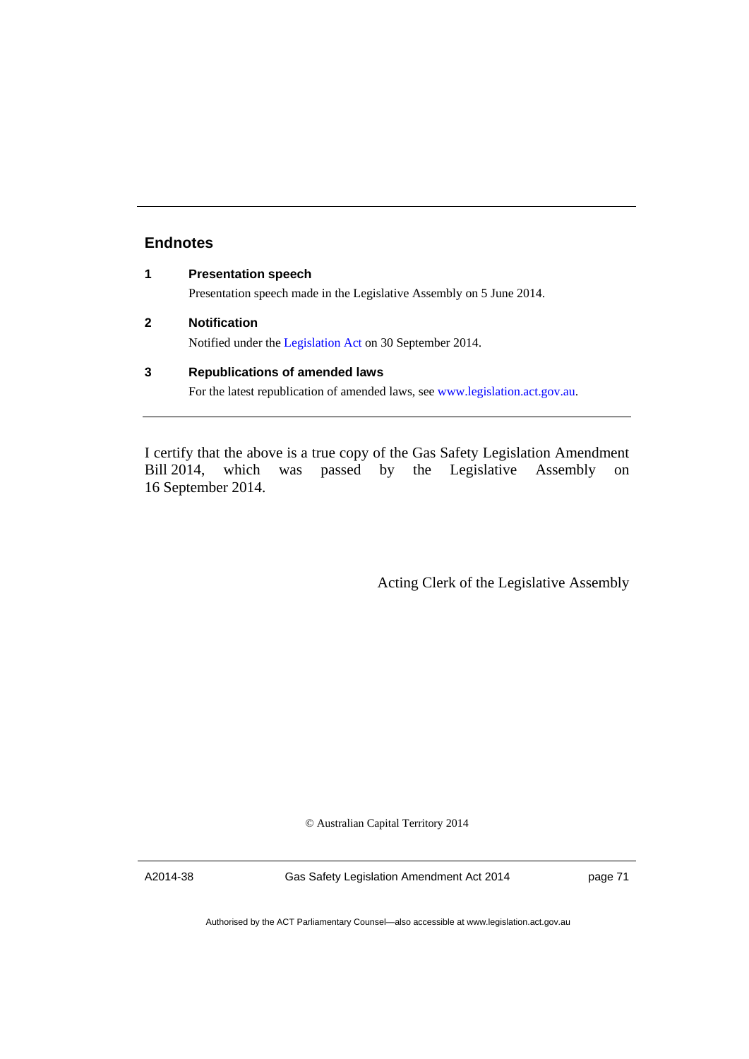## Endnotes

**1 Presentation speech**

Presentation speech made in the Legislative Assembly on 5 June 2014.

**2 Notification**

Notified under the Legislation Act on 30 September 2014.

**3 Republications of amended laws**

For the latest republication of amended laws, see www.legislation.act.gov.au.

---

I certify that the above is a true copy of the Gas Safety Legislation Amendment Bill 2014, which was passed by the Legislative Assembly on 16 September 2014.

Acting Clerk of the Legislative Assembly

© Australian Capital Territory 2014